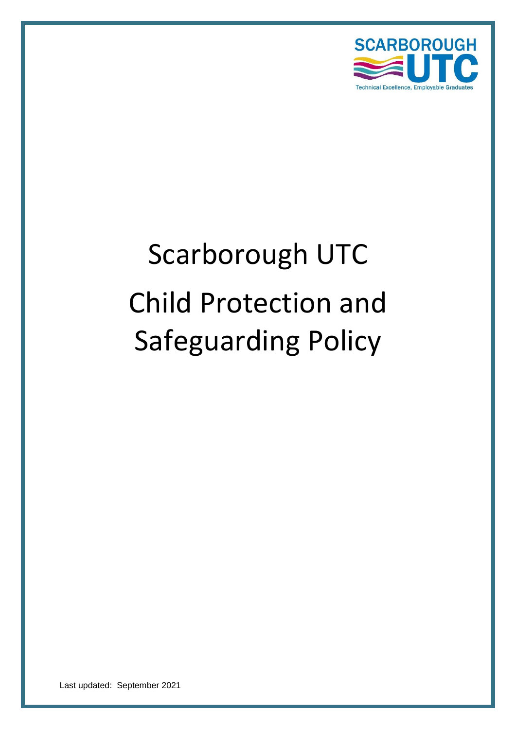SCARBOROUGH UTC

Technical Excellence, Employable Graduates

# Scarborough UTC Child Protection and Safeguarding Policy

Last updated: September 2021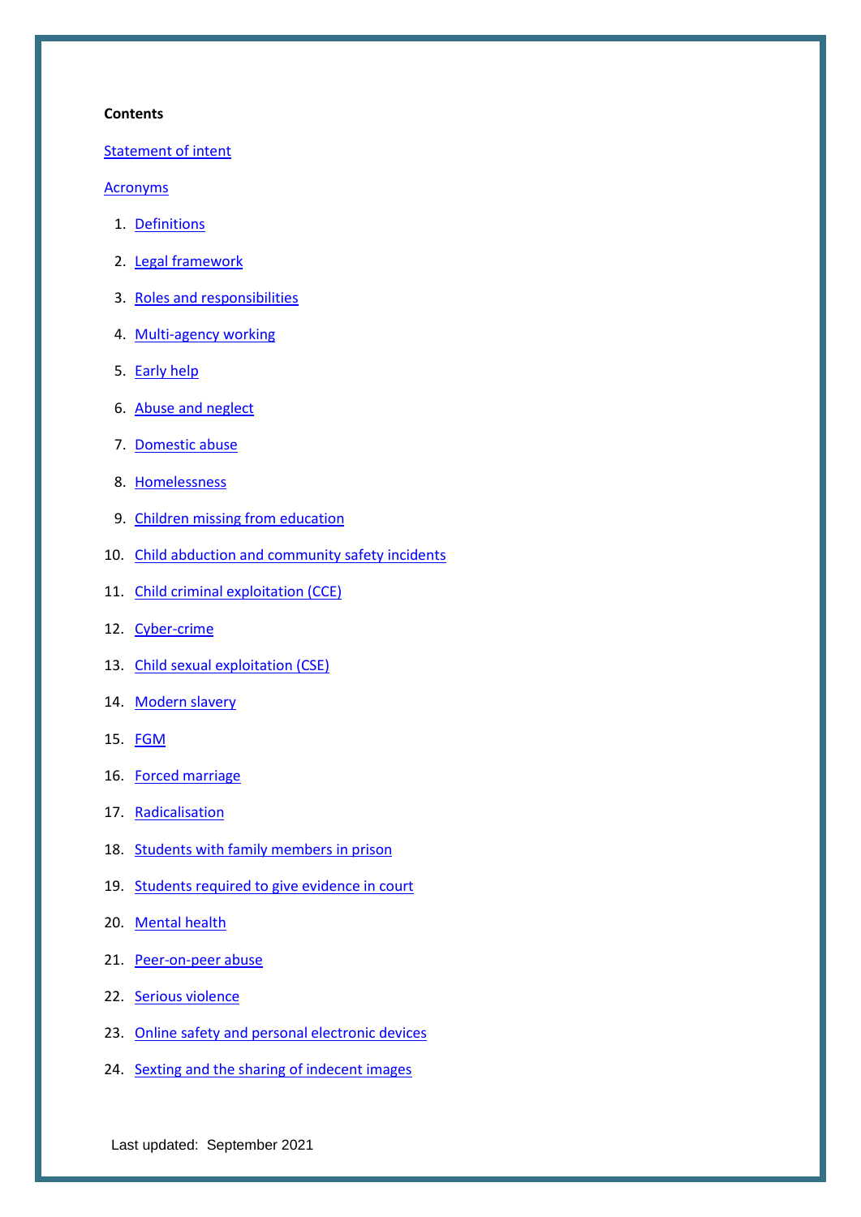**Contents**

Statement of intent

Acronyms

1. Definitions
2. Legal framework
3. Roles and responsibilities
4. Multi-agency working
5. Early help
6. Abuse and neglect
7. Domestic abuse
8. Homelessness
9. Children missing from education
10. Child abduction and community safety incidents
11. Child criminal exploitation (CCE)
12. Cyber-crime
13. Child sexual exploitation (CSE)
14. Modern slavery
15. FGM
16. Forced marriage
17. Radicalisation
18. Students with family members in prison
19. Students required to give evidence in court
20. Mental health
21. Peer-on-peer abuse
22. Serious violence
23. Online safety and personal electronic devices
24. Sexting and the sharing of indecent images

Last updated: September 2021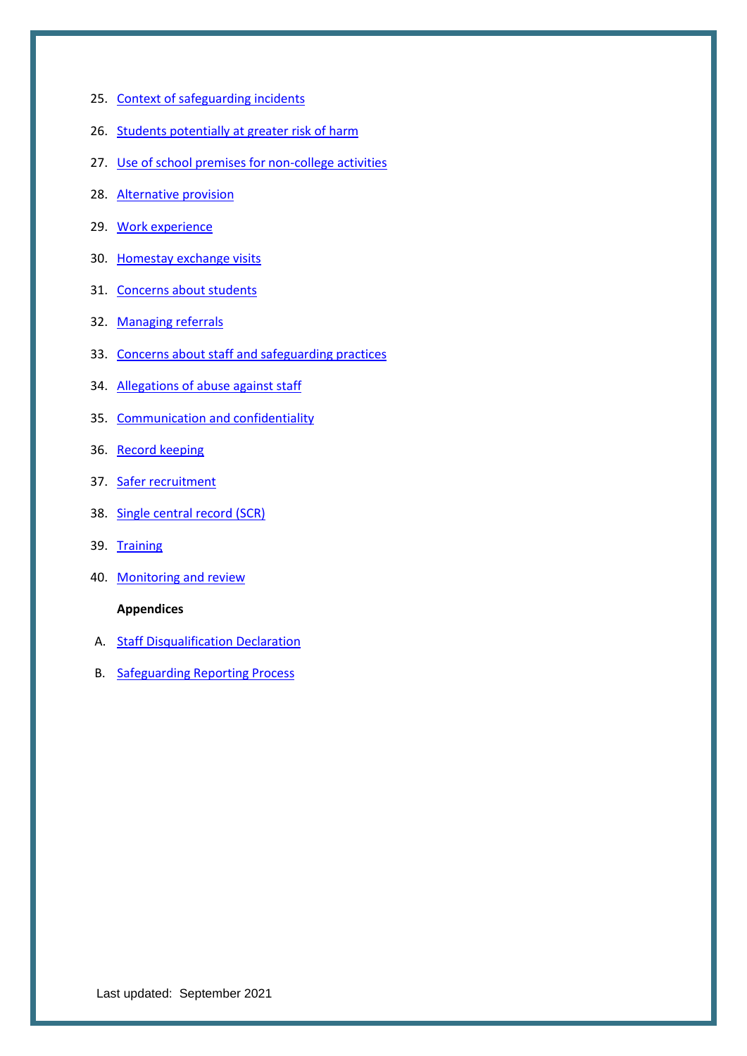25. Context of safeguarding incidents
26. Students potentially at greater risk of harm
27. Use of school premises for non-college activities
28. Alternative provision
29. Work experience
30. Homestay exchange visits
31. Concerns about students
32. Managing referrals
33. Concerns about staff and safeguarding practices
34. Allegations of abuse against staff
35. Communication and confidentiality
36. Record keeping
37. Safer recruitment
38. Single central record (SCR)
39. Training
40. Monitoring and review

**Appendices**

A. Staff Disqualification Declaration

B. Safeguarding Reporting Process

Last updated: September 2021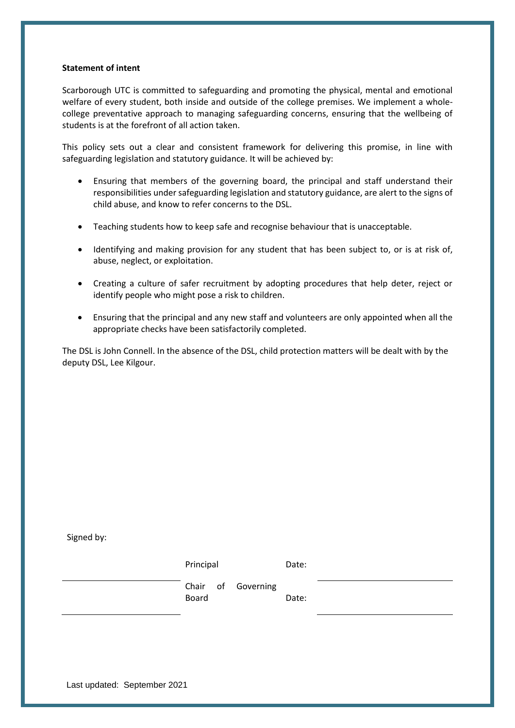**Statement of intent**

Scarborough UTC is committed to safeguarding and promoting the physical, mental and emotional welfare of every student, both inside and outside of the college premises. We implement a whole-college preventative approach to managing safeguarding concerns, ensuring that the wellbeing of students is at the forefront of all action taken.

This policy sets out a clear and consistent framework for delivering this promise, in line with safeguarding legislation and statutory guidance. It will be achieved by:

- Ensuring that members of the governing board, the principal and staff understand their responsibilities under safeguarding legislation and statutory guidance, are alert to the signs of child abuse, and know to refer concerns to the DSL.
- Teaching students how to keep safe and recognise behaviour that is unacceptable.
- Identifying and making provision for any student that has been subject to, or is at risk of, abuse, neglect, or exploitation.
- Creating a culture of safer recruitment by adopting procedures that help deter, reject or identify people who might pose a risk to children.
- Ensuring that the principal and any new staff and volunteers are only appointed when all the appropriate checks have been satisfactorily completed.

The DSL is John Connell. In the absence of the DSL, child protection matters will be dealt with by the deputy DSL, Lee Kilgour.

Signed by:

| | | | |
|---|---|---|---|
| ____________________ | Principal | Date: | ____________________ |
| ____________________ | Chair of Governing Board | Date: | ____________________ |

Last updated: September 2021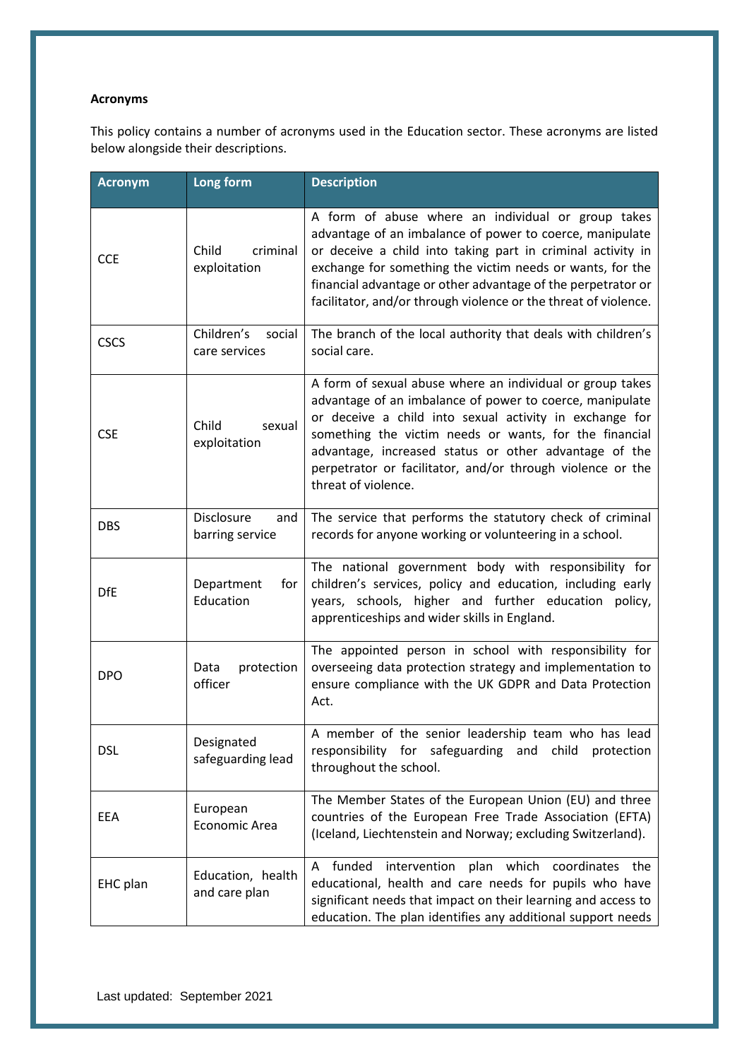**Acronyms**

This policy contains a number of acronyms used in the Education sector. These acronyms are listed below alongside their descriptions.

| Acronym | Long form | Description |
|---|---|---|
| CCE | Child criminal exploitation | A form of abuse where an individual or group takes advantage of an imbalance of power to coerce, manipulate or deceive a child into taking part in criminal activity in exchange for something the victim needs or wants, for the financial advantage or other advantage of the perpetrator or facilitator, and/or through violence or the threat of violence. |
| CSCS | Children's social care services | The branch of the local authority that deals with children's social care. |
| CSE | Child sexual exploitation | A form of sexual abuse where an individual or group takes advantage of an imbalance of power to coerce, manipulate or deceive a child into sexual activity in exchange for something the victim needs or wants, for the financial advantage, increased status or other advantage of the perpetrator or facilitator, and/or through violence or the threat of violence. |
| DBS | Disclosure and barring service | The service that performs the statutory check of criminal records for anyone working or volunteering in a school. |
| DfE | Department for Education | The national government body with responsibility for children's services, policy and education, including early years, schools, higher and further education policy, apprenticeships and wider skills in England. |
| DPO | Data protection officer | The appointed person in school with responsibility for overseeing data protection strategy and implementation to ensure compliance with the UK GDPR and Data Protection Act. |
| DSL | Designated safeguarding lead | A member of the senior leadership team who has lead responsibility for safeguarding and child protection throughout the school. |
| EEA | European Economic Area | The Member States of the European Union (EU) and three countries of the European Free Trade Association (EFTA) (Iceland, Liechtenstein and Norway; excluding Switzerland). |
| EHC plan | Education, health and care plan | A funded intervention plan which coordinates the educational, health and care needs for pupils who have significant needs that impact on their learning and access to education. The plan identifies any additional support needs |

Last updated: September 2021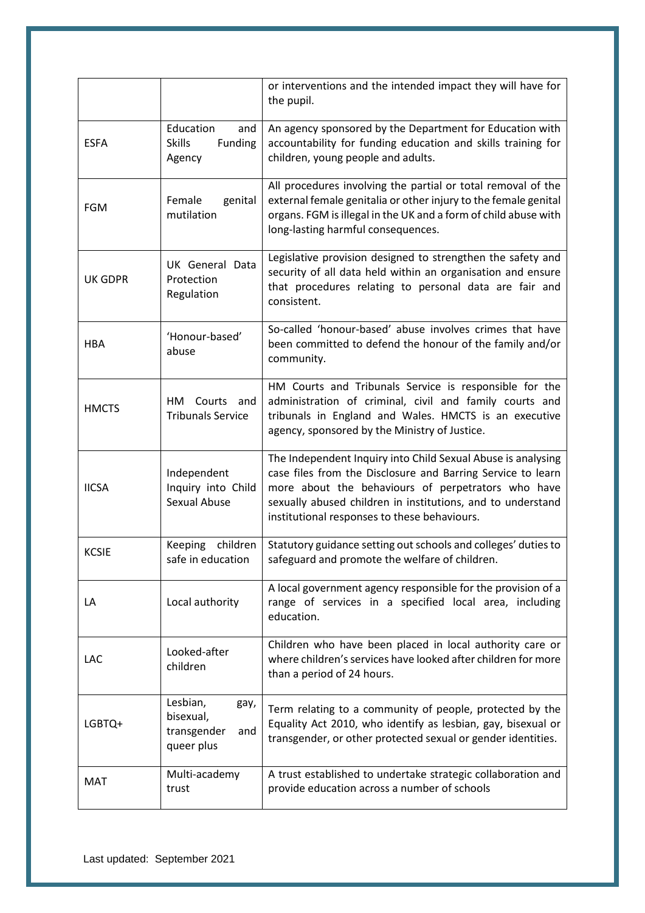| | | |
|---|---|---|
| | | or interventions and the intended impact they will have for the pupil. |
| ESFA | Education and Skills Funding Agency | An agency sponsored by the Department for Education with accountability for funding education and skills training for children, young people and adults. |
| FGM | Female genital mutilation | All procedures involving the partial or total removal of the external female genitalia or other injury to the female genital organs. FGM is illegal in the UK and a form of child abuse with long-lasting harmful consequences. |
| UK GDPR | UK General Data Protection Regulation | Legislative provision designed to strengthen the safety and security of all data held within an organisation and ensure that procedures relating to personal data are fair and consistent. |
| HBA | 'Honour-based' abuse | So-called 'honour-based' abuse involves crimes that have been committed to defend the honour of the family and/or community. |
| HMCTS | HM Courts and Tribunals Service | HM Courts and Tribunals Service is responsible for the administration of criminal, civil and family courts and tribunals in England and Wales. HMCTS is an executive agency, sponsored by the Ministry of Justice. |
| IICSA | Independent Inquiry into Child Sexual Abuse | The Independent Inquiry into Child Sexual Abuse is analysing case files from the Disclosure and Barring Service to learn more about the behaviours of perpetrators who have sexually abused children in institutions, and to understand institutional responses to these behaviours. |
| KCSIE | Keeping children safe in education | Statutory guidance setting out schools and colleges' duties to safeguard and promote the welfare of children. |
| LA | Local authority | A local government agency responsible for the provision of a range of services in a specified local area, including education. |
| LAC | Looked-after children | Children who have been placed in local authority care or where children's services have looked after children for more than a period of 24 hours. |
| LGBTQ+ | Lesbian, gay, bisexual, transgender and queer plus | Term relating to a community of people, protected by the Equality Act 2010, who identify as lesbian, gay, bisexual or transgender, or other protected sexual or gender identities. |
| MAT | Multi-academy trust | A trust established to undertake strategic collaboration and provide education across a number of schools |

Last updated: September 2021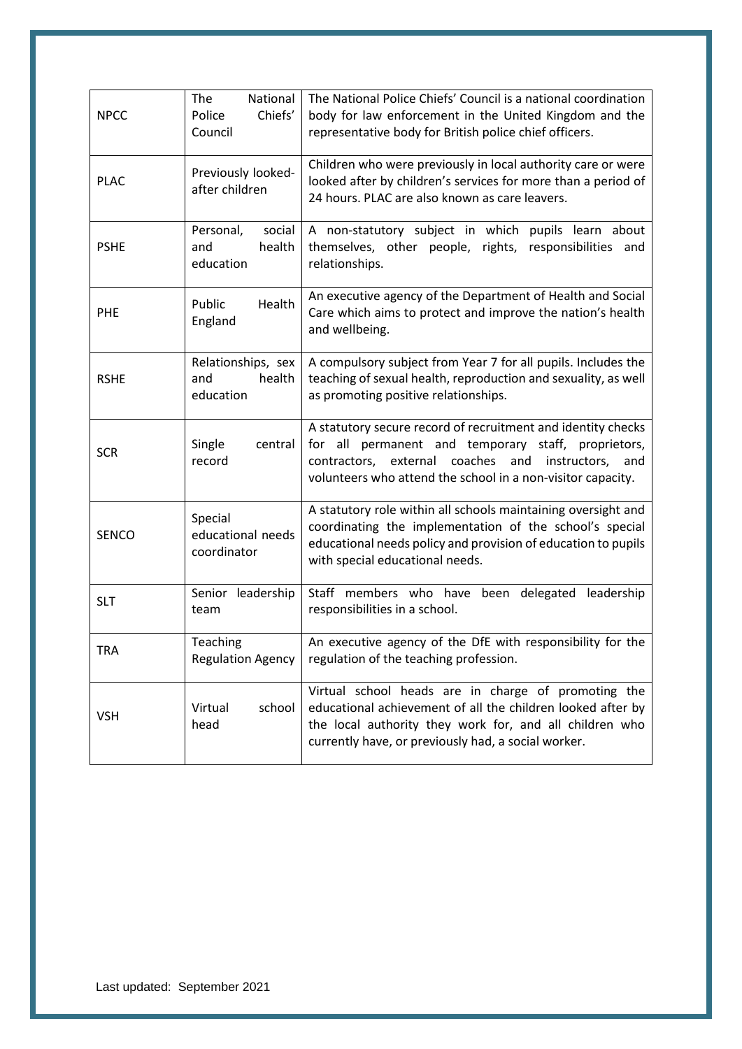| | | |
|---|---|---|
| NPCC | The National Police Chiefs' Council | The National Police Chiefs' Council is a national coordination body for law enforcement in the United Kingdom and the representative body for British police chief officers. |
| PLAC | Previously looked-after children | Children who were previously in local authority care or were looked after by children's services for more than a period of 24 hours. PLAC are also known as care leavers. |
| PSHE | Personal, social and health education | A non-statutory subject in which pupils learn about themselves, other people, rights, responsibilities and relationships. |
| PHE | Public Health England | An executive agency of the Department of Health and Social Care which aims to protect and improve the nation's health and wellbeing. |
| RSHE | Relationships, sex and health education | A compulsory subject from Year 7 for all pupils. Includes the teaching of sexual health, reproduction and sexuality, as well as promoting positive relationships. |
| SCR | Single central record | A statutory secure record of recruitment and identity checks for all permanent and temporary staff, proprietors, contractors, external coaches and instructors, and volunteers who attend the school in a non-visitor capacity. |
| SENCO | Special educational needs coordinator | A statutory role within all schools maintaining oversight and coordinating the implementation of the school's special educational needs policy and provision of education to pupils with special educational needs. |
| SLT | Senior leadership team | Staff members who have been delegated leadership responsibilities in a school. |
| TRA | Teaching Regulation Agency | An executive agency of the DfE with responsibility for the regulation of the teaching profession. |
| VSH | Virtual school head | Virtual school heads are in charge of promoting the educational achievement of all the children looked after by the local authority they work for, and all children who currently have, or previously had, a social worker. |

Last updated: September 2021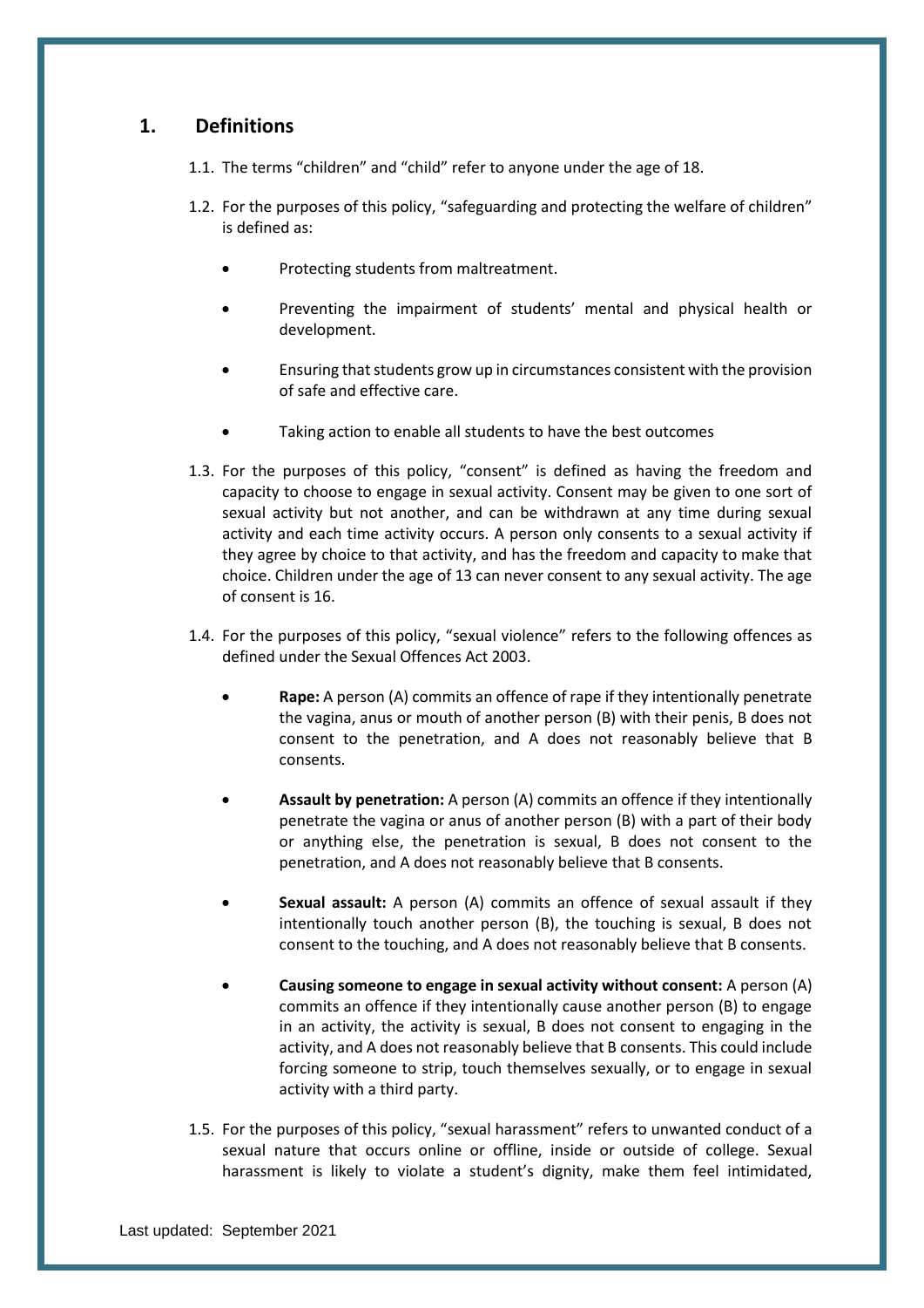## 1. Definitions

1.1. The terms "children" and "child" refer to anyone under the age of 18.

1.2. For the purposes of this policy, "safeguarding and protecting the welfare of children" is defined as:

- Protecting students from maltreatment.
- Preventing the impairment of students' mental and physical health or development.
- Ensuring that students grow up in circumstances consistent with the provision of safe and effective care.
- Taking action to enable all students to have the best outcomes

1.3. For the purposes of this policy, "consent" is defined as having the freedom and capacity to choose to engage in sexual activity. Consent may be given to one sort of sexual activity but not another, and can be withdrawn at any time during sexual activity and each time activity occurs. A person only consents to a sexual activity if they agree by choice to that activity, and has the freedom and capacity to make that choice. Children under the age of 13 can never consent to any sexual activity. The age of consent is 16.

1.4. For the purposes of this policy, "sexual violence" refers to the following offences as defined under the Sexual Offences Act 2003.

- **Rape:** A person (A) commits an offence of rape if they intentionally penetrate the vagina, anus or mouth of another person (B) with their penis, B does not consent to the penetration, and A does not reasonably believe that B consents.
- **Assault by penetration:** A person (A) commits an offence if they intentionally penetrate the vagina or anus of another person (B) with a part of their body or anything else, the penetration is sexual, B does not consent to the penetration, and A does not reasonably believe that B consents.
- **Sexual assault:** A person (A) commits an offence of sexual assault if they intentionally touch another person (B), the touching is sexual, B does not consent to the touching, and A does not reasonably believe that B consents.
- **Causing someone to engage in sexual activity without consent:** A person (A) commits an offence if they intentionally cause another person (B) to engage in an activity, the activity is sexual, B does not consent to engaging in the activity, and A does not reasonably believe that B consents. This could include forcing someone to strip, touch themselves sexually, or to engage in sexual activity with a third party.

1.5. For the purposes of this policy, "sexual harassment" refers to unwanted conduct of a sexual nature that occurs online or offline, inside or outside of college. Sexual harassment is likely to violate a student's dignity, make them feel intimidated,

Last updated: September 2021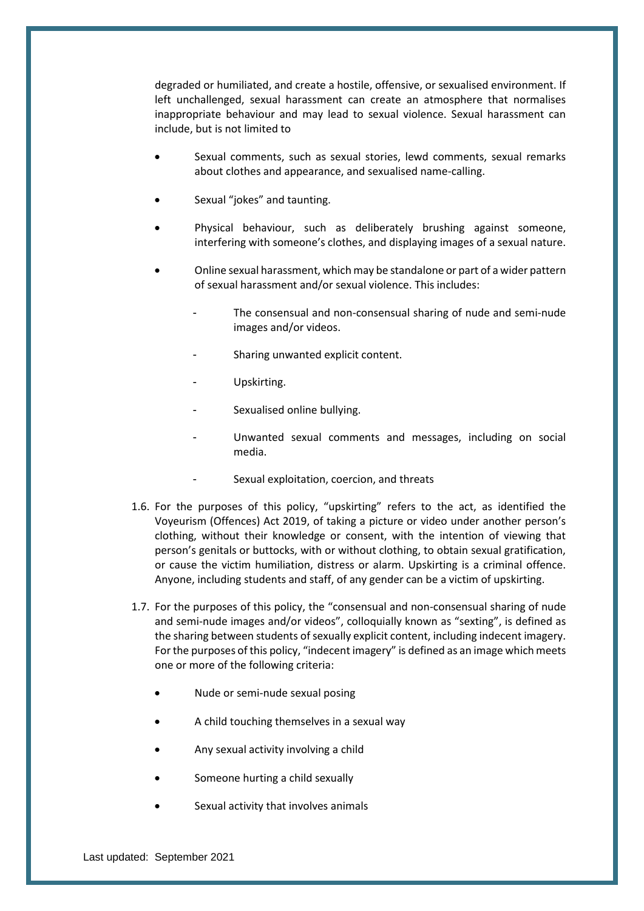degraded or humiliated, and create a hostile, offensive, or sexualised environment. If left unchallenged, sexual harassment can create an atmosphere that normalises inappropriate behaviour and may lead to sexual violence. Sexual harassment can include, but is not limited to

- Sexual comments, such as sexual stories, lewd comments, sexual remarks about clothes and appearance, and sexualised name-calling.
- Sexual "jokes" and taunting.
- Physical behaviour, such as deliberately brushing against someone, interfering with someone's clothes, and displaying images of a sexual nature.
- Online sexual harassment, which may be standalone or part of a wider pattern of sexual harassment and/or sexual violence. This includes:
    - The consensual and non-consensual sharing of nude and semi-nude images and/or videos.
    - Sharing unwanted explicit content.
    - Upskirting.
    - Sexualised online bullying.
    - Unwanted sexual comments and messages, including on social media.
    - Sexual exploitation, coercion, and threats

1.6. For the purposes of this policy, "upskirting" refers to the act, as identified the Voyeurism (Offences) Act 2019, of taking a picture or video under another person's clothing, without their knowledge or consent, with the intention of viewing that person's genitals or buttocks, with or without clothing, to obtain sexual gratification, or cause the victim humiliation, distress or alarm. Upskirting is a criminal offence. Anyone, including students and staff, of any gender can be a victim of upskirting.

1.7. For the purposes of this policy, the "consensual and non-consensual sharing of nude and semi-nude images and/or videos", colloquially known as "sexting", is defined as the sharing between students of sexually explicit content, including indecent imagery. For the purposes of this policy, "indecent imagery" is defined as an image which meets one or more of the following criteria:

- Nude or semi-nude sexual posing
- A child touching themselves in a sexual way
- Any sexual activity involving a child
- Someone hurting a child sexually
- Sexual activity that involves animals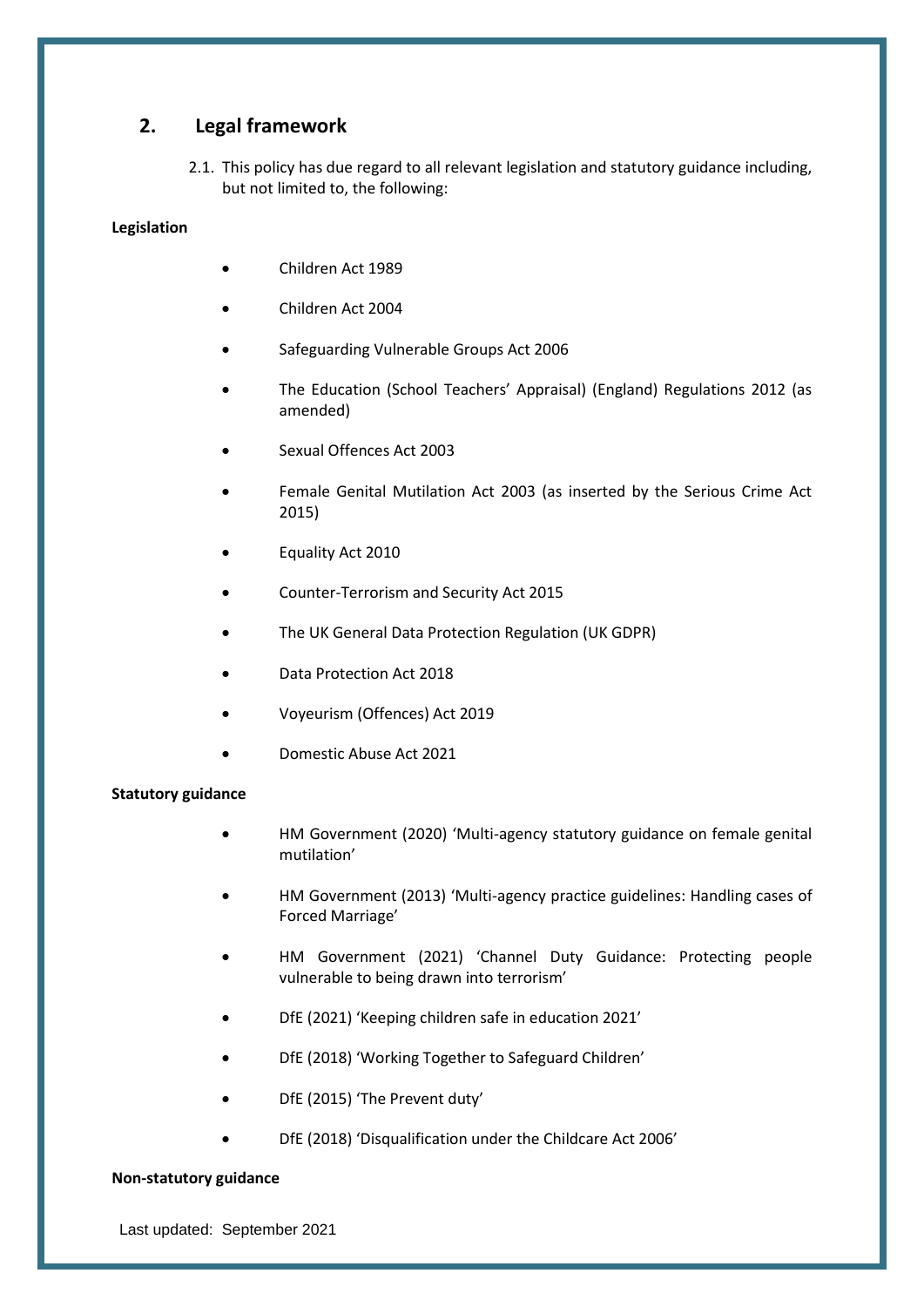## 2. Legal framework

2.1. This policy has due regard to all relevant legislation and statutory guidance including, but not limited to, the following:

**Legislation**

- Children Act 1989
- Children Act 2004
- Safeguarding Vulnerable Groups Act 2006
- The Education (School Teachers' Appraisal) (England) Regulations 2012 (as amended)
- Sexual Offences Act 2003
- Female Genital Mutilation Act 2003 (as inserted by the Serious Crime Act 2015)
- Equality Act 2010
- Counter-Terrorism and Security Act 2015
- The UK General Data Protection Regulation (UK GDPR)
- Data Protection Act 2018
- Voyeurism (Offences) Act 2019
- Domestic Abuse Act 2021

**Statutory guidance**

- HM Government (2020) 'Multi-agency statutory guidance on female genital mutilation'
- HM Government (2013) 'Multi-agency practice guidelines: Handling cases of Forced Marriage'
- HM Government (2021) 'Channel Duty Guidance: Protecting people vulnerable to being drawn into terrorism'
- DfE (2021) 'Keeping children safe in education 2021'
- DfE (2018) 'Working Together to Safeguard Children'
- DfE (2015) 'The Prevent duty'
- DfE (2018) 'Disqualification under the Childcare Act 2006'

**Non-statutory guidance**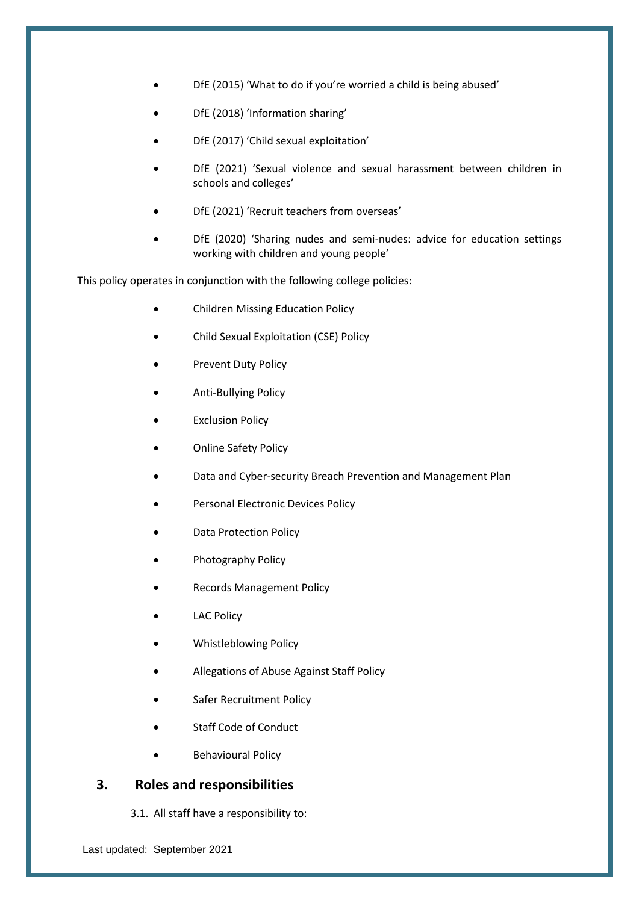- DfE (2015) 'What to do if you're worried a child is being abused'
- DfE (2018) 'Information sharing'
- DfE (2017) 'Child sexual exploitation'
- DfE (2021) 'Sexual violence and sexual harassment between children in schools and colleges'
- DfE (2021) 'Recruit teachers from overseas'
- DfE (2020) 'Sharing nudes and semi-nudes: advice for education settings working with children and young people'

This policy operates in conjunction with the following college policies:

- Children Missing Education Policy
- Child Sexual Exploitation (CSE) Policy
- Prevent Duty Policy
- Anti-Bullying Policy
- Exclusion Policy
- Online Safety Policy
- Data and Cyber-security Breach Prevention and Management Plan
- Personal Electronic Devices Policy
- Data Protection Policy
- Photography Policy
- Records Management Policy
- LAC Policy
- Whistleblowing Policy
- Allegations of Abuse Against Staff Policy
- Safer Recruitment Policy
- Staff Code of Conduct
- Behavioural Policy

## 3. Roles and responsibilities

3.1. All staff have a responsibility to:

Last updated: September 2021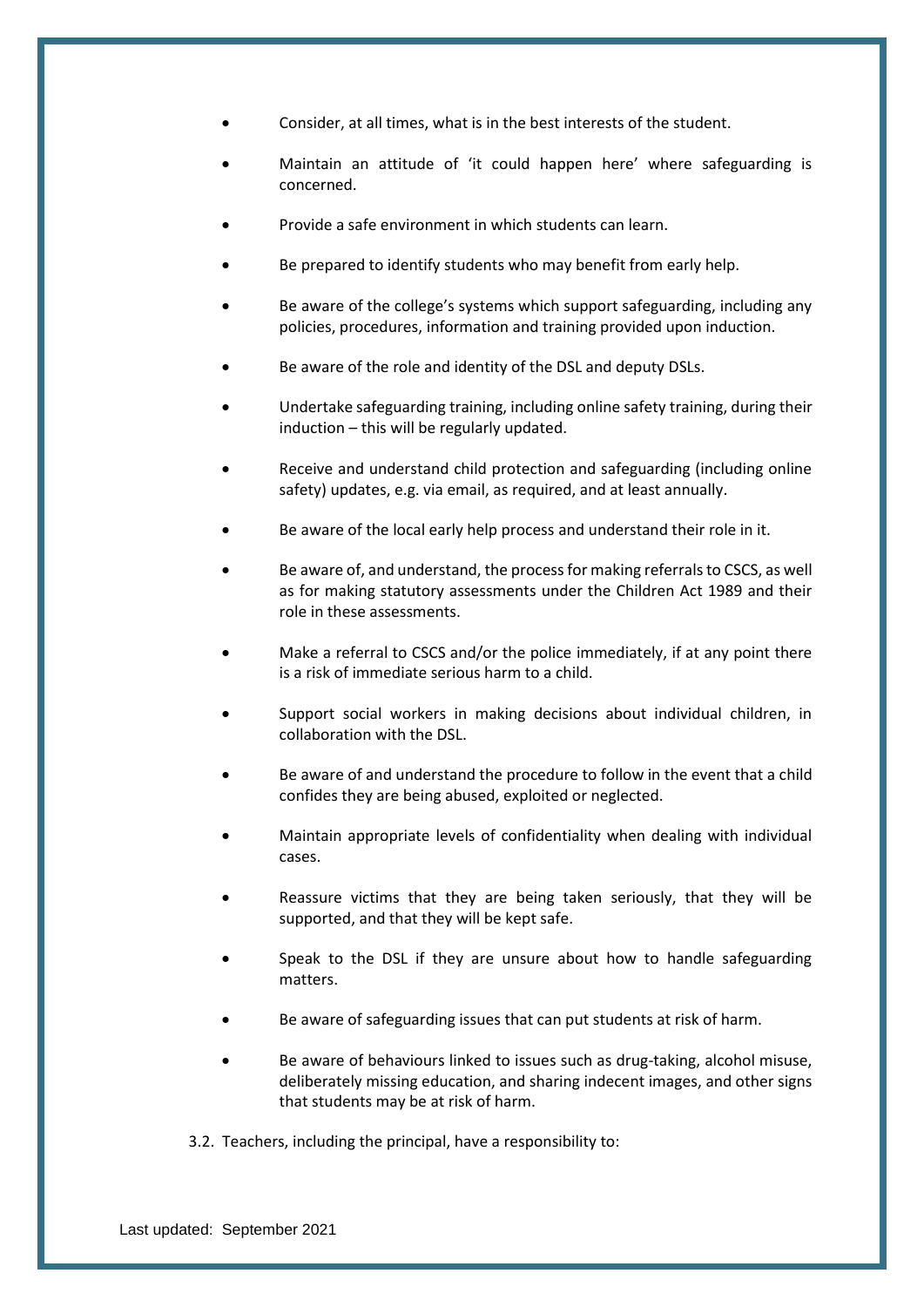- Consider, at all times, what is in the best interests of the student.
- Maintain an attitude of 'it could happen here' where safeguarding is concerned.
- Provide a safe environment in which students can learn.
- Be prepared to identify students who may benefit from early help.
- Be aware of the college's systems which support safeguarding, including any policies, procedures, information and training provided upon induction.
- Be aware of the role and identity of the DSL and deputy DSLs.
- Undertake safeguarding training, including online safety training, during their induction – this will be regularly updated.
- Receive and understand child protection and safeguarding (including online safety) updates, e.g. via email, as required, and at least annually.
- Be aware of the local early help process and understand their role in it.
- Be aware of, and understand, the process for making referrals to CSCS, as well as for making statutory assessments under the Children Act 1989 and their role in these assessments.
- Make a referral to CSCS and/or the police immediately, if at any point there is a risk of immediate serious harm to a child.
- Support social workers in making decisions about individual children, in collaboration with the DSL.
- Be aware of and understand the procedure to follow in the event that a child confides they are being abused, exploited or neglected.
- Maintain appropriate levels of confidentiality when dealing with individual cases.
- Reassure victims that they are being taken seriously, that they will be supported, and that they will be kept safe.
- Speak to the DSL if they are unsure about how to handle safeguarding matters.
- Be aware of safeguarding issues that can put students at risk of harm.
- Be aware of behaviours linked to issues such as drug-taking, alcohol misuse, deliberately missing education, and sharing indecent images, and other signs that students may be at risk of harm.

3.2. Teachers, including the principal, have a responsibility to: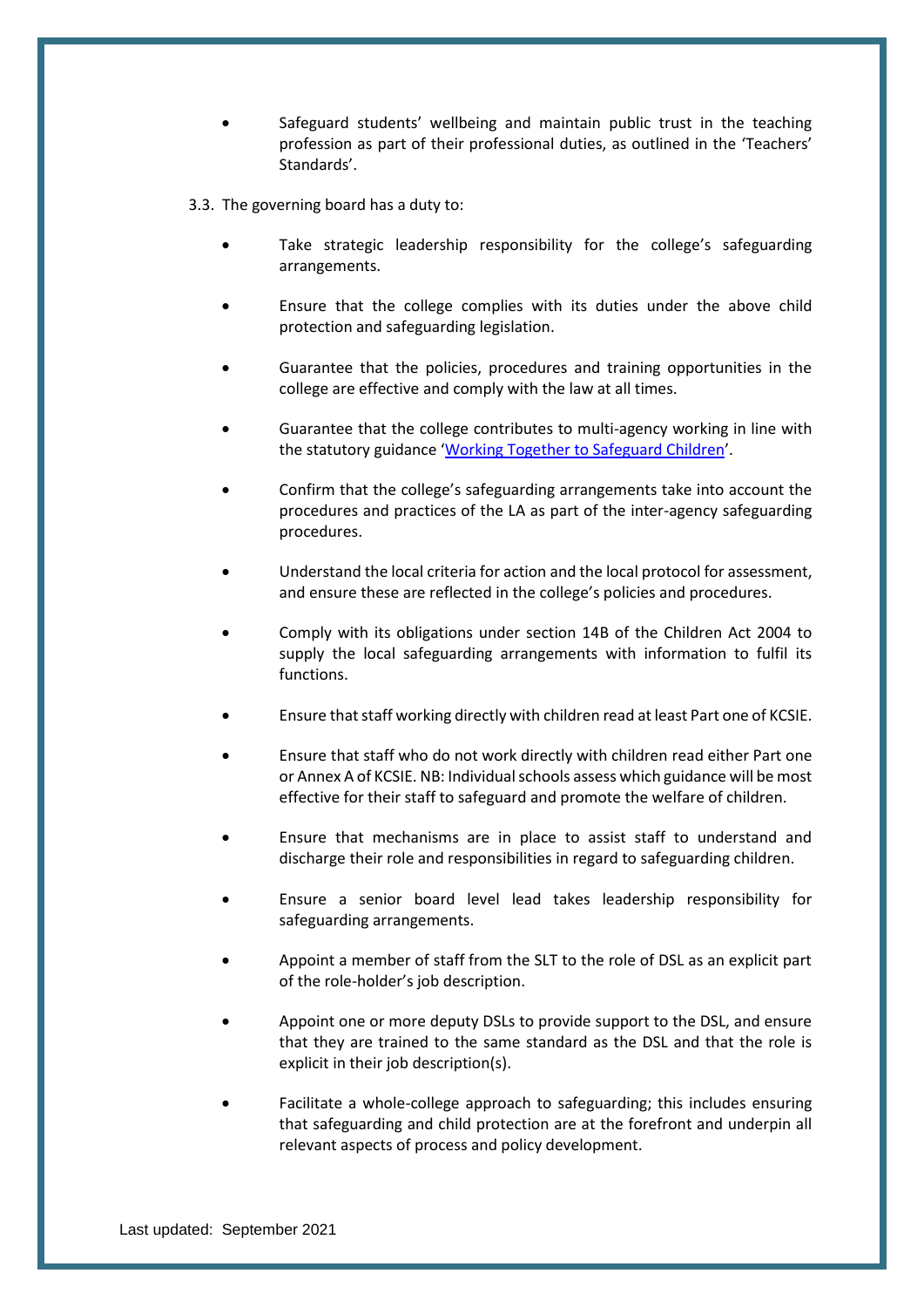- Safeguard students' wellbeing and maintain public trust in the teaching profession as part of their professional duties, as outlined in the 'Teachers' Standards'.

3.3. The governing board has a duty to:

- Take strategic leadership responsibility for the college's safeguarding arrangements.
- Ensure that the college complies with its duties under the above child protection and safeguarding legislation.
- Guarantee that the policies, procedures and training opportunities in the college are effective and comply with the law at all times.
- Guarantee that the college contributes to multi-agency working in line with the statutory guidance '[Working Together to Safeguard Children](Working Together to Safeguard Children)'.
- Confirm that the college's safeguarding arrangements take into account the procedures and practices of the LA as part of the inter-agency safeguarding procedures.
- Understand the local criteria for action and the local protocol for assessment, and ensure these are reflected in the college's policies and procedures.
- Comply with its obligations under section 14B of the Children Act 2004 to supply the local safeguarding arrangements with information to fulfil its functions.
- Ensure that staff working directly with children read at least Part one of KCSIE.
- Ensure that staff who do not work directly with children read either Part one or Annex A of KCSIE. NB: Individual schools assess which guidance will be most effective for their staff to safeguard and promote the welfare of children.
- Ensure that mechanisms are in place to assist staff to understand and discharge their role and responsibilities in regard to safeguarding children.
- Ensure a senior board level lead takes leadership responsibility for safeguarding arrangements.
- Appoint a member of staff from the SLT to the role of DSL as an explicit part of the role-holder's job description.
- Appoint one or more deputy DSLs to provide support to the DSL, and ensure that they are trained to the same standard as the DSL and that the role is explicit in their job description(s).
- Facilitate a whole-college approach to safeguarding; this includes ensuring that safeguarding and child protection are at the forefront and underpin all relevant aspects of process and policy development.

Last updated: September 2021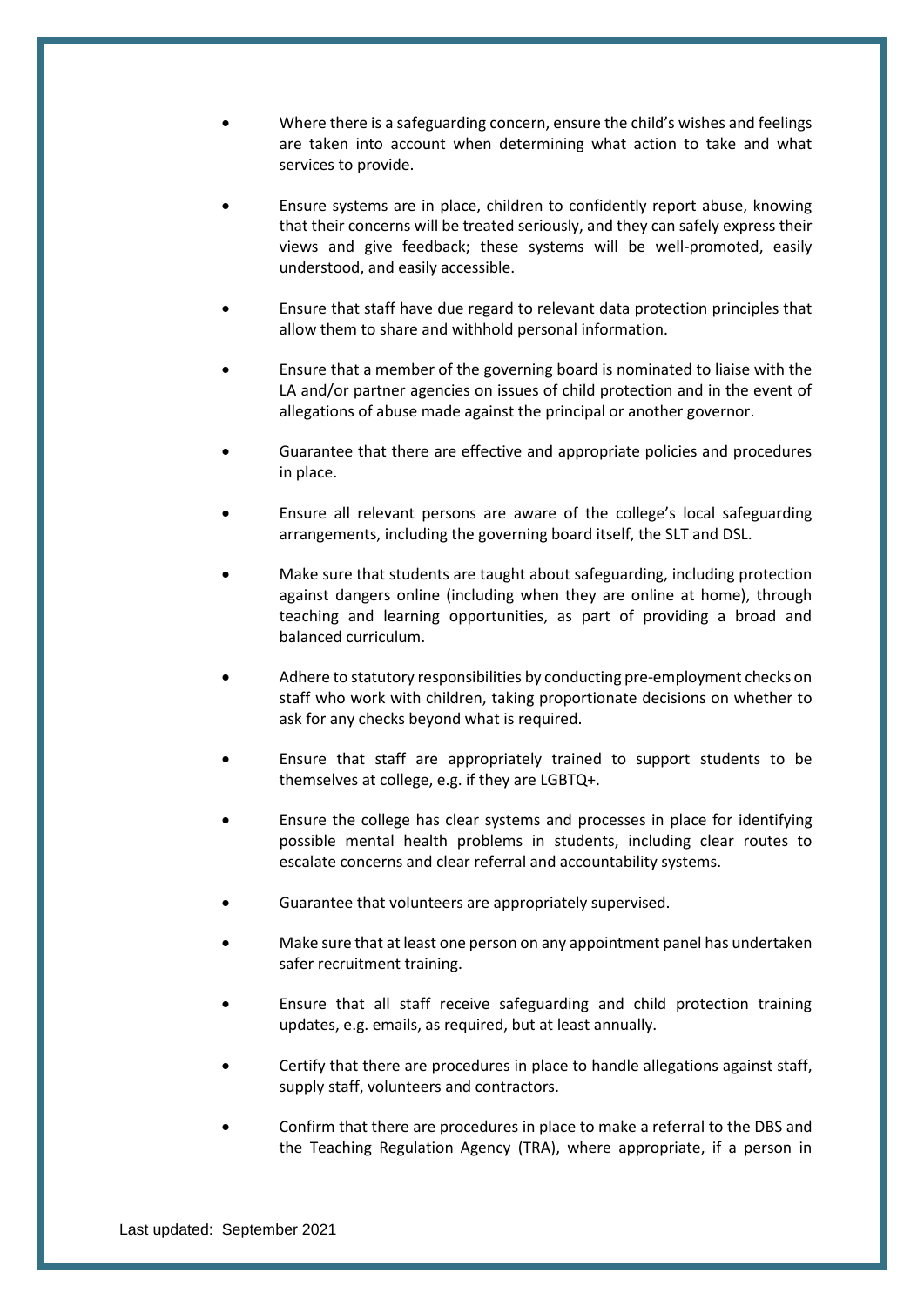- Where there is a safeguarding concern, ensure the child's wishes and feelings are taken into account when determining what action to take and what services to provide.

- Ensure systems are in place, children to confidently report abuse, knowing that their concerns will be treated seriously, and they can safely express their views and give feedback; these systems will be well-promoted, easily understood, and easily accessible.

- Ensure that staff have due regard to relevant data protection principles that allow them to share and withhold personal information.

- Ensure that a member of the governing board is nominated to liaise with the LA and/or partner agencies on issues of child protection and in the event of allegations of abuse made against the principal or another governor.

- Guarantee that there are effective and appropriate policies and procedures in place.

- Ensure all relevant persons are aware of the college's local safeguarding arrangements, including the governing board itself, the SLT and DSL.

- Make sure that students are taught about safeguarding, including protection against dangers online (including when they are online at home), through teaching and learning opportunities, as part of providing a broad and balanced curriculum.

- Adhere to statutory responsibilities by conducting pre-employment checks on staff who work with children, taking proportionate decisions on whether to ask for any checks beyond what is required.

- Ensure that staff are appropriately trained to support students to be themselves at college, e.g. if they are LGBTQ+.

- Ensure the college has clear systems and processes in place for identifying possible mental health problems in students, including clear routes to escalate concerns and clear referral and accountability systems.

- Guarantee that volunteers are appropriately supervised.

- Make sure that at least one person on any appointment panel has undertaken safer recruitment training.

- Ensure that all staff receive safeguarding and child protection training updates, e.g. emails, as required, but at least annually.

- Certify that there are procedures in place to handle allegations against staff, supply staff, volunteers and contractors.

- Confirm that there are procedures in place to make a referral to the DBS and the Teaching Regulation Agency (TRA), where appropriate, if a person in

Last updated: September 2021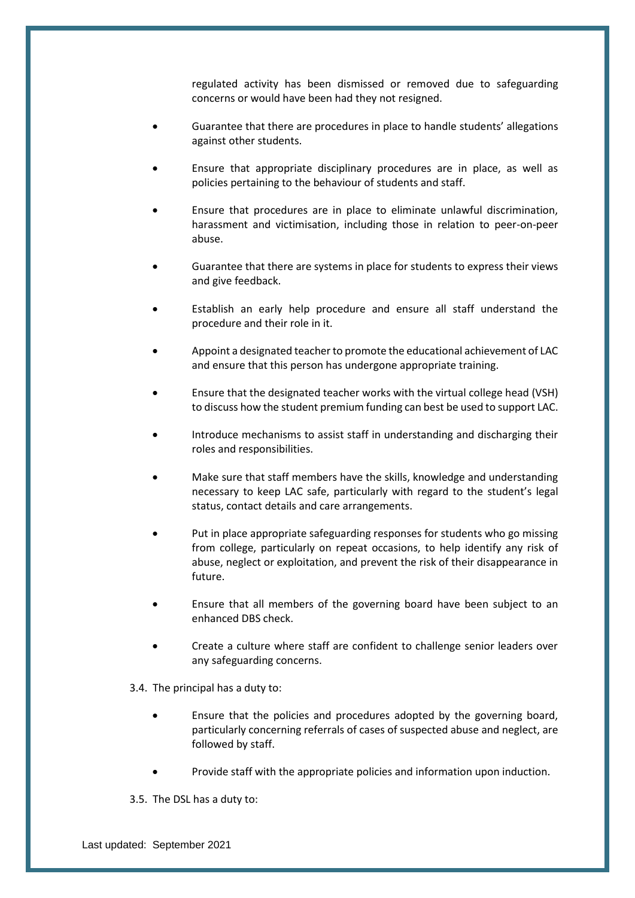regulated activity has been dismissed or removed due to safeguarding concerns or would have been had they not resigned.

- Guarantee that there are procedures in place to handle students' allegations against other students.
- Ensure that appropriate disciplinary procedures are in place, as well as policies pertaining to the behaviour of students and staff.
- Ensure that procedures are in place to eliminate unlawful discrimination, harassment and victimisation, including those in relation to peer-on-peer abuse.
- Guarantee that there are systems in place for students to express their views and give feedback.
- Establish an early help procedure and ensure all staff understand the procedure and their role in it.
- Appoint a designated teacher to promote the educational achievement of LAC and ensure that this person has undergone appropriate training.
- Ensure that the designated teacher works with the virtual college head (VSH) to discuss how the student premium funding can best be used to support LAC.
- Introduce mechanisms to assist staff in understanding and discharging their roles and responsibilities.
- Make sure that staff members have the skills, knowledge and understanding necessary to keep LAC safe, particularly with regard to the student's legal status, contact details and care arrangements.
- Put in place appropriate safeguarding responses for students who go missing from college, particularly on repeat occasions, to help identify any risk of abuse, neglect or exploitation, and prevent the risk of their disappearance in future.
- Ensure that all members of the governing board have been subject to an enhanced DBS check.
- Create a culture where staff are confident to challenge senior leaders over any safeguarding concerns.

3.4. The principal has a duty to:

- Ensure that the policies and procedures adopted by the governing board, particularly concerning referrals of cases of suspected abuse and neglect, are followed by staff.
- Provide staff with the appropriate policies and information upon induction.

3.5. The DSL has a duty to: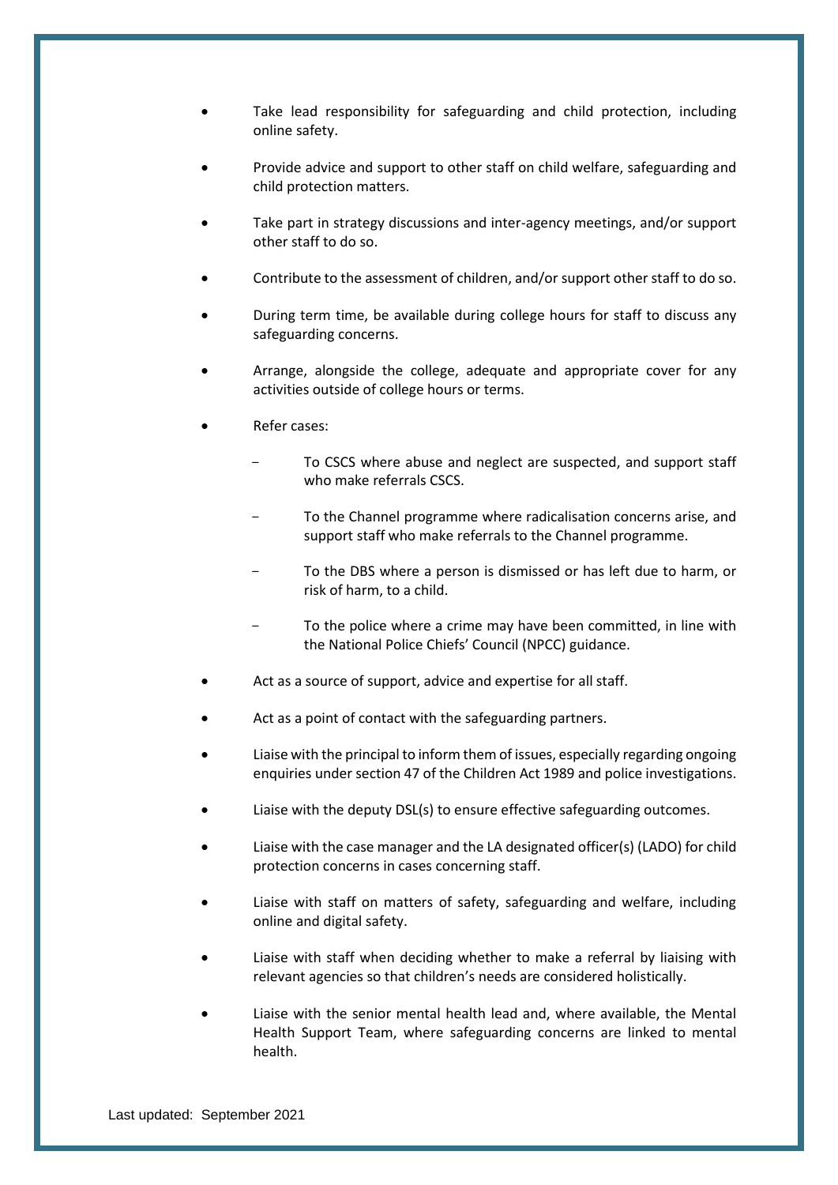- Take lead responsibility for safeguarding and child protection, including online safety.
- Provide advice and support to other staff on child welfare, safeguarding and child protection matters.
- Take part in strategy discussions and inter-agency meetings, and/or support other staff to do so.
- Contribute to the assessment of children, and/or support other staff to do so.
- During term time, be available during college hours for staff to discuss any safeguarding concerns.
- Arrange, alongside the college, adequate and appropriate cover for any activities outside of college hours or terms.
- Refer cases:
  - To CSCS where abuse and neglect are suspected, and support staff who make referrals CSCS.
  - To the Channel programme where radicalisation concerns arise, and support staff who make referrals to the Channel programme.
  - To the DBS where a person is dismissed or has left due to harm, or risk of harm, to a child.
  - To the police where a crime may have been committed, in line with the National Police Chiefs' Council (NPCC) guidance.
- Act as a source of support, advice and expertise for all staff.
- Act as a point of contact with the safeguarding partners.
- Liaise with the principal to inform them of issues, especially regarding ongoing enquiries under section 47 of the Children Act 1989 and police investigations.
- Liaise with the deputy DSL(s) to ensure effective safeguarding outcomes.
- Liaise with the case manager and the LA designated officer(s) (LADO) for child protection concerns in cases concerning staff.
- Liaise with staff on matters of safety, safeguarding and welfare, including online and digital safety.
- Liaise with staff when deciding whether to make a referral by liaising with relevant agencies so that children's needs are considered holistically.
- Liaise with the senior mental health lead and, where available, the Mental Health Support Team, where safeguarding concerns are linked to mental health.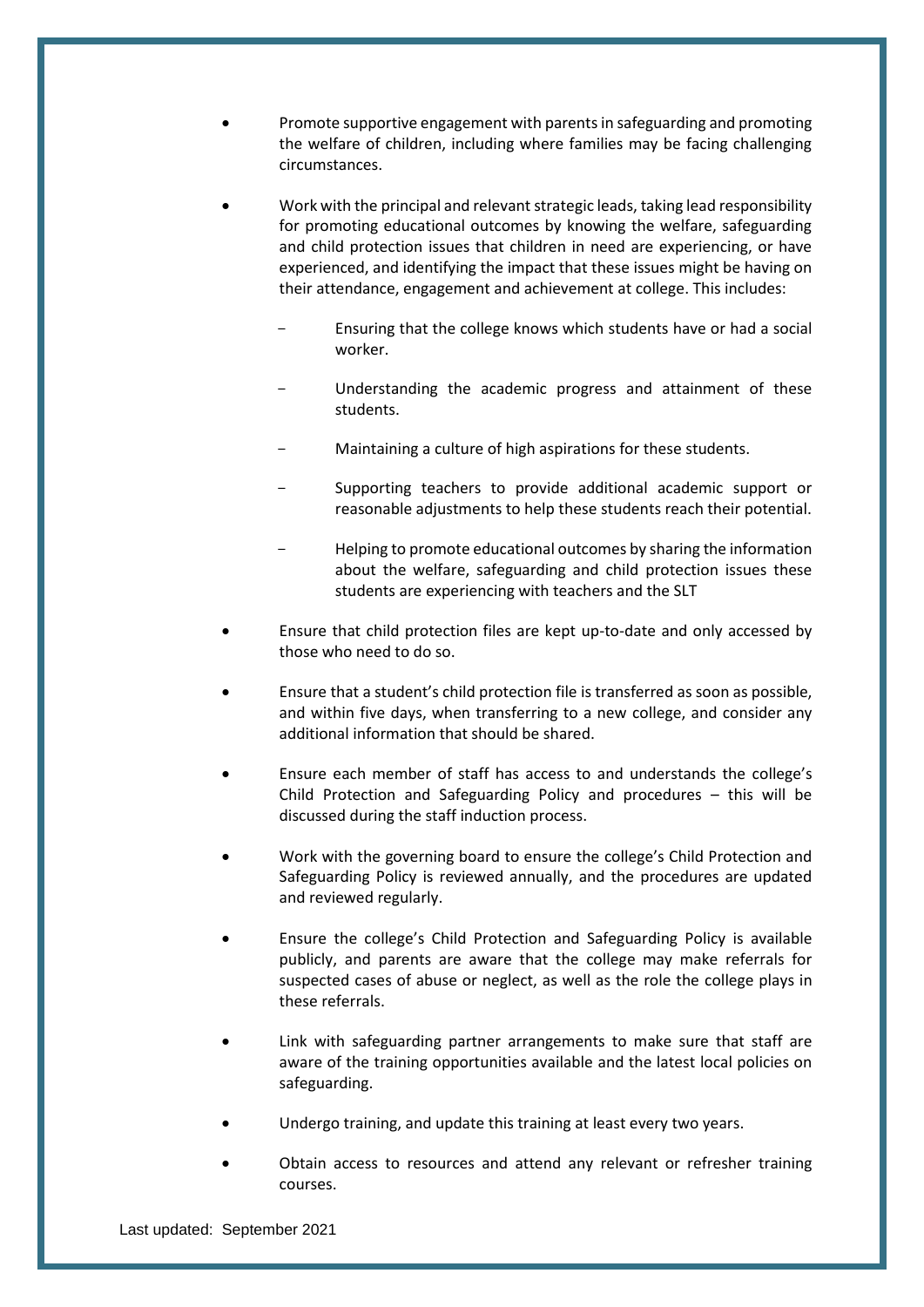- Promote supportive engagement with parents in safeguarding and promoting the welfare of children, including where families may be facing challenging circumstances.

- Work with the principal and relevant strategic leads, taking lead responsibility for promoting educational outcomes by knowing the welfare, safeguarding and child protection issues that children in need are experiencing, or have experienced, and identifying the impact that these issues might be having on their attendance, engagement and achievement at college. This includes:

  - Ensuring that the college knows which students have or had a social worker.

  - Understanding the academic progress and attainment of these students.

  - Maintaining a culture of high aspirations for these students.

  - Supporting teachers to provide additional academic support or reasonable adjustments to help these students reach their potential.

  - Helping to promote educational outcomes by sharing the information about the welfare, safeguarding and child protection issues these students are experiencing with teachers and the SLT

- Ensure that child protection files are kept up-to-date and only accessed by those who need to do so.

- Ensure that a student's child protection file is transferred as soon as possible, and within five days, when transferring to a new college, and consider any additional information that should be shared.

- Ensure each member of staff has access to and understands the college's Child Protection and Safeguarding Policy and procedures – this will be discussed during the staff induction process.

- Work with the governing board to ensure the college's Child Protection and Safeguarding Policy is reviewed annually, and the procedures are updated and reviewed regularly.

- Ensure the college's Child Protection and Safeguarding Policy is available publicly, and parents are aware that the college may make referrals for suspected cases of abuse or neglect, as well as the role the college plays in these referrals.

- Link with safeguarding partner arrangements to make sure that staff are aware of the training opportunities available and the latest local policies on safeguarding.

- Undergo training, and update this training at least every two years.

- Obtain access to resources and attend any relevant or refresher training courses.

Last updated: September 2021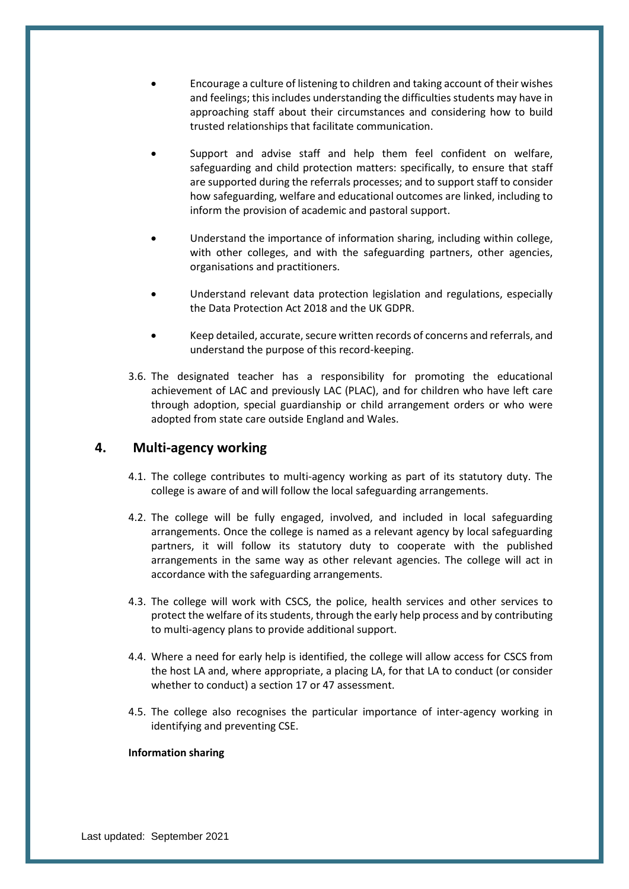- Encourage a culture of listening to children and taking account of their wishes and feelings; this includes understanding the difficulties students may have in approaching staff about their circumstances and considering how to build trusted relationships that facilitate communication.

- Support and advise staff and help them feel confident on welfare, safeguarding and child protection matters: specifically, to ensure that staff are supported during the referrals processes; and to support staff to consider how safeguarding, welfare and educational outcomes are linked, including to inform the provision of academic and pastoral support.

- Understand the importance of information sharing, including within college, with other colleges, and with the safeguarding partners, other agencies, organisations and practitioners.

- Understand relevant data protection legislation and regulations, especially the Data Protection Act 2018 and the UK GDPR.

- Keep detailed, accurate, secure written records of concerns and referrals, and understand the purpose of this record-keeping.

3.6. The designated teacher has a responsibility for promoting the educational achievement of LAC and previously LAC (PLAC), and for children who have left care through adoption, special guardianship or child arrangement orders or who were adopted from state care outside England and Wales.

## 4. Multi-agency working

4.1. The college contributes to multi-agency working as part of its statutory duty. The college is aware of and will follow the local safeguarding arrangements.

4.2. The college will be fully engaged, involved, and included in local safeguarding arrangements. Once the college is named as a relevant agency by local safeguarding partners, it will follow its statutory duty to cooperate with the published arrangements in the same way as other relevant agencies. The college will act in accordance with the safeguarding arrangements.

4.3. The college will work with CSCS, the police, health services and other services to protect the welfare of its students, through the early help process and by contributing to multi-agency plans to provide additional support.

4.4. Where a need for early help is identified, the college will allow access for CSCS from the host LA and, where appropriate, a placing LA, for that LA to conduct (or consider whether to conduct) a section 17 or 47 assessment.

4.5. The college also recognises the particular importance of inter-agency working in identifying and preventing CSE.

**Information sharing**

Last updated: September 2021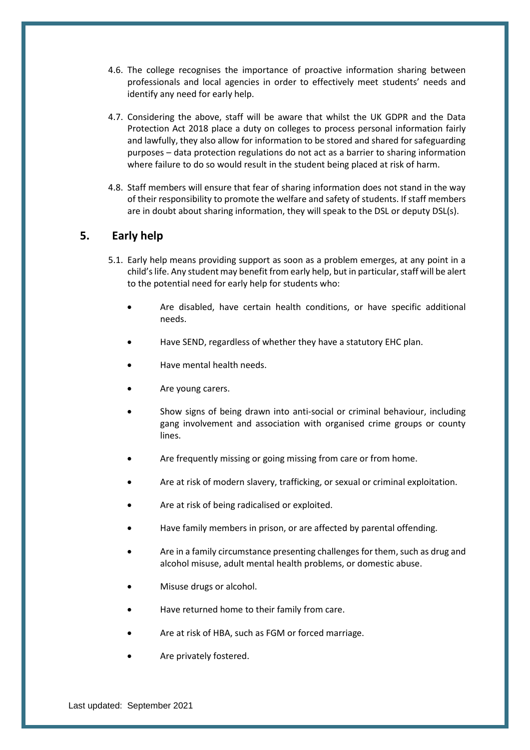4.6. The college recognises the importance of proactive information sharing between professionals and local agencies in order to effectively meet students' needs and identify any need for early help.

4.7. Considering the above, staff will be aware that whilst the UK GDPR and the Data Protection Act 2018 place a duty on colleges to process personal information fairly and lawfully, they also allow for information to be stored and shared for safeguarding purposes – data protection regulations do not act as a barrier to sharing information where failure to do so would result in the student being placed at risk of harm.

4.8. Staff members will ensure that fear of sharing information does not stand in the way of their responsibility to promote the welfare and safety of students. If staff members are in doubt about sharing information, they will speak to the DSL or deputy DSL(s).

## 5. Early help

5.1. Early help means providing support as soon as a problem emerges, at any point in a child's life. Any student may benefit from early help, but in particular, staff will be alert to the potential need for early help for students who:

- Are disabled, have certain health conditions, or have specific additional needs.
- Have SEND, regardless of whether they have a statutory EHC plan.
- Have mental health needs.
- Are young carers.
- Show signs of being drawn into anti-social or criminal behaviour, including gang involvement and association with organised crime groups or county lines.
- Are frequently missing or going missing from care or from home.
- Are at risk of modern slavery, trafficking, or sexual or criminal exploitation.
- Are at risk of being radicalised or exploited.
- Have family members in prison, or are affected by parental offending.
- Are in a family circumstance presenting challenges for them, such as drug and alcohol misuse, adult mental health problems, or domestic abuse.
- Misuse drugs or alcohol.
- Have returned home to their family from care.
- Are at risk of HBA, such as FGM or forced marriage.
- Are privately fostered.

Last updated: September 2021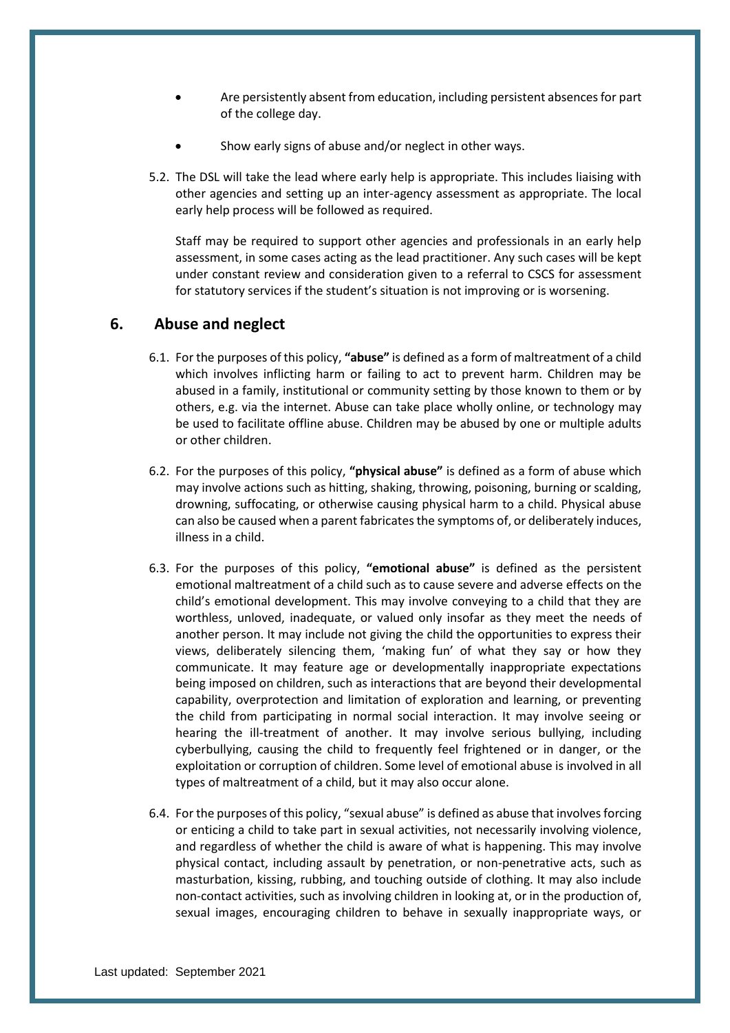- Are persistently absent from education, including persistent absences for part of the college day.
- Show early signs of abuse and/or neglect in other ways.

5.2. The DSL will take the lead where early help is appropriate. This includes liaising with other agencies and setting up an inter-agency assessment as appropriate. The local early help process will be followed as required.

Staff may be required to support other agencies and professionals in an early help assessment, in some cases acting as the lead practitioner. Any such cases will be kept under constant review and consideration given to a referral to CSCS for assessment for statutory services if the student's situation is not improving or is worsening.

## 6. Abuse and neglect

6.1. For the purposes of this policy, **"abuse"** is defined as a form of maltreatment of a child which involves inflicting harm or failing to act to prevent harm. Children may be abused in a family, institutional or community setting by those known to them or by others, e.g. via the internet. Abuse can take place wholly online, or technology may be used to facilitate offline abuse. Children may be abused by one or multiple adults or other children.

6.2. For the purposes of this policy, **"physical abuse"** is defined as a form of abuse which may involve actions such as hitting, shaking, throwing, poisoning, burning or scalding, drowning, suffocating, or otherwise causing physical harm to a child. Physical abuse can also be caused when a parent fabricates the symptoms of, or deliberately induces, illness in a child.

6.3. For the purposes of this policy, **"emotional abuse"** is defined as the persistent emotional maltreatment of a child such as to cause severe and adverse effects on the child's emotional development. This may involve conveying to a child that they are worthless, unloved, inadequate, or valued only insofar as they meet the needs of another person. It may include not giving the child the opportunities to express their views, deliberately silencing them, 'making fun' of what they say or how they communicate. It may feature age or developmentally inappropriate expectations being imposed on children, such as interactions that are beyond their developmental capability, overprotection and limitation of exploration and learning, or preventing the child from participating in normal social interaction. It may involve seeing or hearing the ill-treatment of another. It may involve serious bullying, including cyberbullying, causing the child to frequently feel frightened or in danger, or the exploitation or corruption of children. Some level of emotional abuse is involved in all types of maltreatment of a child, but it may also occur alone.

6.4. For the purposes of this policy, "sexual abuse" is defined as abuse that involves forcing or enticing a child to take part in sexual activities, not necessarily involving violence, and regardless of whether the child is aware of what is happening. This may involve physical contact, including assault by penetration, or non-penetrative acts, such as masturbation, kissing, rubbing, and touching outside of clothing. It may also include non-contact activities, such as involving children in looking at, or in the production of, sexual images, encouraging children to behave in sexually inappropriate ways, or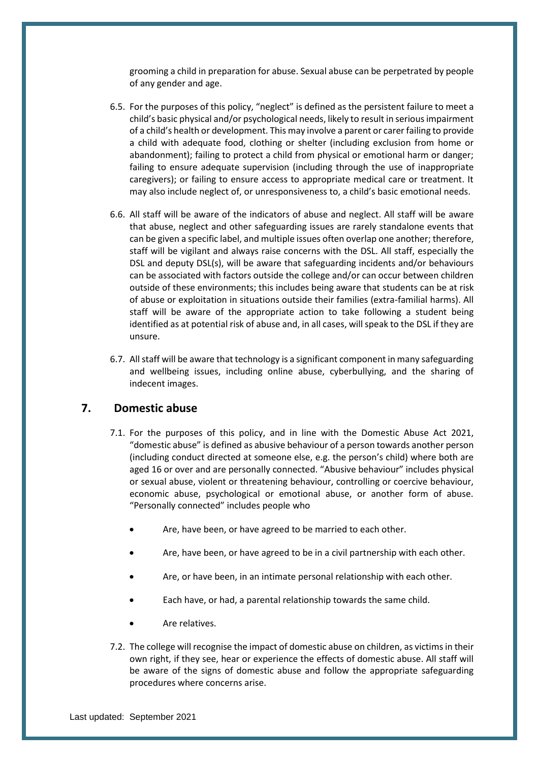grooming a child in preparation for abuse. Sexual abuse can be perpetrated by people of any gender and age.

6.5. For the purposes of this policy, "neglect" is defined as the persistent failure to meet a child's basic physical and/or psychological needs, likely to result in serious impairment of a child's health or development. This may involve a parent or carer failing to provide a child with adequate food, clothing or shelter (including exclusion from home or abandonment); failing to protect a child from physical or emotional harm or danger; failing to ensure adequate supervision (including through the use of inappropriate caregivers); or failing to ensure access to appropriate medical care or treatment. It may also include neglect of, or unresponsiveness to, a child's basic emotional needs.

6.6. All staff will be aware of the indicators of abuse and neglect. All staff will be aware that abuse, neglect and other safeguarding issues are rarely standalone events that can be given a specific label, and multiple issues often overlap one another; therefore, staff will be vigilant and always raise concerns with the DSL. All staff, especially the DSL and deputy DSL(s), will be aware that safeguarding incidents and/or behaviours can be associated with factors outside the college and/or can occur between children outside of these environments; this includes being aware that students can be at risk of abuse or exploitation in situations outside their families (extra-familial harms). All staff will be aware of the appropriate action to take following a student being identified as at potential risk of abuse and, in all cases, will speak to the DSL if they are unsure.

6.7. All staff will be aware that technology is a significant component in many safeguarding and wellbeing issues, including online abuse, cyberbullying, and the sharing of indecent images.

## 7. Domestic abuse

7.1. For the purposes of this policy, and in line with the Domestic Abuse Act 2021, "domestic abuse" is defined as abusive behaviour of a person towards another person (including conduct directed at someone else, e.g. the person's child) where both are aged 16 or over and are personally connected. "Abusive behaviour" includes physical or sexual abuse, violent or threatening behaviour, controlling or coercive behaviour, economic abuse, psychological or emotional abuse, or another form of abuse. "Personally connected" includes people who

- Are, have been, or have agreed to be married to each other.
- Are, have been, or have agreed to be in a civil partnership with each other.
- Are, or have been, in an intimate personal relationship with each other.
- Each have, or had, a parental relationship towards the same child.
- Are relatives.

7.2. The college will recognise the impact of domestic abuse on children, as victims in their own right, if they see, hear or experience the effects of domestic abuse. All staff will be aware of the signs of domestic abuse and follow the appropriate safeguarding procedures where concerns arise.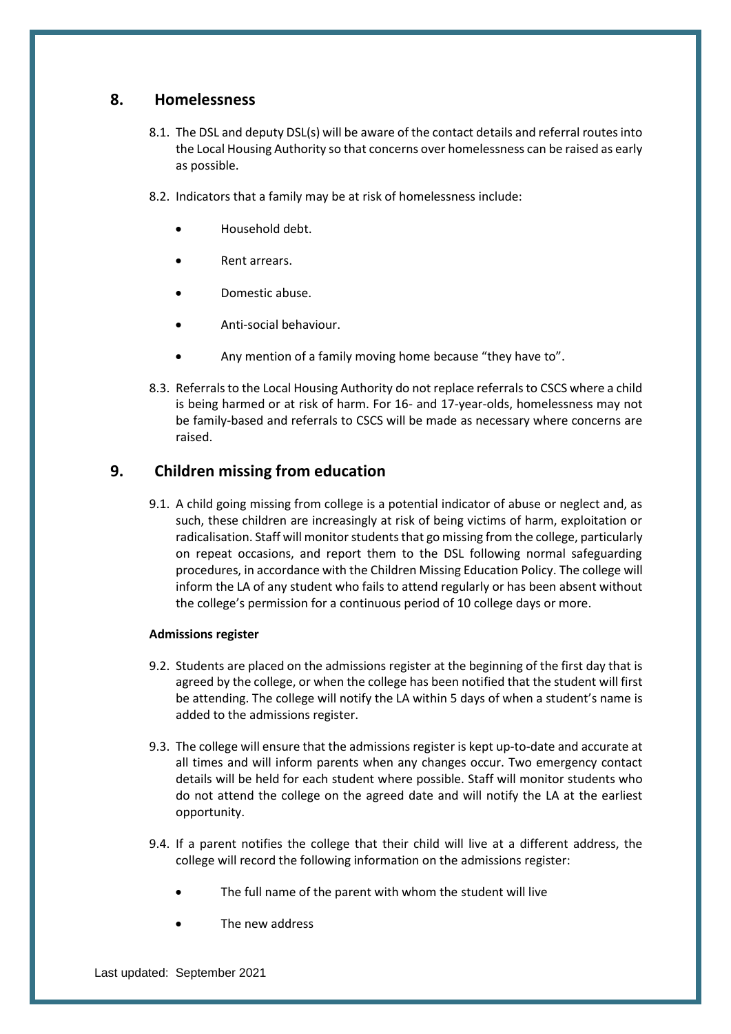## 8. Homelessness

8.1. The DSL and deputy DSL(s) will be aware of the contact details and referral routes into the Local Housing Authority so that concerns over homelessness can be raised as early as possible.

8.2. Indicators that a family may be at risk of homelessness include:

- Household debt.
- Rent arrears.
- Domestic abuse.
- Anti-social behaviour.
- Any mention of a family moving home because "they have to".

8.3. Referrals to the Local Housing Authority do not replace referrals to CSCS where a child is being harmed or at risk of harm. For 16- and 17-year-olds, homelessness may not be family-based and referrals to CSCS will be made as necessary where concerns are raised.

## 9. Children missing from education

9.1. A child going missing from college is a potential indicator of abuse or neglect and, as such, these children are increasingly at risk of being victims of harm, exploitation or radicalisation. Staff will monitor students that go missing from the college, particularly on repeat occasions, and report them to the DSL following normal safeguarding procedures, in accordance with the Children Missing Education Policy. The college will inform the LA of any student who fails to attend regularly or has been absent without the college's permission for a continuous period of 10 college days or more.

**Admissions register**

9.2. Students are placed on the admissions register at the beginning of the first day that is agreed by the college, or when the college has been notified that the student will first be attending. The college will notify the LA within 5 days of when a student's name is added to the admissions register.

9.3. The college will ensure that the admissions register is kept up-to-date and accurate at all times and will inform parents when any changes occur. Two emergency contact details will be held for each student where possible. Staff will monitor students who do not attend the college on the agreed date and will notify the LA at the earliest opportunity.

9.4. If a parent notifies the college that their child will live at a different address, the college will record the following information on the admissions register:

- The full name of the parent with whom the student will live
- The new address

Last updated: September 2021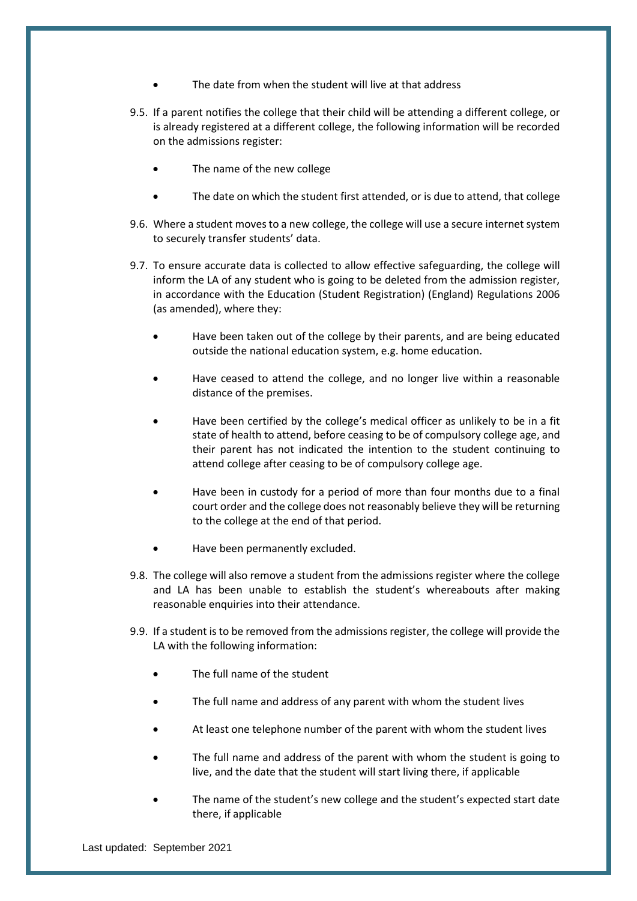- The date from when the student will live at that address

9.5. If a parent notifies the college that their child will be attending a different college, or is already registered at a different college, the following information will be recorded on the admissions register:

- The name of the new college
- The date on which the student first attended, or is due to attend, that college

9.6. Where a student moves to a new college, the college will use a secure internet system to securely transfer students' data.

9.7. To ensure accurate data is collected to allow effective safeguarding, the college will inform the LA of any student who is going to be deleted from the admission register, in accordance with the Education (Student Registration) (England) Regulations 2006 (as amended), where they:

- Have been taken out of the college by their parents, and are being educated outside the national education system, e.g. home education.
- Have ceased to attend the college, and no longer live within a reasonable distance of the premises.
- Have been certified by the college's medical officer as unlikely to be in a fit state of health to attend, before ceasing to be of compulsory college age, and their parent has not indicated the intention to the student continuing to attend college after ceasing to be of compulsory college age.
- Have been in custody for a period of more than four months due to a final court order and the college does not reasonably believe they will be returning to the college at the end of that period.
- Have been permanently excluded.

9.8. The college will also remove a student from the admissions register where the college and LA has been unable to establish the student's whereabouts after making reasonable enquiries into their attendance.

9.9. If a student is to be removed from the admissions register, the college will provide the LA with the following information:

- The full name of the student
- The full name and address of any parent with whom the student lives
- At least one telephone number of the parent with whom the student lives
- The full name and address of the parent with whom the student is going to live, and the date that the student will start living there, if applicable
- The name of the student's new college and the student's expected start date there, if applicable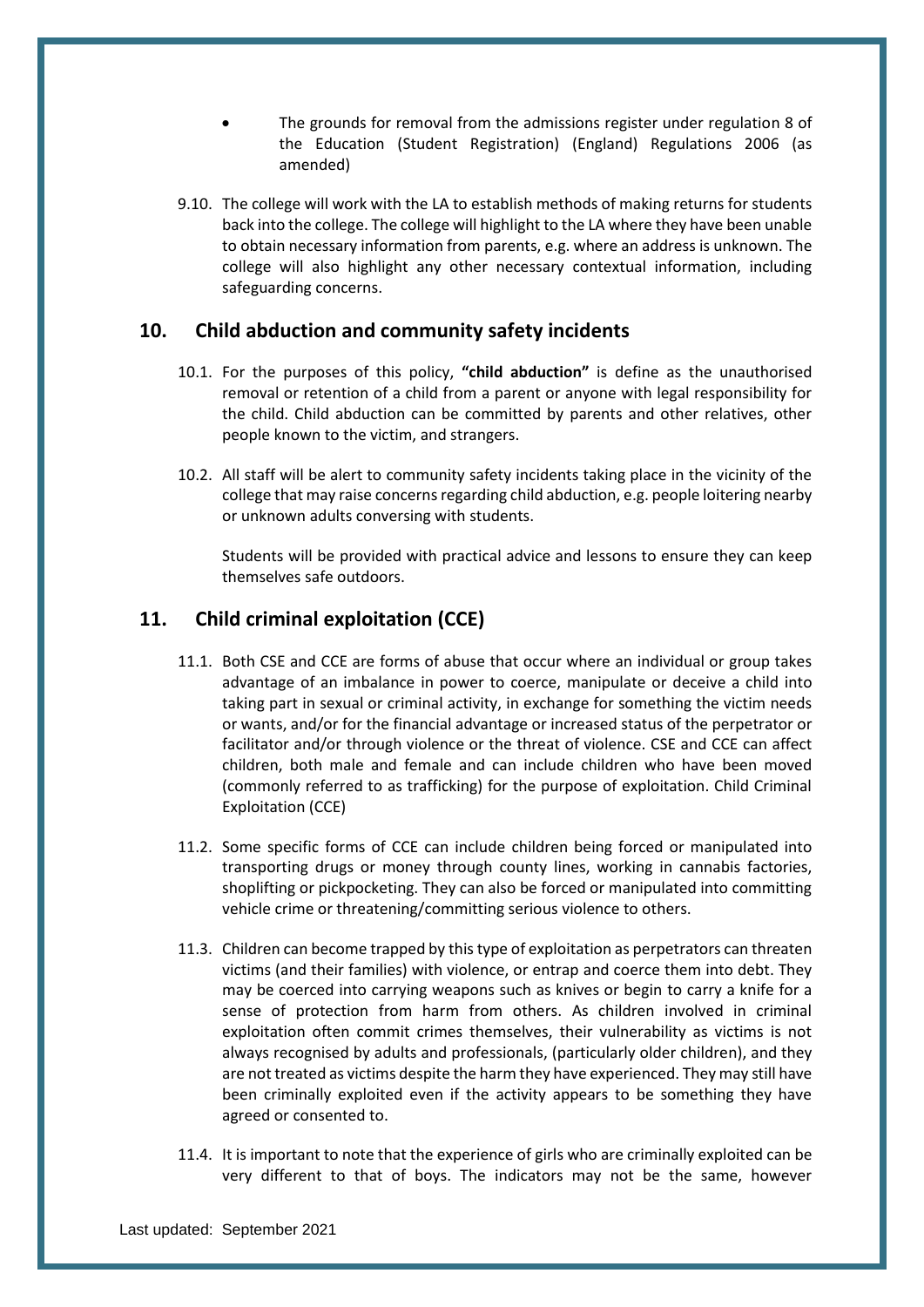- The grounds for removal from the admissions register under regulation 8 of the Education (Student Registration) (England) Regulations 2006 (as amended)

9.10. The college will work with the LA to establish methods of making returns for students back into the college. The college will highlight to the LA where they have been unable to obtain necessary information from parents, e.g. where an address is unknown. The college will also highlight any other necessary contextual information, including safeguarding concerns.

## 10. Child abduction and community safety incidents

10.1. For the purposes of this policy, **"child abduction"** is define as the unauthorised removal or retention of a child from a parent or anyone with legal responsibility for the child. Child abduction can be committed by parents and other relatives, other people known to the victim, and strangers.

10.2. All staff will be alert to community safety incidents taking place in the vicinity of the college that may raise concerns regarding child abduction, e.g. people loitering nearby or unknown adults conversing with students.

Students will be provided with practical advice and lessons to ensure they can keep themselves safe outdoors.

## 11. Child criminal exploitation (CCE)

11.1. Both CSE and CCE are forms of abuse that occur where an individual or group takes advantage of an imbalance in power to coerce, manipulate or deceive a child into taking part in sexual or criminal activity, in exchange for something the victim needs or wants, and/or for the financial advantage or increased status of the perpetrator or facilitator and/or through violence or the threat of violence. CSE and CCE can affect children, both male and female and can include children who have been moved (commonly referred to as trafficking) for the purpose of exploitation. Child Criminal Exploitation (CCE)

11.2. Some specific forms of CCE can include children being forced or manipulated into transporting drugs or money through county lines, working in cannabis factories, shoplifting or pickpocketing. They can also be forced or manipulated into committing vehicle crime or threatening/committing serious violence to others.

11.3. Children can become trapped by this type of exploitation as perpetrators can threaten victims (and their families) with violence, or entrap and coerce them into debt. They may be coerced into carrying weapons such as knives or begin to carry a knife for a sense of protection from harm from others. As children involved in criminal exploitation often commit crimes themselves, their vulnerability as victims is not always recognised by adults and professionals, (particularly older children), and they are not treated as victims despite the harm they have experienced. They may still have been criminally exploited even if the activity appears to be something they have agreed or consented to.

11.4. It is important to note that the experience of girls who are criminally exploited can be very different to that of boys. The indicators may not be the same, however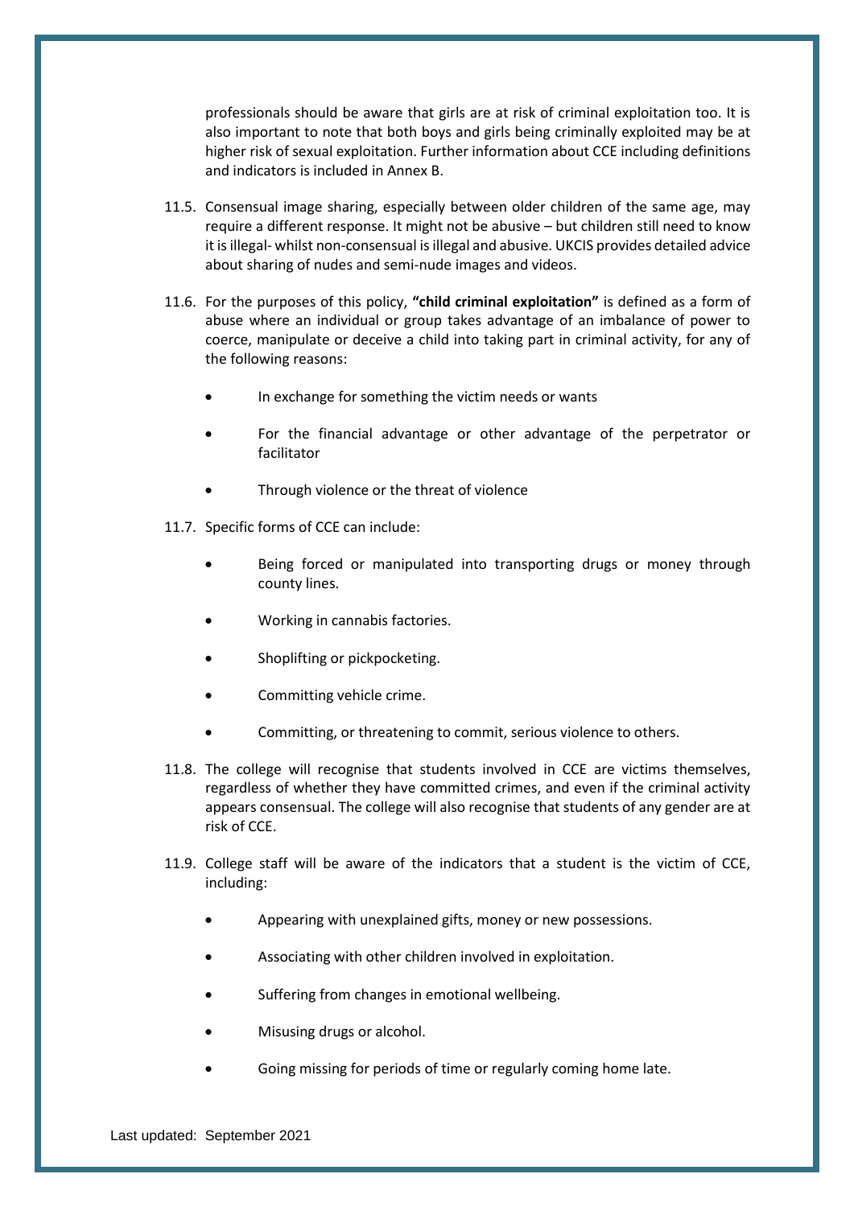professionals should be aware that girls are at risk of criminal exploitation too. It is also important to note that both boys and girls being criminally exploited may be at higher risk of sexual exploitation. Further information about CCE including definitions and indicators is included in Annex B.

11.5. Consensual image sharing, especially between older children of the same age, may require a different response. It might not be abusive – but children still need to know it is illegal- whilst non-consensual is illegal and abusive. UKCIS provides detailed advice about sharing of nudes and semi-nude images and videos.

11.6. For the purposes of this policy, **"child criminal exploitation"** is defined as a form of abuse where an individual or group takes advantage of an imbalance of power to coerce, manipulate or deceive a child into taking part in criminal activity, for any of the following reasons:

- In exchange for something the victim needs or wants
- For the financial advantage or other advantage of the perpetrator or facilitator
- Through violence or the threat of violence

11.7. Specific forms of CCE can include:

- Being forced or manipulated into transporting drugs or money through county lines.
- Working in cannabis factories.
- Shoplifting or pickpocketing.
- Committing vehicle crime.
- Committing, or threatening to commit, serious violence to others.

11.8. The college will recognise that students involved in CCE are victims themselves, regardless of whether they have committed crimes, and even if the criminal activity appears consensual. The college will also recognise that students of any gender are at risk of CCE.

11.9. College staff will be aware of the indicators that a student is the victim of CCE, including:

- Appearing with unexplained gifts, money or new possessions.
- Associating with other children involved in exploitation.
- Suffering from changes in emotional wellbeing.
- Misusing drugs or alcohol.
- Going missing for periods of time or regularly coming home late.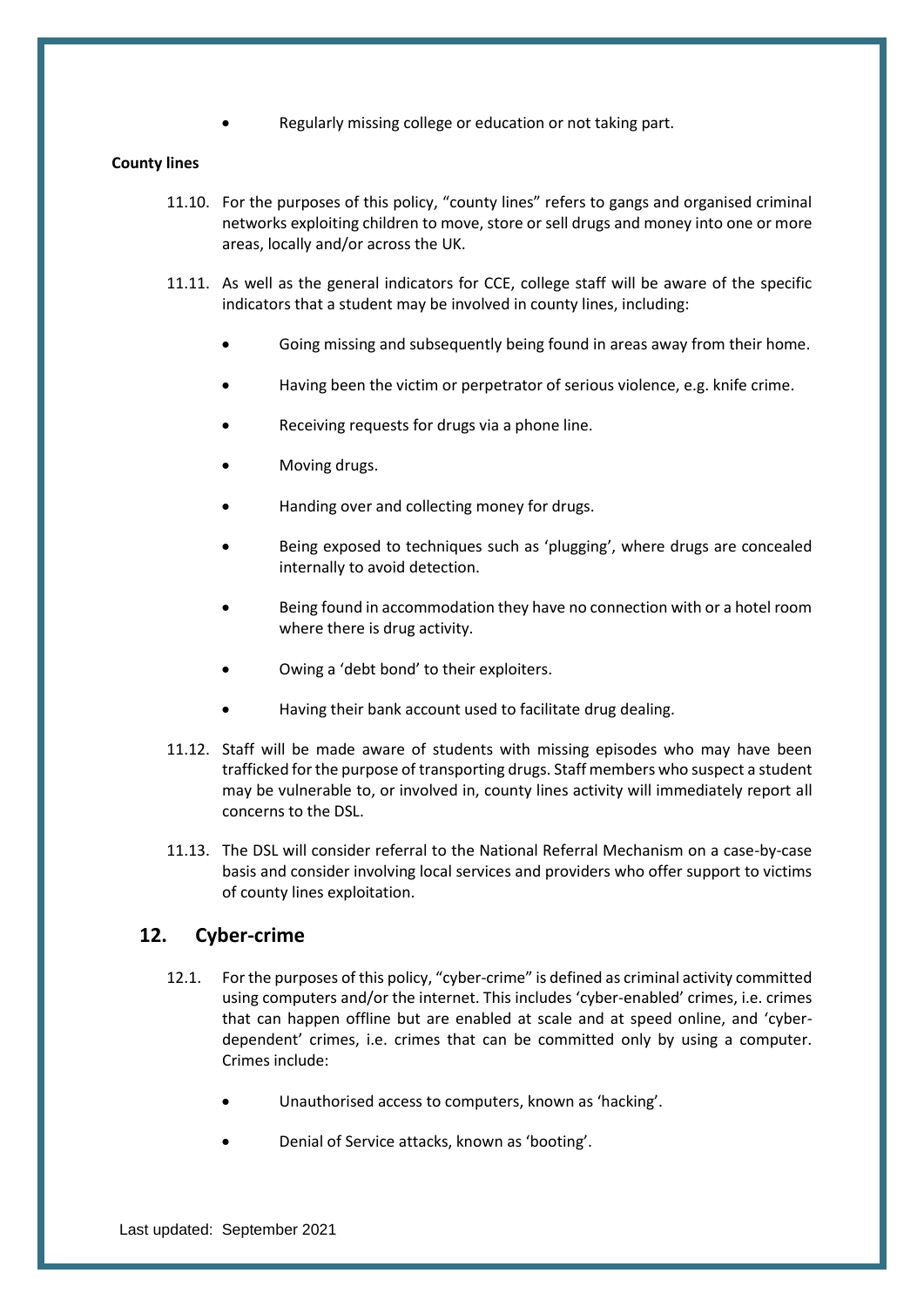- Regularly missing college or education or not taking part.

**County lines**

11.10. For the purposes of this policy, “county lines” refers to gangs and organised criminal networks exploiting children to move, store or sell drugs and money into one or more areas, locally and/or across the UK.

11.11. As well as the general indicators for CCE, college staff will be aware of the specific indicators that a student may be involved in county lines, including:

- Going missing and subsequently being found in areas away from their home.
- Having been the victim or perpetrator of serious violence, e.g. knife crime.
- Receiving requests for drugs via a phone line.
- Moving drugs.
- Handing over and collecting money for drugs.
- Being exposed to techniques such as ‘plugging’, where drugs are concealed internally to avoid detection.
- Being found in accommodation they have no connection with or a hotel room where there is drug activity.
- Owing a ‘debt bond’ to their exploiters.
- Having their bank account used to facilitate drug dealing.

11.12. Staff will be made aware of students with missing episodes who may have been trafficked for the purpose of transporting drugs. Staff members who suspect a student may be vulnerable to, or involved in, county lines activity will immediately report all concerns to the DSL.

11.13. The DSL will consider referral to the National Referral Mechanism on a case-by-case basis and consider involving local services and providers who offer support to victims of county lines exploitation.

## 12. Cyber-crime

12.1. For the purposes of this policy, “cyber-crime” is defined as criminal activity committed using computers and/or the internet. This includes ‘cyber-enabled’ crimes, i.e. crimes that can happen offline but are enabled at scale and at speed online, and ‘cyber-dependent’ crimes, i.e. crimes that can be committed only by using a computer. Crimes include:

- Unauthorised access to computers, known as ‘hacking’.
- Denial of Service attacks, known as ‘booting’.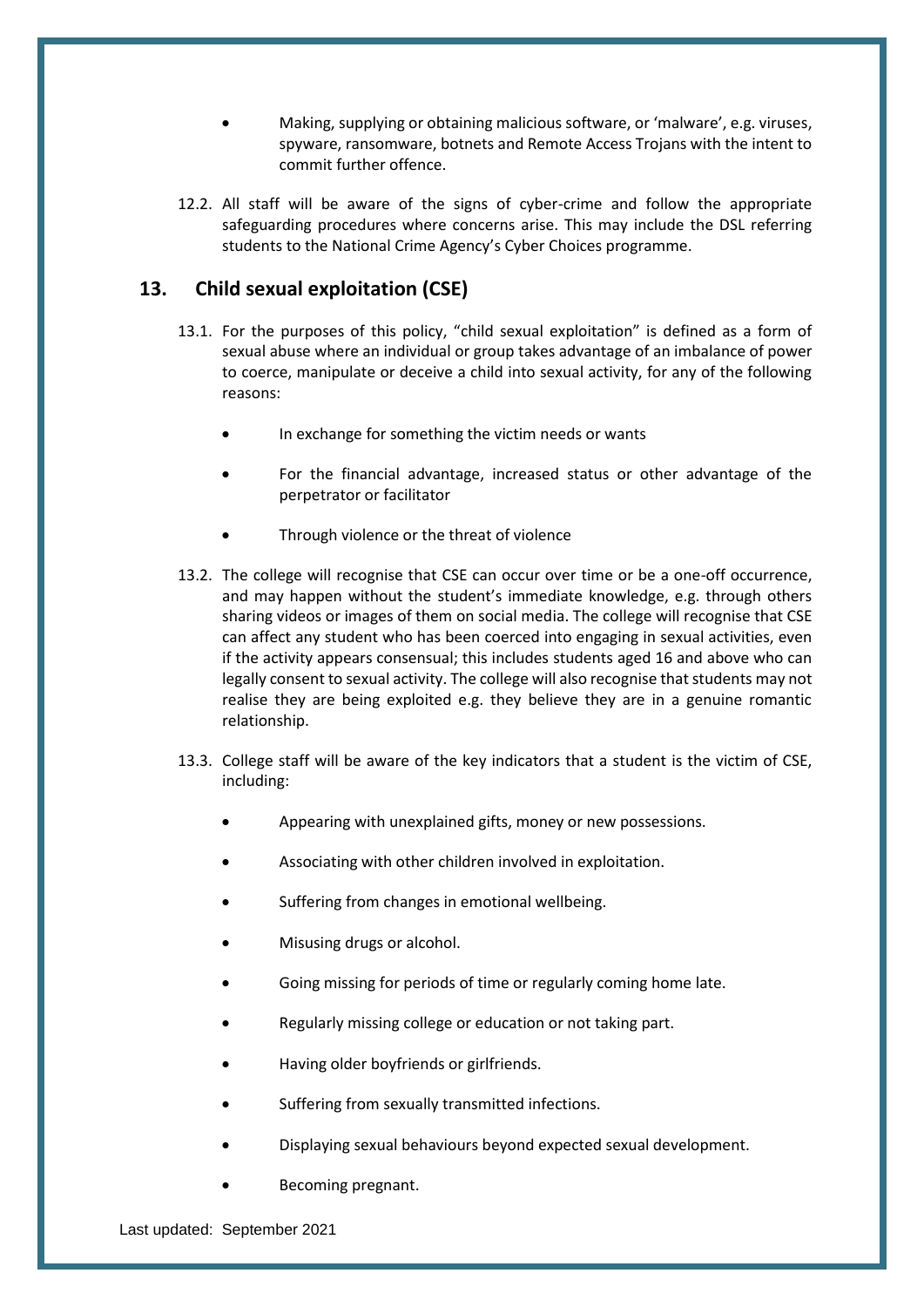- Making, supplying or obtaining malicious software, or 'malware', e.g. viruses, spyware, ransomware, botnets and Remote Access Trojans with the intent to commit further offence.

12.2. All staff will be aware of the signs of cyber-crime and follow the appropriate safeguarding procedures where concerns arise. This may include the DSL referring students to the National Crime Agency's Cyber Choices programme.

## 13. Child sexual exploitation (CSE)

13.1. For the purposes of this policy, "child sexual exploitation" is defined as a form of sexual abuse where an individual or group takes advantage of an imbalance of power to coerce, manipulate or deceive a child into sexual activity, for any of the following reasons:

- In exchange for something the victim needs or wants
- For the financial advantage, increased status or other advantage of the perpetrator or facilitator
- Through violence or the threat of violence

13.2. The college will recognise that CSE can occur over time or be a one-off occurrence, and may happen without the student's immediate knowledge, e.g. through others sharing videos or images of them on social media. The college will recognise that CSE can affect any student who has been coerced into engaging in sexual activities, even if the activity appears consensual; this includes students aged 16 and above who can legally consent to sexual activity. The college will also recognise that students may not realise they are being exploited e.g. they believe they are in a genuine romantic relationship.

13.3. College staff will be aware of the key indicators that a student is the victim of CSE, including:

- Appearing with unexplained gifts, money or new possessions.
- Associating with other children involved in exploitation.
- Suffering from changes in emotional wellbeing.
- Misusing drugs or alcohol.
- Going missing for periods of time or regularly coming home late.
- Regularly missing college or education or not taking part.
- Having older boyfriends or girlfriends.
- Suffering from sexually transmitted infections.
- Displaying sexual behaviours beyond expected sexual development.
- Becoming pregnant.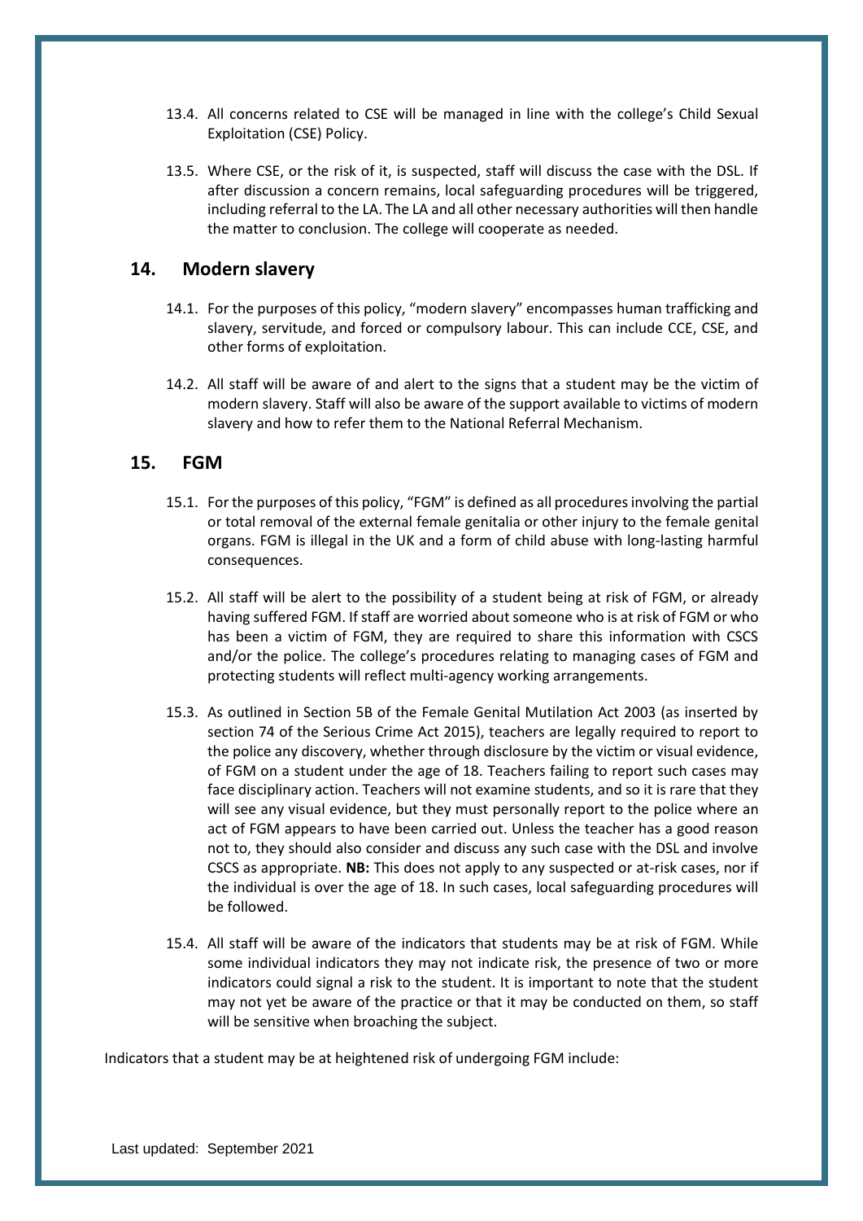13.4. All concerns related to CSE will be managed in line with the college's Child Sexual Exploitation (CSE) Policy.

13.5. Where CSE, or the risk of it, is suspected, staff will discuss the case with the DSL. If after discussion a concern remains, local safeguarding procedures will be triggered, including referral to the LA. The LA and all other necessary authorities will then handle the matter to conclusion. The college will cooperate as needed.

## 14. Modern slavery

14.1. For the purposes of this policy, "modern slavery" encompasses human trafficking and slavery, servitude, and forced or compulsory labour. This can include CCE, CSE, and other forms of exploitation.

14.2. All staff will be aware of and alert to the signs that a student may be the victim of modern slavery. Staff will also be aware of the support available to victims of modern slavery and how to refer them to the National Referral Mechanism.

## 15. FGM

15.1. For the purposes of this policy, "FGM" is defined as all procedures involving the partial or total removal of the external female genitalia or other injury to the female genital organs. FGM is illegal in the UK and a form of child abuse with long-lasting harmful consequences.

15.2. All staff will be alert to the possibility of a student being at risk of FGM, or already having suffered FGM. If staff are worried about someone who is at risk of FGM or who has been a victim of FGM, they are required to share this information with CSCS and/or the police. The college's procedures relating to managing cases of FGM and protecting students will reflect multi-agency working arrangements.

15.3. As outlined in Section 5B of the Female Genital Mutilation Act 2003 (as inserted by section 74 of the Serious Crime Act 2015), teachers are legally required to report to the police any discovery, whether through disclosure by the victim or visual evidence, of FGM on a student under the age of 18. Teachers failing to report such cases may face disciplinary action. Teachers will not examine students, and so it is rare that they will see any visual evidence, but they must personally report to the police where an act of FGM appears to have been carried out. Unless the teacher has a good reason not to, they should also consider and discuss any such case with the DSL and involve CSCS as appropriate. **NB:** This does not apply to any suspected or at-risk cases, nor if the individual is over the age of 18. In such cases, local safeguarding procedures will be followed.

15.4. All staff will be aware of the indicators that students may be at risk of FGM. While some individual indicators they may not indicate risk, the presence of two or more indicators could signal a risk to the student. It is important to note that the student may not yet be aware of the practice or that it may be conducted on them, so staff will be sensitive when broaching the subject.

Indicators that a student may be at heightened risk of undergoing FGM include: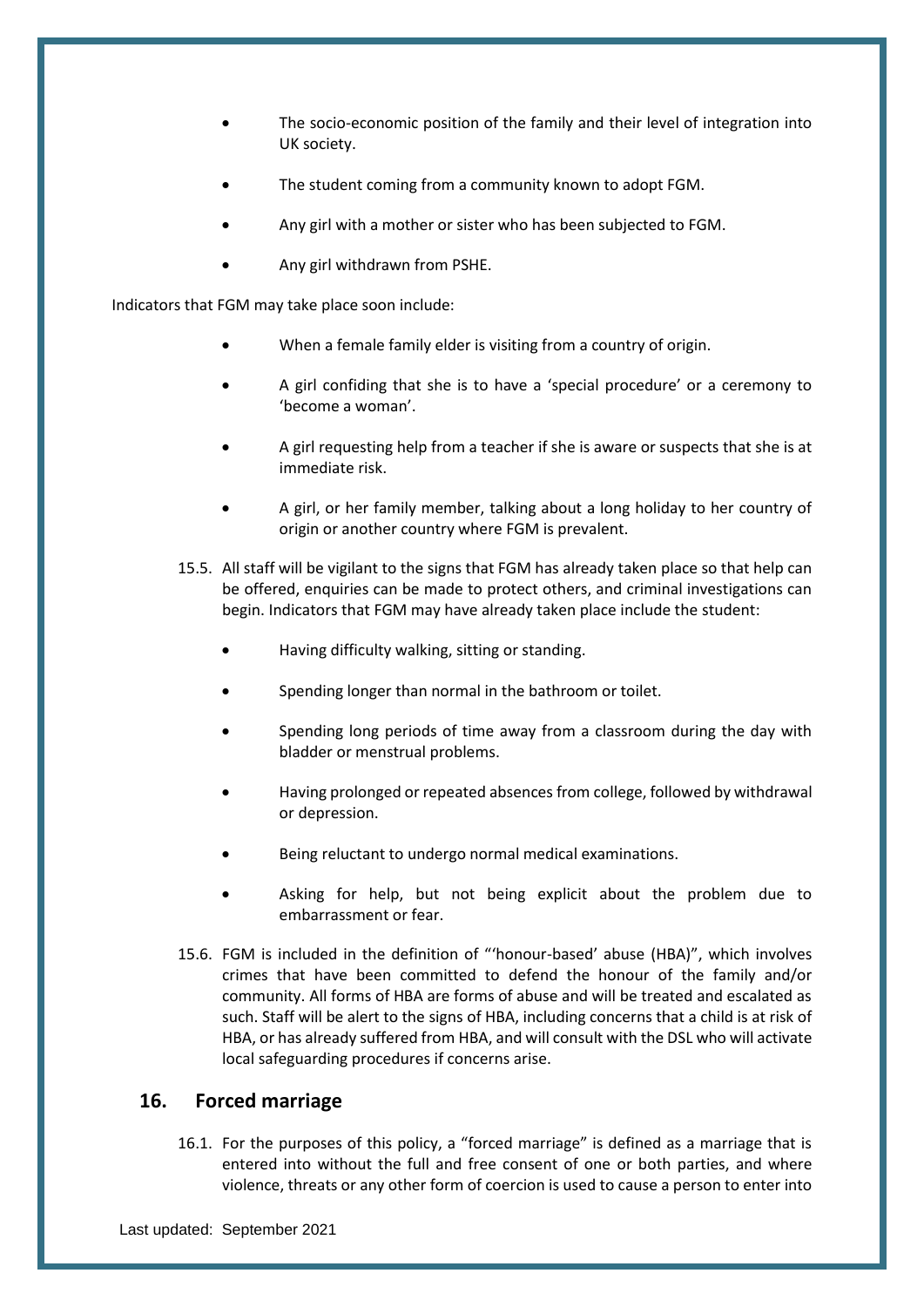- The socio-economic position of the family and their level of integration into UK society.
- The student coming from a community known to adopt FGM.
- Any girl with a mother or sister who has been subjected to FGM.
- Any girl withdrawn from PSHE.

Indicators that FGM may take place soon include:

- When a female family elder is visiting from a country of origin.
- A girl confiding that she is to have a 'special procedure' or a ceremony to 'become a woman'.
- A girl requesting help from a teacher if she is aware or suspects that she is at immediate risk.
- A girl, or her family member, talking about a long holiday to her country of origin or another country where FGM is prevalent.

15.5. All staff will be vigilant to the signs that FGM has already taken place so that help can be offered, enquiries can be made to protect others, and criminal investigations can begin. Indicators that FGM may have already taken place include the student:

- Having difficulty walking, sitting or standing.
- Spending longer than normal in the bathroom or toilet.
- Spending long periods of time away from a classroom during the day with bladder or menstrual problems.
- Having prolonged or repeated absences from college, followed by withdrawal or depression.
- Being reluctant to undergo normal medical examinations.
- Asking for help, but not being explicit about the problem due to embarrassment or fear.

15.6. FGM is included in the definition of "'honour-based' abuse (HBA)", which involves crimes that have been committed to defend the honour of the family and/or community. All forms of HBA are forms of abuse and will be treated and escalated as such. Staff will be alert to the signs of HBA, including concerns that a child is at risk of HBA, or has already suffered from HBA, and will consult with the DSL who will activate local safeguarding procedures if concerns arise.

## 16. Forced marriage

16.1. For the purposes of this policy, a "forced marriage" is defined as a marriage that is entered into without the full and free consent of one or both parties, and where violence, threats or any other form of coercion is used to cause a person to enter into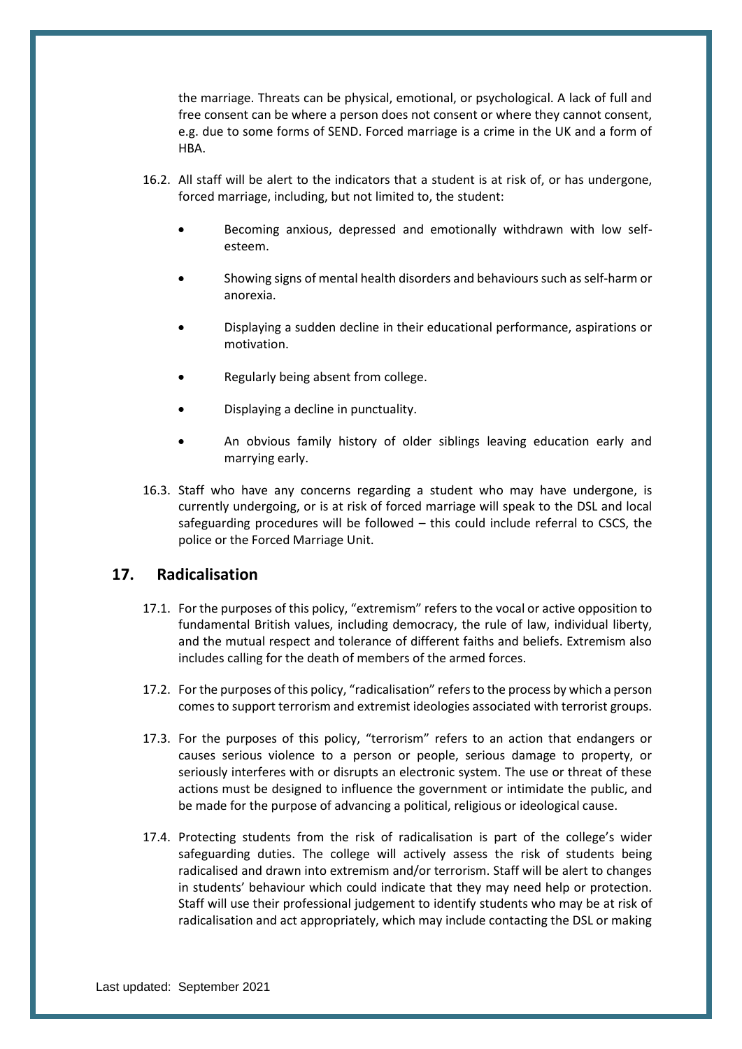the marriage. Threats can be physical, emotional, or psychological. A lack of full and free consent can be where a person does not consent or where they cannot consent, e.g. due to some forms of SEND. Forced marriage is a crime in the UK and a form of HBA.

16.2. All staff will be alert to the indicators that a student is at risk of, or has undergone, forced marriage, including, but not limited to, the student:

- Becoming anxious, depressed and emotionally withdrawn with low self-esteem.
- Showing signs of mental health disorders and behaviours such as self-harm or anorexia.
- Displaying a sudden decline in their educational performance, aspirations or motivation.
- Regularly being absent from college.
- Displaying a decline in punctuality.
- An obvious family history of older siblings leaving education early and marrying early.

16.3. Staff who have any concerns regarding a student who may have undergone, is currently undergoing, or is at risk of forced marriage will speak to the DSL and local safeguarding procedures will be followed – this could include referral to CSCS, the police or the Forced Marriage Unit.

## 17. Radicalisation

17.1. For the purposes of this policy, "extremism" refers to the vocal or active opposition to fundamental British values, including democracy, the rule of law, individual liberty, and the mutual respect and tolerance of different faiths and beliefs. Extremism also includes calling for the death of members of the armed forces.

17.2. For the purposes of this policy, "radicalisation" refers to the process by which a person comes to support terrorism and extremist ideologies associated with terrorist groups.

17.3. For the purposes of this policy, "terrorism" refers to an action that endangers or causes serious violence to a person or people, serious damage to property, or seriously interferes with or disrupts an electronic system. The use or threat of these actions must be designed to influence the government or intimidate the public, and be made for the purpose of advancing a political, religious or ideological cause.

17.4. Protecting students from the risk of radicalisation is part of the college's wider safeguarding duties. The college will actively assess the risk of students being radicalised and drawn into extremism and/or terrorism. Staff will be alert to changes in students' behaviour which could indicate that they may need help or protection. Staff will use their professional judgement to identify students who may be at risk of radicalisation and act appropriately, which may include contacting the DSL or making

Last updated: September 2021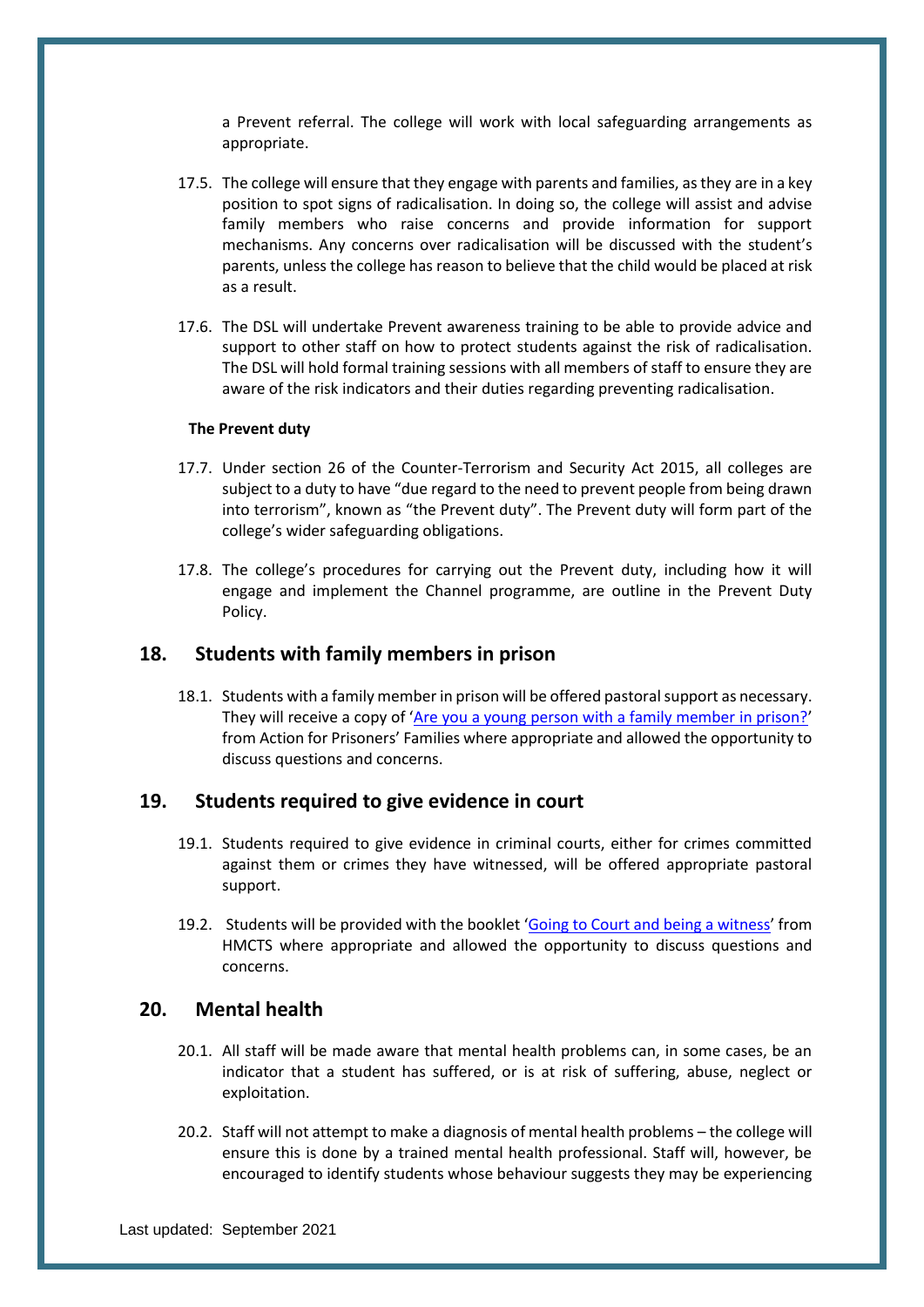a Prevent referral. The college will work with local safeguarding arrangements as appropriate.

17.5. The college will ensure that they engage with parents and families, as they are in a key position to spot signs of radicalisation. In doing so, the college will assist and advise family members who raise concerns and provide information for support mechanisms. Any concerns over radicalisation will be discussed with the student's parents, unless the college has reason to believe that the child would be placed at risk as a result.

17.6. The DSL will undertake Prevent awareness training to be able to provide advice and support to other staff on how to protect students against the risk of radicalisation. The DSL will hold formal training sessions with all members of staff to ensure they are aware of the risk indicators and their duties regarding preventing radicalisation.

**The Prevent duty**

17.7. Under section 26 of the Counter-Terrorism and Security Act 2015, all colleges are subject to a duty to have "due regard to the need to prevent people from being drawn into terrorism", known as "the Prevent duty". The Prevent duty will form part of the college's wider safeguarding obligations.

17.8. The college's procedures for carrying out the Prevent duty, including how it will engage and implement the Channel programme, are outline in the Prevent Duty Policy.

## 18. Students with family members in prison

18.1. Students with a family member in prison will be offered pastoral support as necessary. They will receive a copy of 'Are you a young person with a family member in prison?' from Action for Prisoners' Families where appropriate and allowed the opportunity to discuss questions and concerns.

## 19. Students required to give evidence in court

19.1. Students required to give evidence in criminal courts, either for crimes committed against them or crimes they have witnessed, will be offered appropriate pastoral support.

19.2. Students will be provided with the booklet 'Going to Court and being a witness' from HMCTS where appropriate and allowed the opportunity to discuss questions and concerns.

## 20. Mental health

20.1. All staff will be made aware that mental health problems can, in some cases, be an indicator that a student has suffered, or is at risk of suffering, abuse, neglect or exploitation.

20.2. Staff will not attempt to make a diagnosis of mental health problems – the college will ensure this is done by a trained mental health professional. Staff will, however, be encouraged to identify students whose behaviour suggests they may be experiencing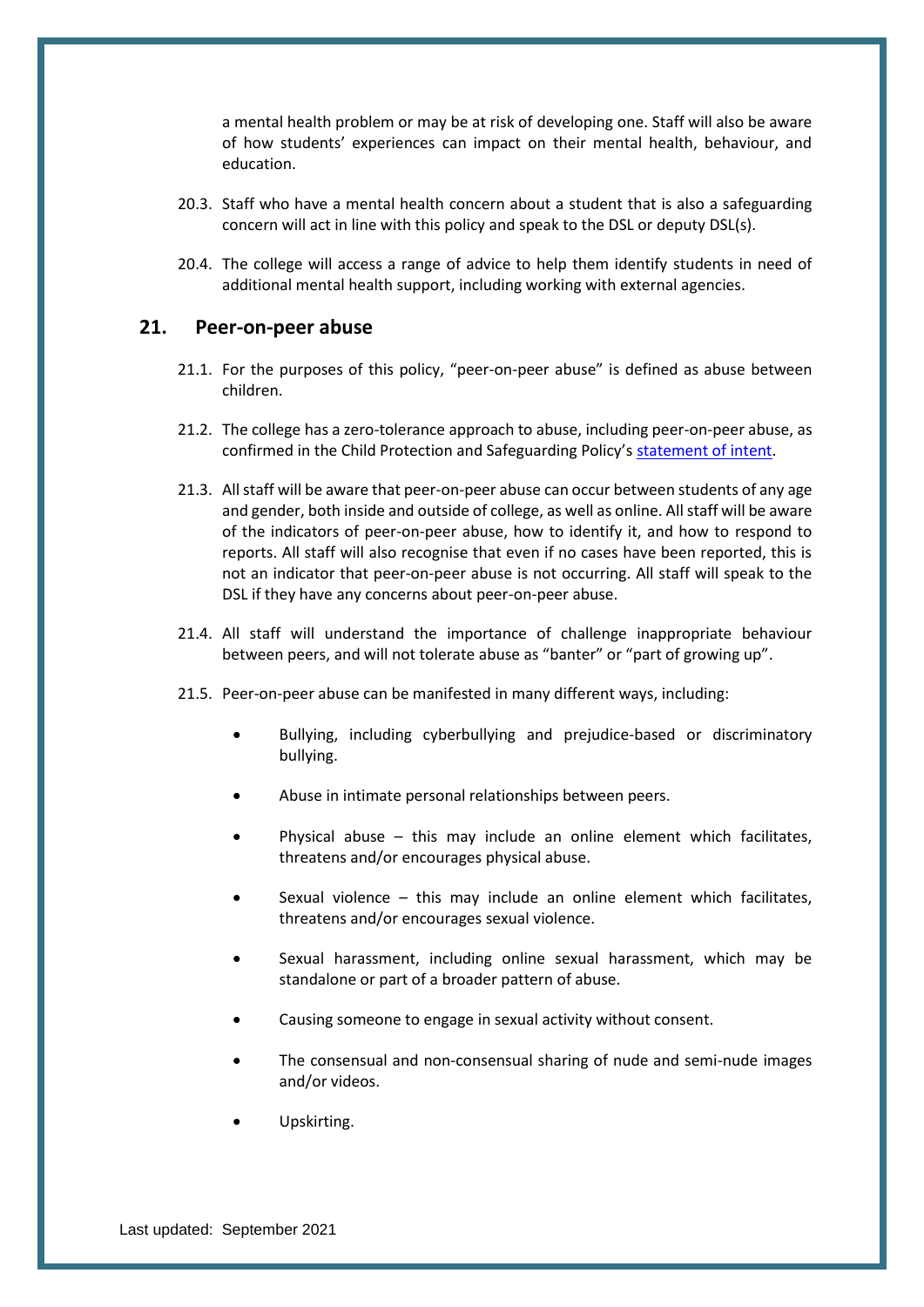a mental health problem or may be at risk of developing one. Staff will also be aware of how students' experiences can impact on their mental health, behaviour, and education.

20.3. Staff who have a mental health concern about a student that is also a safeguarding concern will act in line with this policy and speak to the DSL or deputy DSL(s).

20.4. The college will access a range of advice to help them identify students in need of additional mental health support, including working with external agencies.

## 21. Peer-on-peer abuse

21.1. For the purposes of this policy, "peer-on-peer abuse" is defined as abuse between children.

21.2. The college has a zero-tolerance approach to abuse, including peer-on-peer abuse, as confirmed in the Child Protection and Safeguarding Policy's statement of intent.

21.3. All staff will be aware that peer-on-peer abuse can occur between students of any age and gender, both inside and outside of college, as well as online. All staff will be aware of the indicators of peer-on-peer abuse, how to identify it, and how to respond to reports. All staff will also recognise that even if no cases have been reported, this is not an indicator that peer-on-peer abuse is not occurring. All staff will speak to the DSL if they have any concerns about peer-on-peer abuse.

21.4. All staff will understand the importance of challenge inappropriate behaviour between peers, and will not tolerate abuse as "banter" or "part of growing up".

21.5. Peer-on-peer abuse can be manifested in many different ways, including:

- Bullying, including cyberbullying and prejudice-based or discriminatory bullying.
- Abuse in intimate personal relationships between peers.
- Physical abuse – this may include an online element which facilitates, threatens and/or encourages physical abuse.
- Sexual violence – this may include an online element which facilitates, threatens and/or encourages sexual violence.
- Sexual harassment, including online sexual harassment, which may be standalone or part of a broader pattern of abuse.
- Causing someone to engage in sexual activity without consent.
- The consensual and non-consensual sharing of nude and semi-nude images and/or videos.
- Upskirting.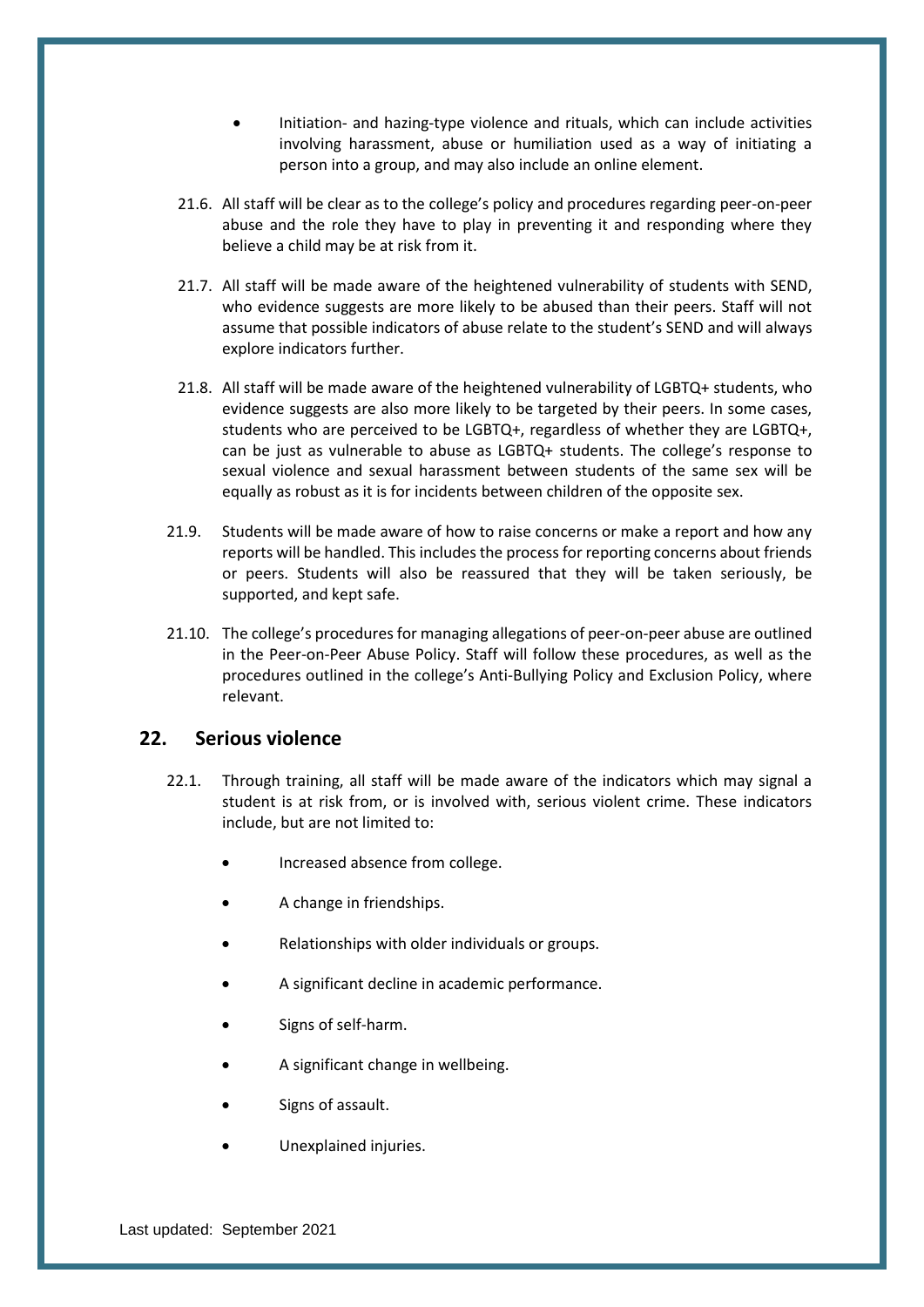- Initiation- and hazing-type violence and rituals, which can include activities involving harassment, abuse or humiliation used as a way of initiating a person into a group, and may also include an online element.

21.6. All staff will be clear as to the college's policy and procedures regarding peer-on-peer abuse and the role they have to play in preventing it and responding where they believe a child may be at risk from it.

21.7. All staff will be made aware of the heightened vulnerability of students with SEND, who evidence suggests are more likely to be abused than their peers. Staff will not assume that possible indicators of abuse relate to the student's SEND and will always explore indicators further.

21.8. All staff will be made aware of the heightened vulnerability of LGBTQ+ students, who evidence suggests are also more likely to be targeted by their peers. In some cases, students who are perceived to be LGBTQ+, regardless of whether they are LGBTQ+, can be just as vulnerable to abuse as LGBTQ+ students. The college's response to sexual violence and sexual harassment between students of the same sex will be equally as robust as it is for incidents between children of the opposite sex.

21.9. Students will be made aware of how to raise concerns or make a report and how any reports will be handled. This includes the process for reporting concerns about friends or peers. Students will also be reassured that they will be taken seriously, be supported, and kept safe.

21.10. The college's procedures for managing allegations of peer-on-peer abuse are outlined in the Peer-on-Peer Abuse Policy. Staff will follow these procedures, as well as the procedures outlined in the college's Anti-Bullying Policy and Exclusion Policy, where relevant.

## 22. Serious violence

22.1. Through training, all staff will be made aware of the indicators which may signal a student is at risk from, or is involved with, serious violent crime. These indicators include, but are not limited to:

- Increased absence from college.
- A change in friendships.
- Relationships with older individuals or groups.
- A significant decline in academic performance.
- Signs of self-harm.
- A significant change in wellbeing.
- Signs of assault.
- Unexplained injuries.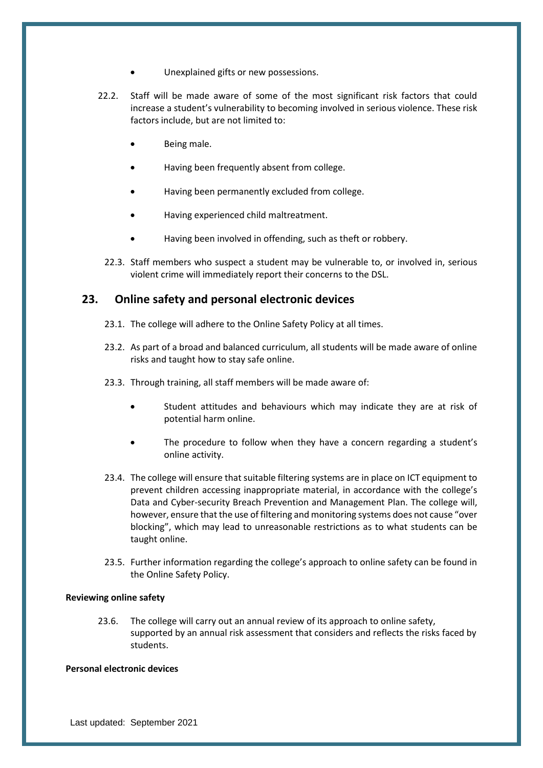- Unexplained gifts or new possessions.

22.2. Staff will be made aware of some of the most significant risk factors that could increase a student's vulnerability to becoming involved in serious violence. These risk factors include, but are not limited to:

- Being male.
- Having been frequently absent from college.
- Having been permanently excluded from college.
- Having experienced child maltreatment.
- Having been involved in offending, such as theft or robbery.

22.3. Staff members who suspect a student may be vulnerable to, or involved in, serious violent crime will immediately report their concerns to the DSL.

## 23. Online safety and personal electronic devices

23.1. The college will adhere to the Online Safety Policy at all times.

23.2. As part of a broad and balanced curriculum, all students will be made aware of online risks and taught how to stay safe online.

23.3. Through training, all staff members will be made aware of:

- Student attitudes and behaviours which may indicate they are at risk of potential harm online.
- The procedure to follow when they have a concern regarding a student's online activity.

23.4. The college will ensure that suitable filtering systems are in place on ICT equipment to prevent children accessing inappropriate material, in accordance with the college's Data and Cyber-security Breach Prevention and Management Plan. The college will, however, ensure that the use of filtering and monitoring systems does not cause "over blocking", which may lead to unreasonable restrictions as to what students can be taught online.

23.5. Further information regarding the college's approach to online safety can be found in the Online Safety Policy.

**Reviewing online safety**

23.6. The college will carry out an annual review of its approach to online safety, supported by an annual risk assessment that considers and reflects the risks faced by students.

**Personal electronic devices**

Last updated: September 2021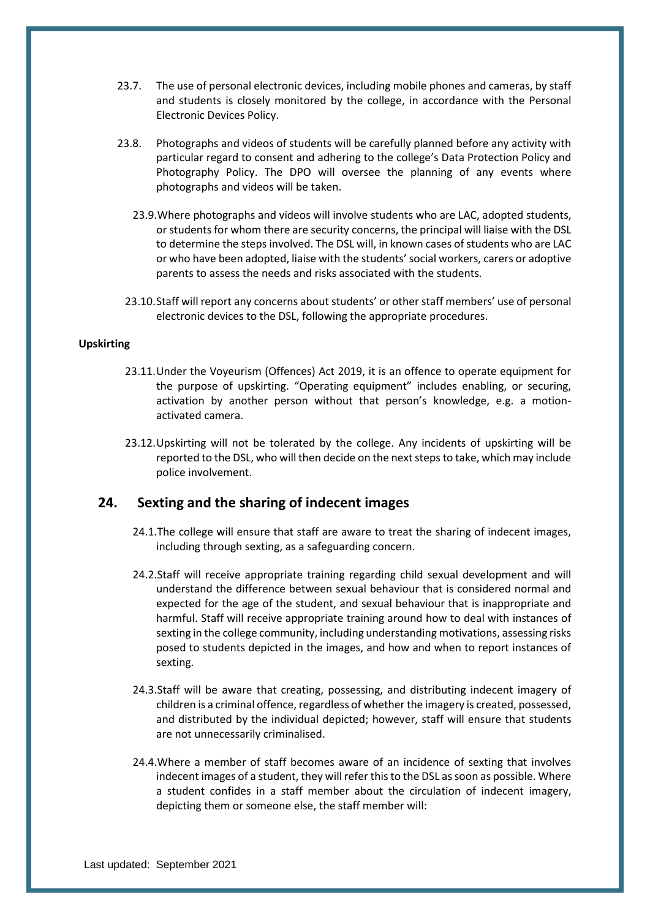23.7. The use of personal electronic devices, including mobile phones and cameras, by staff and students is closely monitored by the college, in accordance with the Personal Electronic Devices Policy.

23.8. Photographs and videos of students will be carefully planned before any activity with particular regard to consent and adhering to the college's Data Protection Policy and Photography Policy. The DPO will oversee the planning of any events where photographs and videos will be taken.

23.9. Where photographs and videos will involve students who are LAC, adopted students, or students for whom there are security concerns, the principal will liaise with the DSL to determine the steps involved. The DSL will, in known cases of students who are LAC or who have been adopted, liaise with the students' social workers, carers or adoptive parents to assess the needs and risks associated with the students.

23.10. Staff will report any concerns about students' or other staff members' use of personal electronic devices to the DSL, following the appropriate procedures.

**Upskirting**

23.11. Under the Voyeurism (Offences) Act 2019, it is an offence to operate equipment for the purpose of upskirting. "Operating equipment" includes enabling, or securing, activation by another person without that person's knowledge, e.g. a motion-activated camera.

23.12. Upskirting will not be tolerated by the college. Any incidents of upskirting will be reported to the DSL, who will then decide on the next steps to take, which may include police involvement.

## 24. Sexting and the sharing of indecent images

24.1. The college will ensure that staff are aware to treat the sharing of indecent images, including through sexting, as a safeguarding concern.

24.2. Staff will receive appropriate training regarding child sexual development and will understand the difference between sexual behaviour that is considered normal and expected for the age of the student, and sexual behaviour that is inappropriate and harmful. Staff will receive appropriate training around how to deal with instances of sexting in the college community, including understanding motivations, assessing risks posed to students depicted in the images, and how and when to report instances of sexting.

24.3. Staff will be aware that creating, possessing, and distributing indecent imagery of children is a criminal offence, regardless of whether the imagery is created, possessed, and distributed by the individual depicted; however, staff will ensure that students are not unnecessarily criminalised.

24.4. Where a member of staff becomes aware of an incidence of sexting that involves indecent images of a student, they will refer this to the DSL as soon as possible. Where a student confides in a staff member about the circulation of indecent imagery, depicting them or someone else, the staff member will: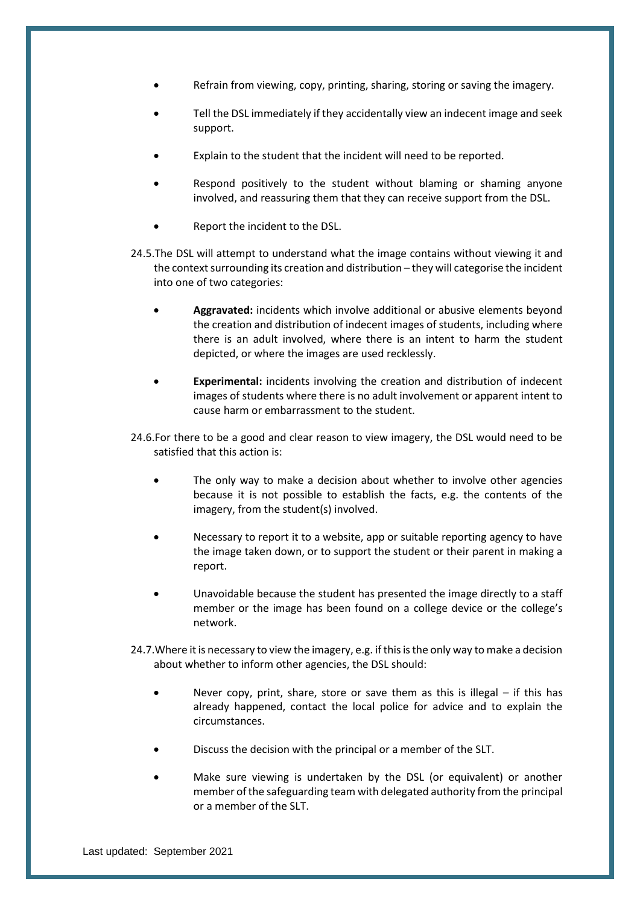- Refrain from viewing, copy, printing, sharing, storing or saving the imagery.
- Tell the DSL immediately if they accidentally view an indecent image and seek support.
- Explain to the student that the incident will need to be reported.
- Respond positively to the student without blaming or shaming anyone involved, and reassuring them that they can receive support from the DSL.
- Report the incident to the DSL.

24.5. The DSL will attempt to understand what the image contains without viewing it and the context surrounding its creation and distribution – they will categorise the incident into one of two categories:

- **Aggravated:** incidents which involve additional or abusive elements beyond the creation and distribution of indecent images of students, including where there is an adult involved, where there is an intent to harm the student depicted, or where the images are used recklessly.
- **Experimental:** incidents involving the creation and distribution of indecent images of students where there is no adult involvement or apparent intent to cause harm or embarrassment to the student.

24.6. For there to be a good and clear reason to view imagery, the DSL would need to be satisfied that this action is:

- The only way to make a decision about whether to involve other agencies because it is not possible to establish the facts, e.g. the contents of the imagery, from the student(s) involved.
- Necessary to report it to a website, app or suitable reporting agency to have the image taken down, or to support the student or their parent in making a report.
- Unavoidable because the student has presented the image directly to a staff member or the image has been found on a college device or the college's network.

24.7. Where it is necessary to view the imagery, e.g. if this is the only way to make a decision about whether to inform other agencies, the DSL should:

- Never copy, print, share, store or save them as this is illegal – if this has already happened, contact the local police for advice and to explain the circumstances.
- Discuss the decision with the principal or a member of the SLT.
- Make sure viewing is undertaken by the DSL (or equivalent) or another member of the safeguarding team with delegated authority from the principal or a member of the SLT.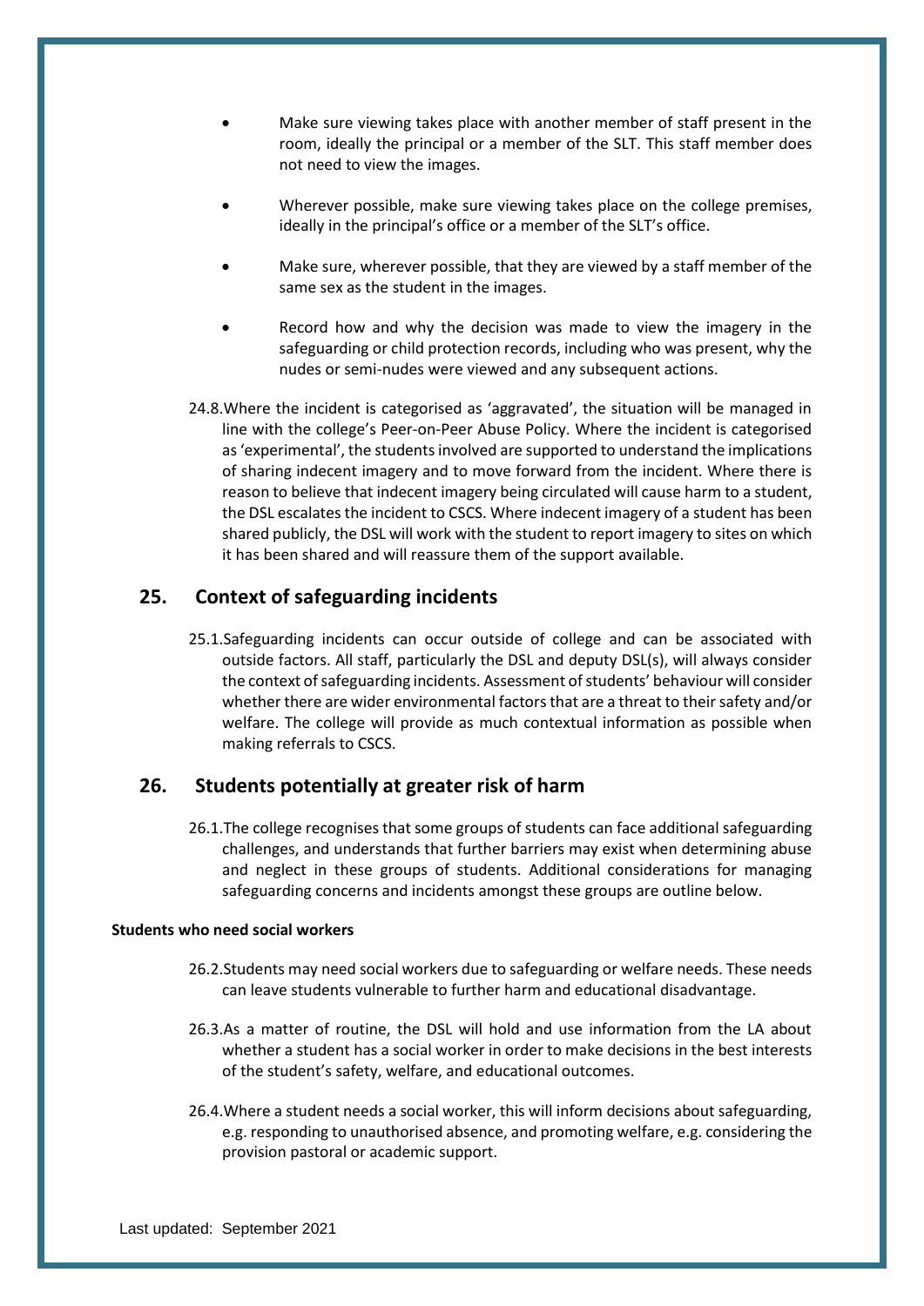- Make sure viewing takes place with another member of staff present in the room, ideally the principal or a member of the SLT. This staff member does not need to view the images.
- Wherever possible, make sure viewing takes place on the college premises, ideally in the principal's office or a member of the SLT's office.
- Make sure, wherever possible, that they are viewed by a staff member of the same sex as the student in the images.
- Record how and why the decision was made to view the imagery in the safeguarding or child protection records, including who was present, why the nudes or semi-nudes were viewed and any subsequent actions.

24.8. Where the incident is categorised as 'aggravated', the situation will be managed in line with the college's Peer-on-Peer Abuse Policy. Where the incident is categorised as 'experimental', the students involved are supported to understand the implications of sharing indecent imagery and to move forward from the incident. Where there is reason to believe that indecent imagery being circulated will cause harm to a student, the DSL escalates the incident to CSCS. Where indecent imagery of a student has been shared publicly, the DSL will work with the student to report imagery to sites on which it has been shared and will reassure them of the support available.

## 25. Context of safeguarding incidents

25.1. Safeguarding incidents can occur outside of college and can be associated with outside factors. All staff, particularly the DSL and deputy DSL(s), will always consider the context of safeguarding incidents. Assessment of students' behaviour will consider whether there are wider environmental factors that are a threat to their safety and/or welfare. The college will provide as much contextual information as possible when making referrals to CSCS.

## 26. Students potentially at greater risk of harm

26.1. The college recognises that some groups of students can face additional safeguarding challenges, and understands that further barriers may exist when determining abuse and neglect in these groups of students. Additional considerations for managing safeguarding concerns and incidents amongst these groups are outline below.

**Students who need social workers**

26.2. Students may need social workers due to safeguarding or welfare needs. These needs can leave students vulnerable to further harm and educational disadvantage.

26.3. As a matter of routine, the DSL will hold and use information from the LA about whether a student has a social worker in order to make decisions in the best interests of the student's safety, welfare, and educational outcomes.

26.4. Where a student needs a social worker, this will inform decisions about safeguarding, e.g. responding to unauthorised absence, and promoting welfare, e.g. considering the provision pastoral or academic support.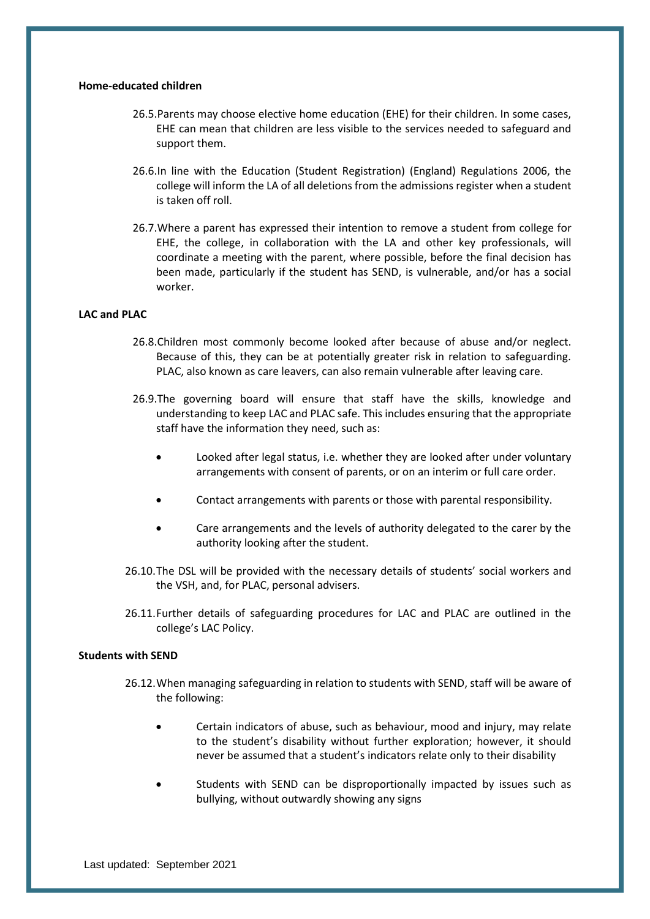**Home-educated children**

26.5. Parents may choose elective home education (EHE) for their children. In some cases, EHE can mean that children are less visible to the services needed to safeguard and support them.

26.6. In line with the Education (Student Registration) (England) Regulations 2006, the college will inform the LA of all deletions from the admissions register when a student is taken off roll.

26.7. Where a parent has expressed their intention to remove a student from college for EHE, the college, in collaboration with the LA and other key professionals, will coordinate a meeting with the parent, where possible, before the final decision has been made, particularly if the student has SEND, is vulnerable, and/or has a social worker.

**LAC and PLAC**

26.8. Children most commonly become looked after because of abuse and/or neglect. Because of this, they can be at potentially greater risk in relation to safeguarding. PLAC, also known as care leavers, can also remain vulnerable after leaving care.

26.9. The governing board will ensure that staff have the skills, knowledge and understanding to keep LAC and PLAC safe. This includes ensuring that the appropriate staff have the information they need, such as:

- Looked after legal status, i.e. whether they are looked after under voluntary arrangements with consent of parents, or on an interim or full care order.
- Contact arrangements with parents or those with parental responsibility.
- Care arrangements and the levels of authority delegated to the carer by the authority looking after the student.

26.10. The DSL will be provided with the necessary details of students' social workers and the VSH, and, for PLAC, personal advisers.

26.11. Further details of safeguarding procedures for LAC and PLAC are outlined in the college's LAC Policy.

**Students with SEND**

26.12. When managing safeguarding in relation to students with SEND, staff will be aware of the following:

- Certain indicators of abuse, such as behaviour, mood and injury, may relate to the student's disability without further exploration; however, it should never be assumed that a student's indicators relate only to their disability
- Students with SEND can be disproportionally impacted by issues such as bullying, without outwardly showing any signs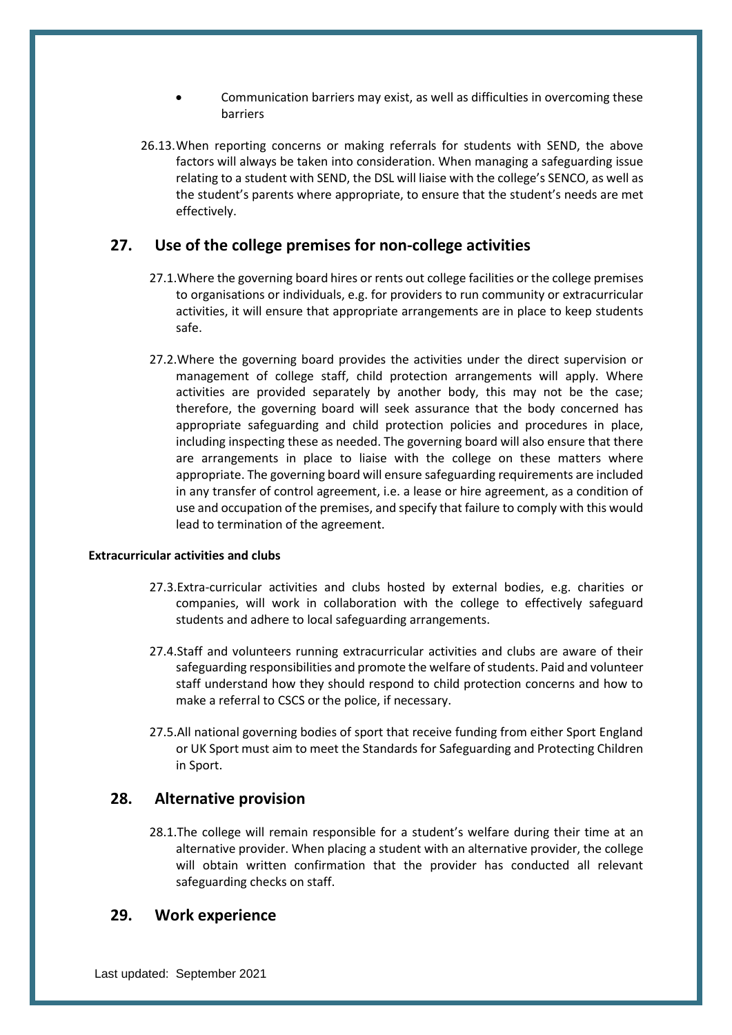- Communication barriers may exist, as well as difficulties in overcoming these barriers

26.13. When reporting concerns or making referrals for students with SEND, the above factors will always be taken into consideration. When managing a safeguarding issue relating to a student with SEND, the DSL will liaise with the college's SENCO, as well as the student's parents where appropriate, to ensure that the student's needs are met effectively.

## 27. Use of the college premises for non-college activities

27.1. Where the governing board hires or rents out college facilities or the college premises to organisations or individuals, e.g. for providers to run community or extracurricular activities, it will ensure that appropriate arrangements are in place to keep students safe.

27.2. Where the governing board provides the activities under the direct supervision or management of college staff, child protection arrangements will apply. Where activities are provided separately by another body, this may not be the case; therefore, the governing board will seek assurance that the body concerned has appropriate safeguarding and child protection policies and procedures in place, including inspecting these as needed. The governing board will also ensure that there are arrangements in place to liaise with the college on these matters where appropriate. The governing board will ensure safeguarding requirements are included in any transfer of control agreement, i.e. a lease or hire agreement, as a condition of use and occupation of the premises, and specify that failure to comply with this would lead to termination of the agreement.

**Extracurricular activities and clubs**

27.3. Extra-curricular activities and clubs hosted by external bodies, e.g. charities or companies, will work in collaboration with the college to effectively safeguard students and adhere to local safeguarding arrangements.

27.4. Staff and volunteers running extracurricular activities and clubs are aware of their safeguarding responsibilities and promote the welfare of students. Paid and volunteer staff understand how they should respond to child protection concerns and how to make a referral to CSCS or the police, if necessary.

27.5. All national governing bodies of sport that receive funding from either Sport England or UK Sport must aim to meet the Standards for Safeguarding and Protecting Children in Sport.

## 28. Alternative provision

28.1. The college will remain responsible for a student's welfare during their time at an alternative provider. When placing a student with an alternative provider, the college will obtain written confirmation that the provider has conducted all relevant safeguarding checks on staff.

## 29. Work experience

Last updated: September 2021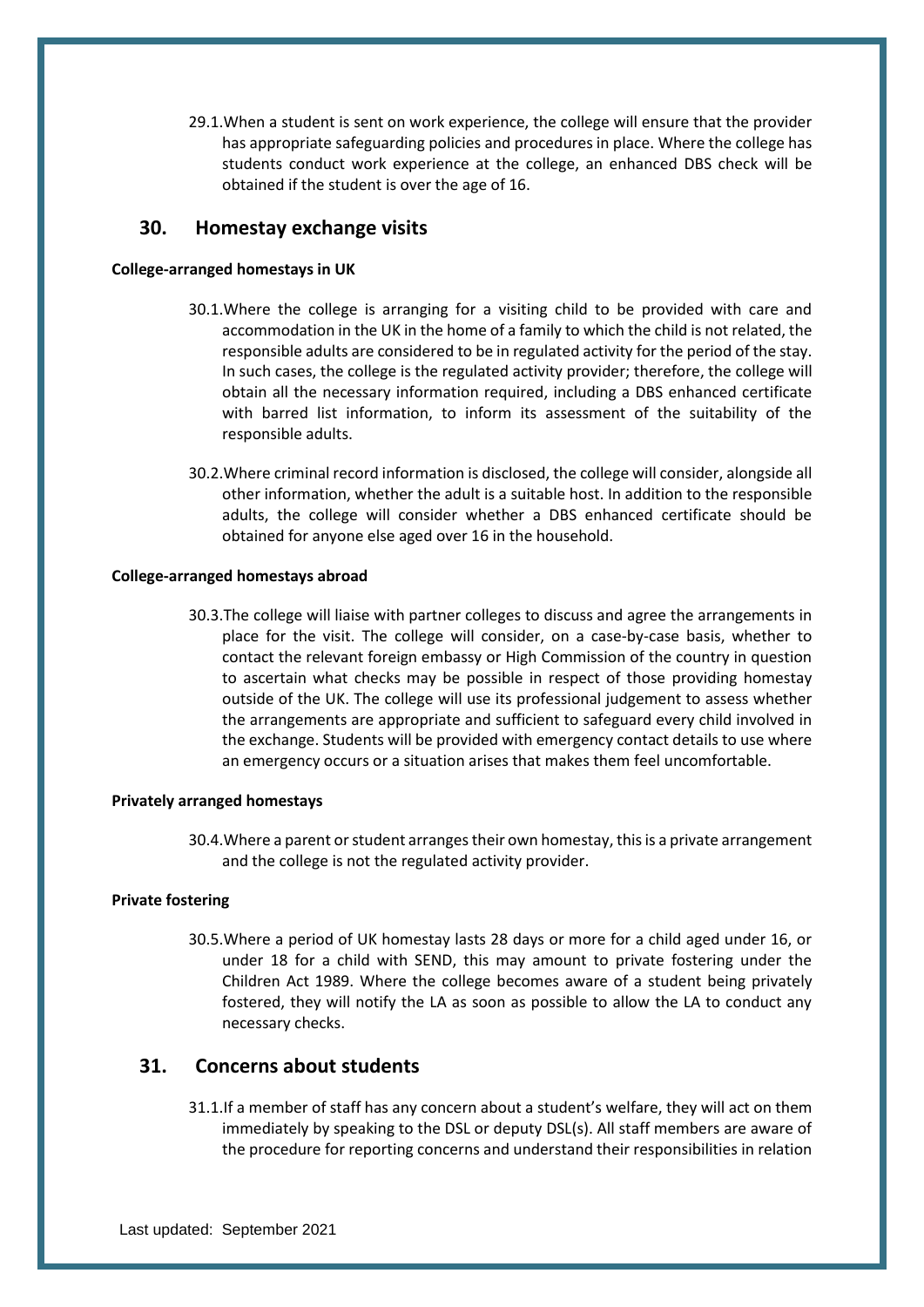29.1. When a student is sent on work experience, the college will ensure that the provider has appropriate safeguarding policies and procedures in place. Where the college has students conduct work experience at the college, an enhanced DBS check will be obtained if the student is over the age of 16.

## 30. Homestay exchange visits

**College-arranged homestays in UK**

30.1. Where the college is arranging for a visiting child to be provided with care and accommodation in the UK in the home of a family to which the child is not related, the responsible adults are considered to be in regulated activity for the period of the stay. In such cases, the college is the regulated activity provider; therefore, the college will obtain all the necessary information required, including a DBS enhanced certificate with barred list information, to inform its assessment of the suitability of the responsible adults.

30.2. Where criminal record information is disclosed, the college will consider, alongside all other information, whether the adult is a suitable host. In addition to the responsible adults, the college will consider whether a DBS enhanced certificate should be obtained for anyone else aged over 16 in the household.

**College-arranged homestays abroad**

30.3. The college will liaise with partner colleges to discuss and agree the arrangements in place for the visit. The college will consider, on a case-by-case basis, whether to contact the relevant foreign embassy or High Commission of the country in question to ascertain what checks may be possible in respect of those providing homestay outside of the UK. The college will use its professional judgement to assess whether the arrangements are appropriate and sufficient to safeguard every child involved in the exchange. Students will be provided with emergency contact details to use where an emergency occurs or a situation arises that makes them feel uncomfortable.

**Privately arranged homestays**

30.4. Where a parent or student arranges their own homestay, this is a private arrangement and the college is not the regulated activity provider.

**Private fostering**

30.5. Where a period of UK homestay lasts 28 days or more for a child aged under 16, or under 18 for a child with SEND, this may amount to private fostering under the Children Act 1989. Where the college becomes aware of a student being privately fostered, they will notify the LA as soon as possible to allow the LA to conduct any necessary checks.

## 31. Concerns about students

31.1. If a member of staff has any concern about a student's welfare, they will act on them immediately by speaking to the DSL or deputy DSL(s). All staff members are aware of the procedure for reporting concerns and understand their responsibilities in relation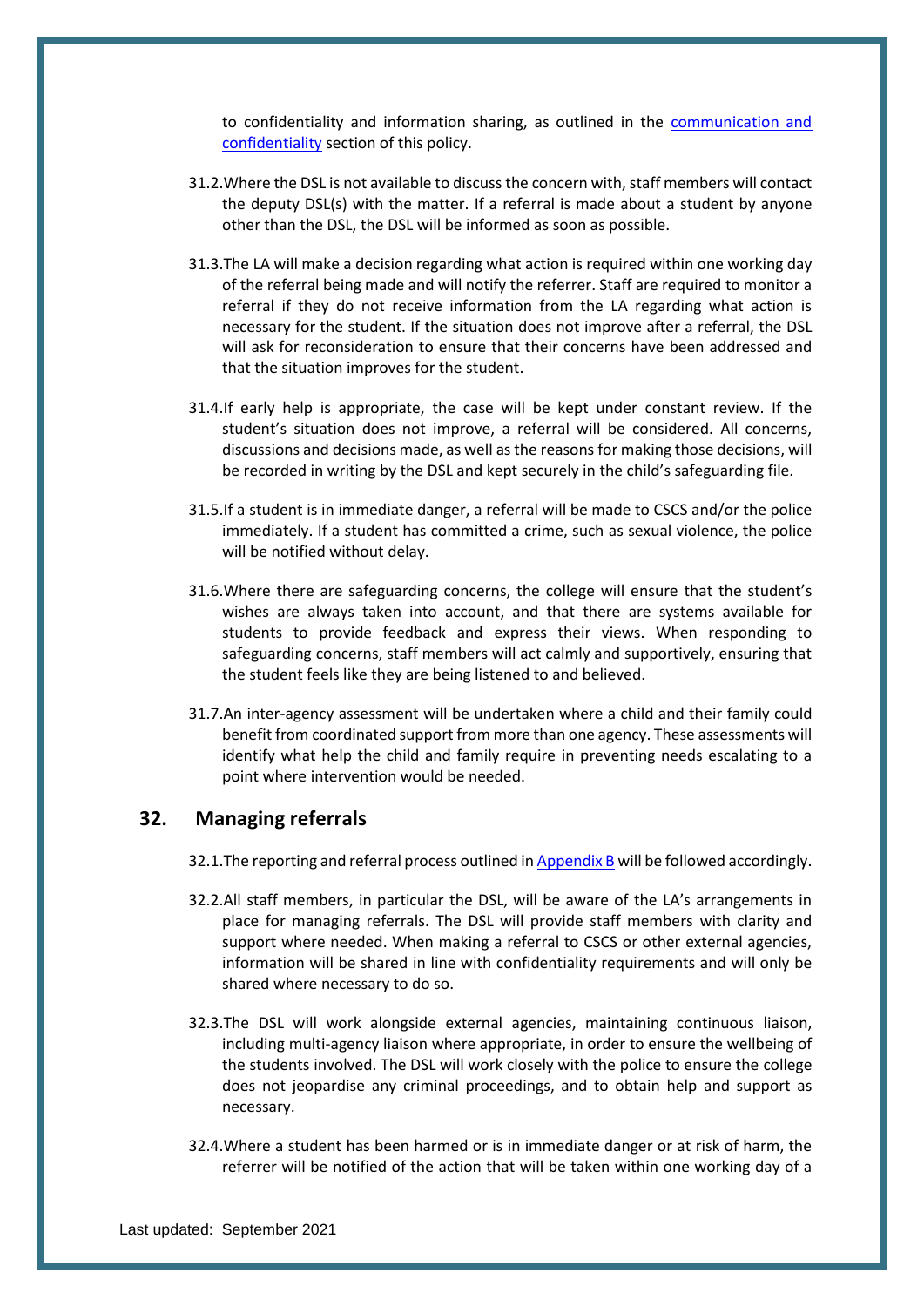to confidentiality and information sharing, as outlined in the [communication and confidentiality]() section of this policy.

31.2. Where the DSL is not available to discuss the concern with, staff members will contact the deputy DSL(s) with the matter. If a referral is made about a student by anyone other than the DSL, the DSL will be informed as soon as possible.

31.3. The LA will make a decision regarding what action is required within one working day of the referral being made and will notify the referrer. Staff are required to monitor a referral if they do not receive information from the LA regarding what action is necessary for the student. If the situation does not improve after a referral, the DSL will ask for reconsideration to ensure that their concerns have been addressed and that the situation improves for the student.

31.4. If early help is appropriate, the case will be kept under constant review. If the student's situation does not improve, a referral will be considered. All concerns, discussions and decisions made, as well as the reasons for making those decisions, will be recorded in writing by the DSL and kept securely in the child's safeguarding file.

31.5. If a student is in immediate danger, a referral will be made to CSCS and/or the police immediately. If a student has committed a crime, such as sexual violence, the police will be notified without delay.

31.6. Where there are safeguarding concerns, the college will ensure that the student's wishes are always taken into account, and that there are systems available for students to provide feedback and express their views. When responding to safeguarding concerns, staff members will act calmly and supportively, ensuring that the student feels like they are being listened to and believed.

31.7. An inter-agency assessment will be undertaken where a child and their family could benefit from coordinated support from more than one agency. These assessments will identify what help the child and family require in preventing needs escalating to a point where intervention would be needed.

## 32. Managing referrals

32.1. The reporting and referral process outlined in [Appendix B]() will be followed accordingly.

32.2. All staff members, in particular the DSL, will be aware of the LA's arrangements in place for managing referrals. The DSL will provide staff members with clarity and support where needed. When making a referral to CSCS or other external agencies, information will be shared in line with confidentiality requirements and will only be shared where necessary to do so.

32.3. The DSL will work alongside external agencies, maintaining continuous liaison, including multi-agency liaison where appropriate, in order to ensure the wellbeing of the students involved. The DSL will work closely with the police to ensure the college does not jeopardise any criminal proceedings, and to obtain help and support as necessary.

32.4. Where a student has been harmed or is in immediate danger or at risk of harm, the referrer will be notified of the action that will be taken within one working day of a

Last updated: September 2021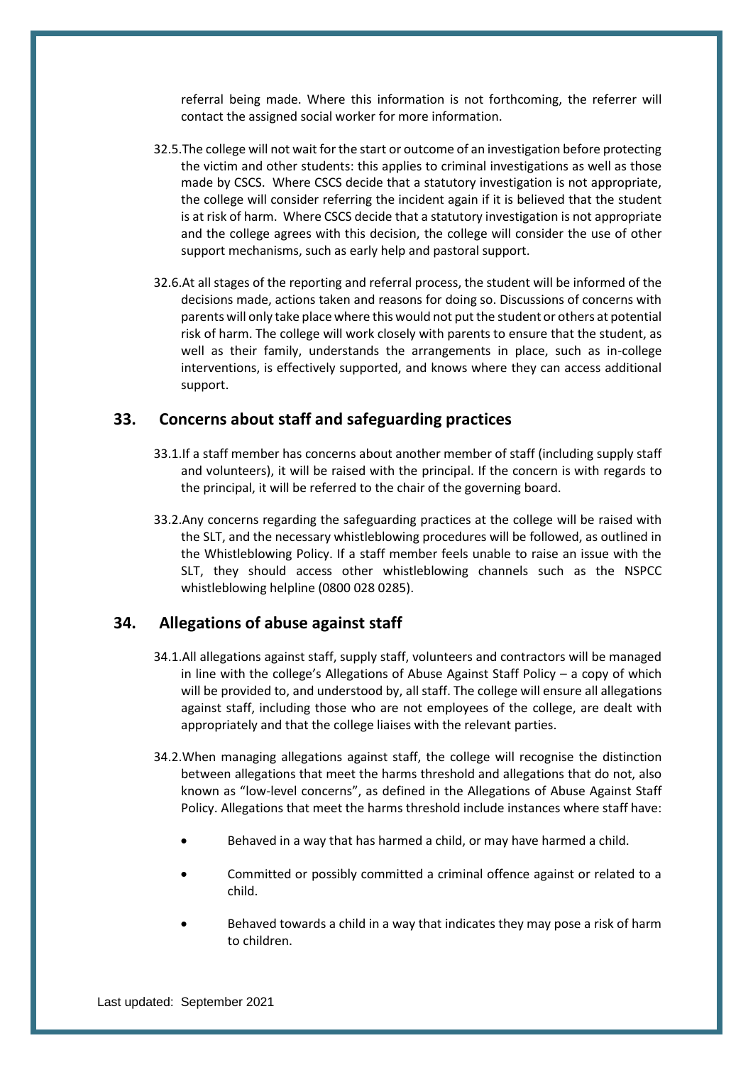referral being made. Where this information is not forthcoming, the referrer will contact the assigned social worker for more information.

32.5. The college will not wait for the start or outcome of an investigation before protecting the victim and other students: this applies to criminal investigations as well as those made by CSCS. Where CSCS decide that a statutory investigation is not appropriate, the college will consider referring the incident again if it is believed that the student is at risk of harm. Where CSCS decide that a statutory investigation is not appropriate and the college agrees with this decision, the college will consider the use of other support mechanisms, such as early help and pastoral support.

32.6. At all stages of the reporting and referral process, the student will be informed of the decisions made, actions taken and reasons for doing so. Discussions of concerns with parents will only take place where this would not put the student or others at potential risk of harm. The college will work closely with parents to ensure that the student, as well as their family, understands the arrangements in place, such as in-college interventions, is effectively supported, and knows where they can access additional support.

## 33. Concerns about staff and safeguarding practices

33.1. If a staff member has concerns about another member of staff (including supply staff and volunteers), it will be raised with the principal. If the concern is with regards to the principal, it will be referred to the chair of the governing board.

33.2. Any concerns regarding the safeguarding practices at the college will be raised with the SLT, and the necessary whistleblowing procedures will be followed, as outlined in the Whistleblowing Policy. If a staff member feels unable to raise an issue with the SLT, they should access other whistleblowing channels such as the NSPCC whistleblowing helpline (0800 028 0285).

## 34. Allegations of abuse against staff

34.1. All allegations against staff, supply staff, volunteers and contractors will be managed in line with the college's Allegations of Abuse Against Staff Policy – a copy of which will be provided to, and understood by, all staff. The college will ensure all allegations against staff, including those who are not employees of the college, are dealt with appropriately and that the college liaises with the relevant parties.

34.2. When managing allegations against staff, the college will recognise the distinction between allegations that meet the harms threshold and allegations that do not, also known as "low-level concerns", as defined in the Allegations of Abuse Against Staff Policy. Allegations that meet the harms threshold include instances where staff have:

- Behaved in a way that has harmed a child, or may have harmed a child.
- Committed or possibly committed a criminal offence against or related to a child.
- Behaved towards a child in a way that indicates they may pose a risk of harm to children.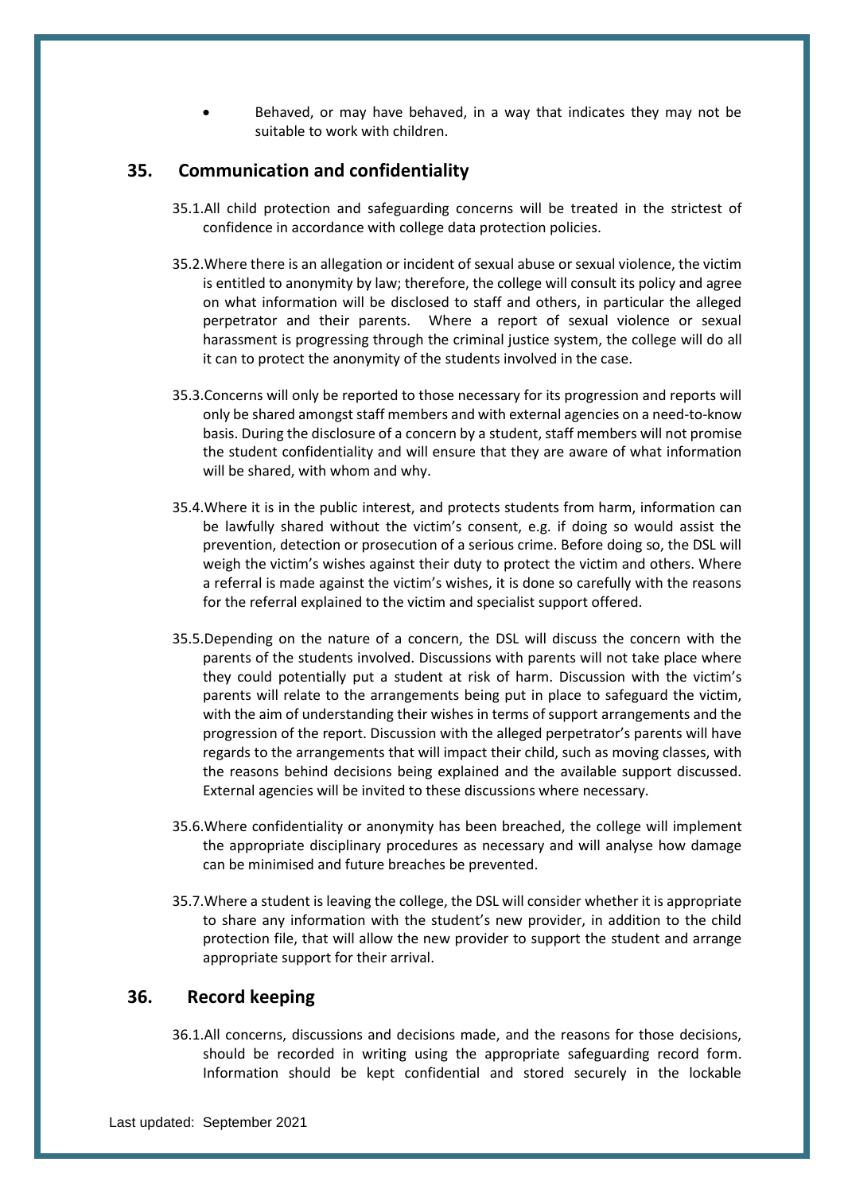- Behaved, or may have behaved, in a way that indicates they may not be suitable to work with children.

## 35. Communication and confidentiality

35.1. All child protection and safeguarding concerns will be treated in the strictest of confidence in accordance with college data protection policies.

35.2. Where there is an allegation or incident of sexual abuse or sexual violence, the victim is entitled to anonymity by law; therefore, the college will consult its policy and agree on what information will be disclosed to staff and others, in particular the alleged perpetrator and their parents. Where a report of sexual violence or sexual harassment is progressing through the criminal justice system, the college will do all it can to protect the anonymity of the students involved in the case.

35.3. Concerns will only be reported to those necessary for its progression and reports will only be shared amongst staff members and with external agencies on a need-to-know basis. During the disclosure of a concern by a student, staff members will not promise the student confidentiality and will ensure that they are aware of what information will be shared, with whom and why.

35.4. Where it is in the public interest, and protects students from harm, information can be lawfully shared without the victim's consent, e.g. if doing so would assist the prevention, detection or prosecution of a serious crime. Before doing so, the DSL will weigh the victim's wishes against their duty to protect the victim and others. Where a referral is made against the victim's wishes, it is done so carefully with the reasons for the referral explained to the victim and specialist support offered.

35.5. Depending on the nature of a concern, the DSL will discuss the concern with the parents of the students involved. Discussions with parents will not take place where they could potentially put a student at risk of harm. Discussion with the victim's parents will relate to the arrangements being put in place to safeguard the victim, with the aim of understanding their wishes in terms of support arrangements and the progression of the report. Discussion with the alleged perpetrator's parents will have regards to the arrangements that will impact their child, such as moving classes, with the reasons behind decisions being explained and the available support discussed. External agencies will be invited to these discussions where necessary.

35.6. Where confidentiality or anonymity has been breached, the college will implement the appropriate disciplinary procedures as necessary and will analyse how damage can be minimised and future breaches be prevented.

35.7. Where a student is leaving the college, the DSL will consider whether it is appropriate to share any information with the student's new provider, in addition to the child protection file, that will allow the new provider to support the student and arrange appropriate support for their arrival.

## 36. Record keeping

36.1. All concerns, discussions and decisions made, and the reasons for those decisions, should be recorded in writing using the appropriate safeguarding record form. Information should be kept confidential and stored securely in the lockable

Last updated: September 2021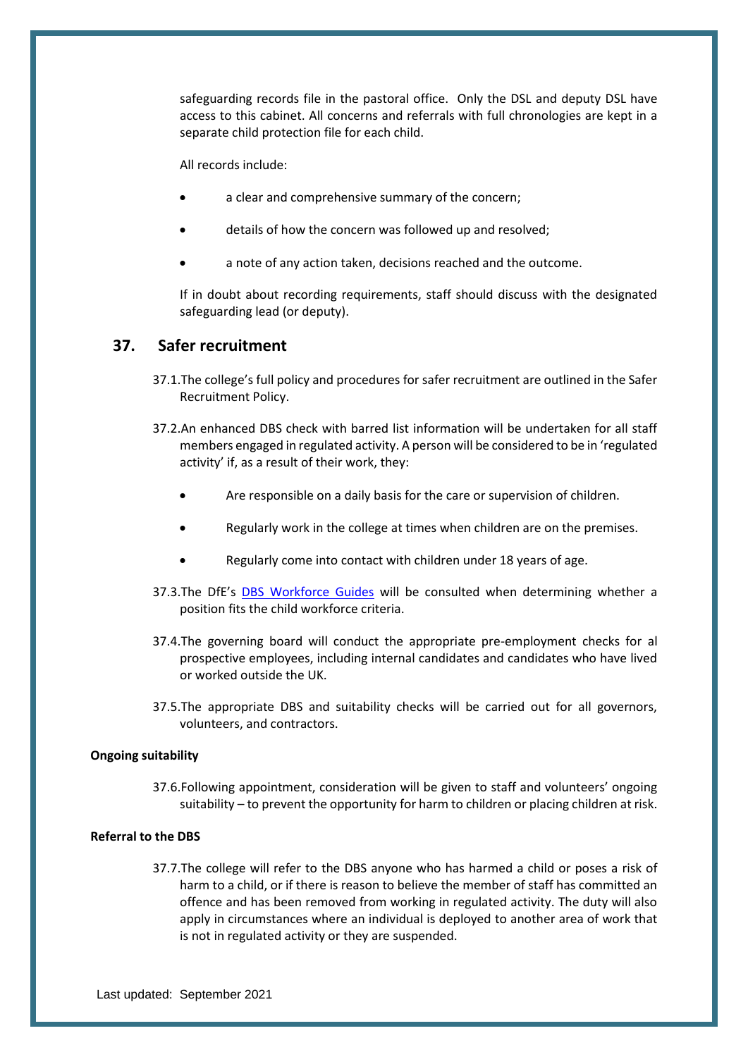safeguarding records file in the pastoral office. Only the DSL and deputy DSL have access to this cabinet. All concerns and referrals with full chronologies are kept in a separate child protection file for each child.

All records include:

- a clear and comprehensive summary of the concern;
- details of how the concern was followed up and resolved;
- a note of any action taken, decisions reached and the outcome.

If in doubt about recording requirements, staff should discuss with the designated safeguarding lead (or deputy).

## 37. Safer recruitment

37.1. The college's full policy and procedures for safer recruitment are outlined in the Safer Recruitment Policy.

37.2. An enhanced DBS check with barred list information will be undertaken for all staff members engaged in regulated activity. A person will be considered to be in 'regulated activity' if, as a result of their work, they:

- Are responsible on a daily basis for the care or supervision of children.
- Regularly work in the college at times when children are on the premises.
- Regularly come into contact with children under 18 years of age.

37.3. The DfE's DBS Workforce Guides will be consulted when determining whether a position fits the child workforce criteria.

37.4. The governing board will conduct the appropriate pre-employment checks for al prospective employees, including internal candidates and candidates who have lived or worked outside the UK.

37.5. The appropriate DBS and suitability checks will be carried out for all governors, volunteers, and contractors.

**Ongoing suitability**

37.6. Following appointment, consideration will be given to staff and volunteers' ongoing suitability – to prevent the opportunity for harm to children or placing children at risk.

**Referral to the DBS**

37.7. The college will refer to the DBS anyone who has harmed a child or poses a risk of harm to a child, or if there is reason to believe the member of staff has committed an offence and has been removed from working in regulated activity. The duty will also apply in circumstances where an individual is deployed to another area of work that is not in regulated activity or they are suspended.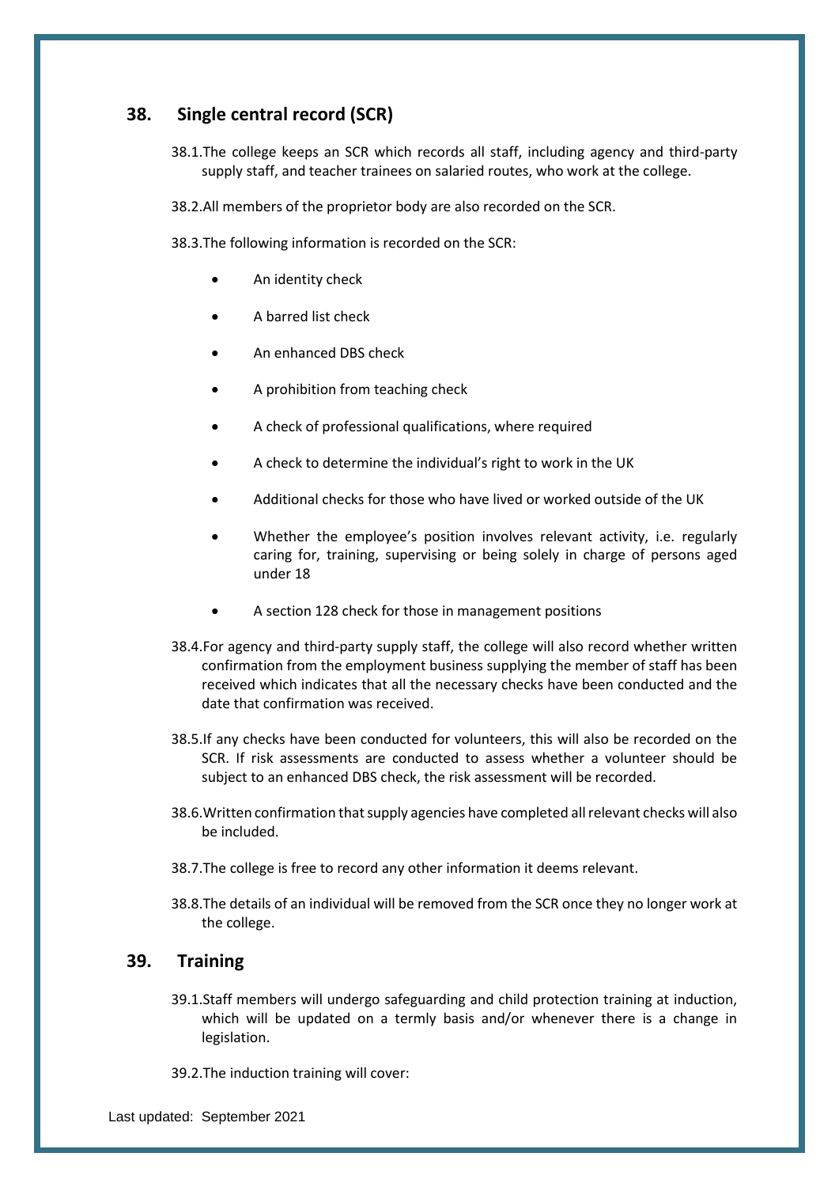## 38. Single central record (SCR)

38.1. The college keeps an SCR which records all staff, including agency and third-party supply staff, and teacher trainees on salaried routes, who work at the college.

38.2. All members of the proprietor body are also recorded on the SCR.

38.3. The following information is recorded on the SCR:

- An identity check
- A barred list check
- An enhanced DBS check
- A prohibition from teaching check
- A check of professional qualifications, where required
- A check to determine the individual's right to work in the UK
- Additional checks for those who have lived or worked outside of the UK
- Whether the employee's position involves relevant activity, i.e. regularly caring for, training, supervising or being solely in charge of persons aged under 18
- A section 128 check for those in management positions

38.4. For agency and third-party supply staff, the college will also record whether written confirmation from the employment business supplying the member of staff has been received which indicates that all the necessary checks have been conducted and the date that confirmation was received.

38.5. If any checks have been conducted for volunteers, this will also be recorded on the SCR. If risk assessments are conducted to assess whether a volunteer should be subject to an enhanced DBS check, the risk assessment will be recorded.

38.6. Written confirmation that supply agencies have completed all relevant checks will also be included.

38.7. The college is free to record any other information it deems relevant.

38.8. The details of an individual will be removed from the SCR once they no longer work at the college.

## 39. Training

39.1. Staff members will undergo safeguarding and child protection training at induction, which will be updated on a termly basis and/or whenever there is a change in legislation.

39.2. The induction training will cover:

Last updated: September 2021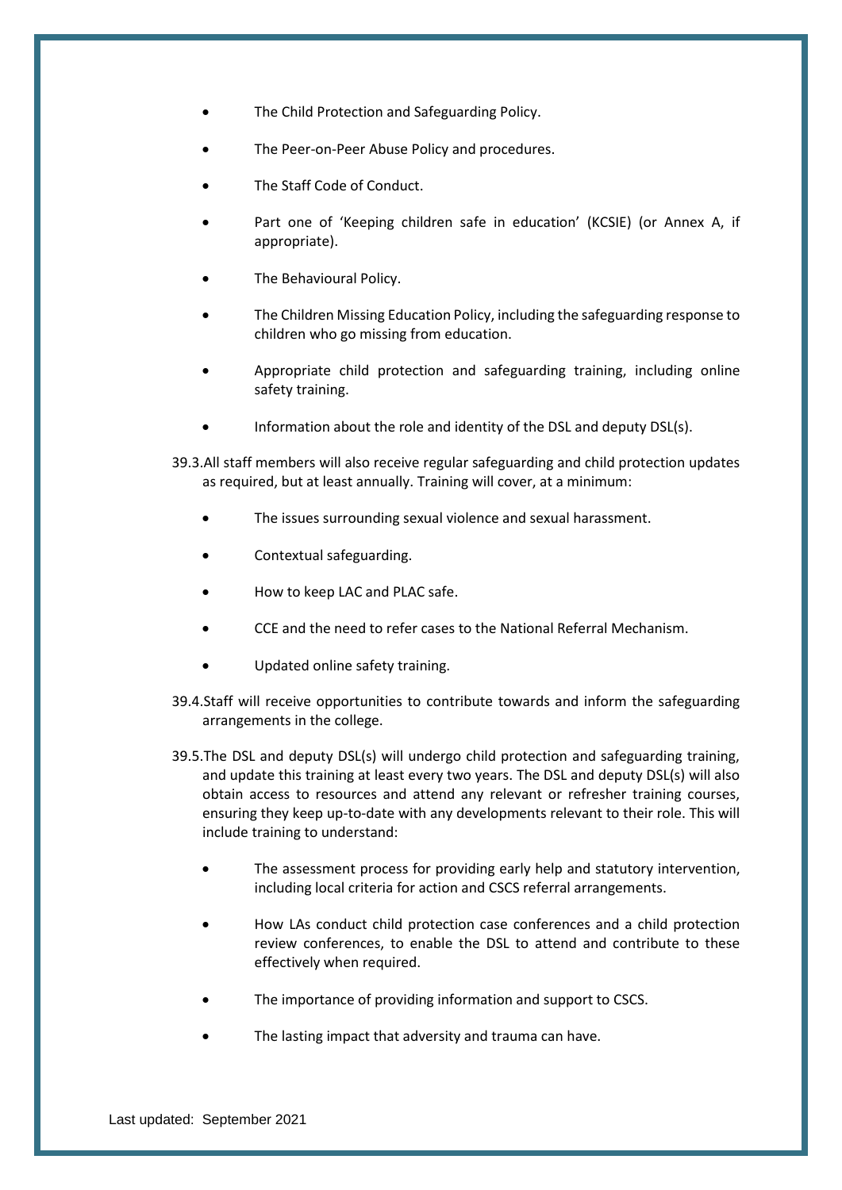- The Child Protection and Safeguarding Policy.
- The Peer-on-Peer Abuse Policy and procedures.
- The Staff Code of Conduct.
- Part one of 'Keeping children safe in education' (KCSIE) (or Annex A, if appropriate).
- The Behavioural Policy.
- The Children Missing Education Policy, including the safeguarding response to children who go missing from education.
- Appropriate child protection and safeguarding training, including online safety training.
- Information about the role and identity of the DSL and deputy DSL(s).

39.3. All staff members will also receive regular safeguarding and child protection updates as required, but at least annually. Training will cover, at a minimum:

- The issues surrounding sexual violence and sexual harassment.
- Contextual safeguarding.
- How to keep LAC and PLAC safe.
- CCE and the need to refer cases to the National Referral Mechanism.
- Updated online safety training.

39.4. Staff will receive opportunities to contribute towards and inform the safeguarding arrangements in the college.

39.5. The DSL and deputy DSL(s) will undergo child protection and safeguarding training, and update this training at least every two years. The DSL and deputy DSL(s) will also obtain access to resources and attend any relevant or refresher training courses, ensuring they keep up-to-date with any developments relevant to their role. This will include training to understand:

- The assessment process for providing early help and statutory intervention, including local criteria for action and CSCS referral arrangements.
- How LAs conduct child protection case conferences and a child protection review conferences, to enable the DSL to attend and contribute to these effectively when required.
- The importance of providing information and support to CSCS.
- The lasting impact that adversity and trauma can have.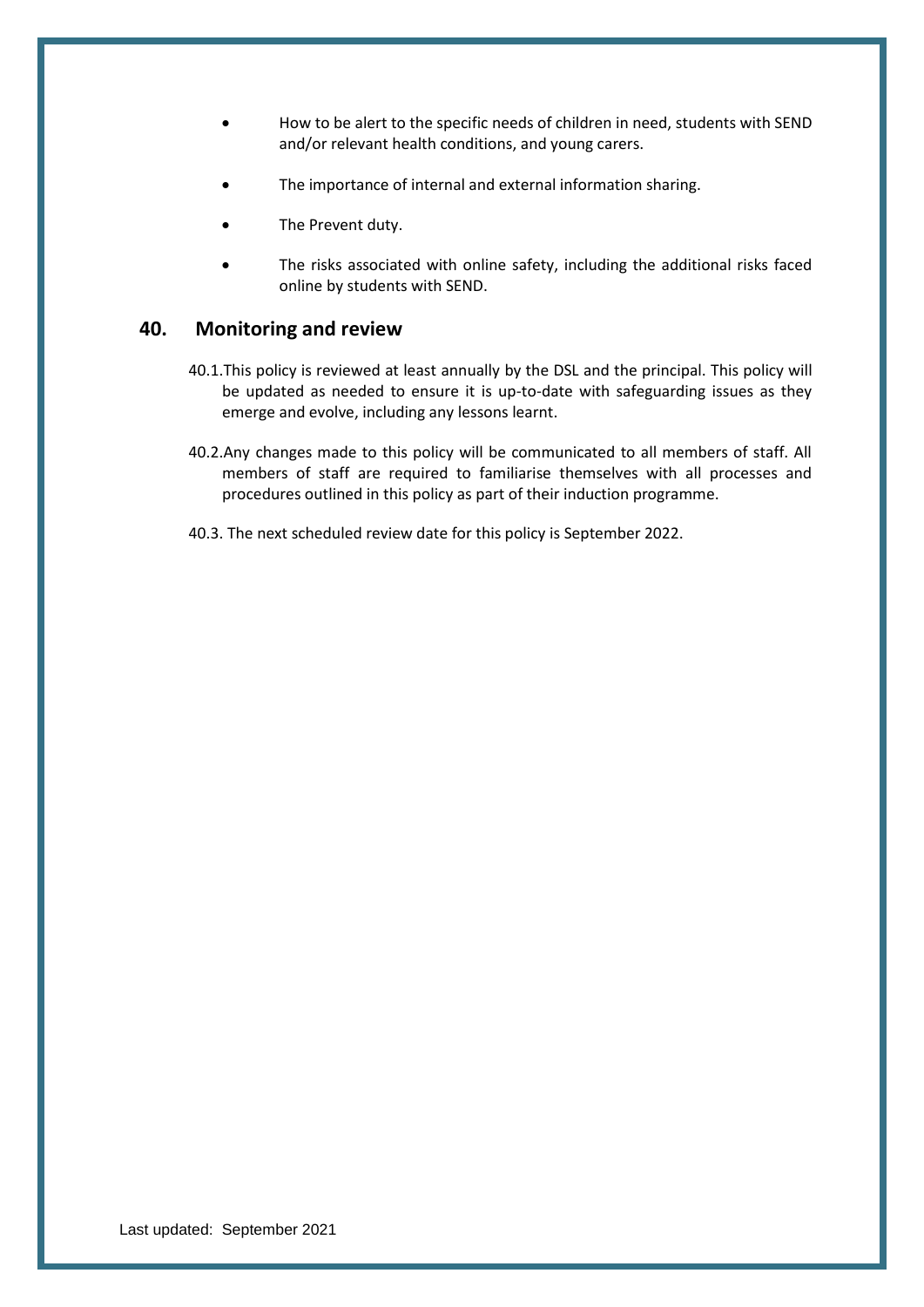- How to be alert to the specific needs of children in need, students with SEND and/or relevant health conditions, and young carers.
- The importance of internal and external information sharing.
- The Prevent duty.
- The risks associated with online safety, including the additional risks faced online by students with SEND.

## 40. Monitoring and review

40.1. This policy is reviewed at least annually by the DSL and the principal. This policy will be updated as needed to ensure it is up-to-date with safeguarding issues as they emerge and evolve, including any lessons learnt.

40.2. Any changes made to this policy will be communicated to all members of staff. All members of staff are required to familiarise themselves with all processes and procedures outlined in this policy as part of their induction programme.

40.3. The next scheduled review date for this policy is September 2022.

Last updated: September 2021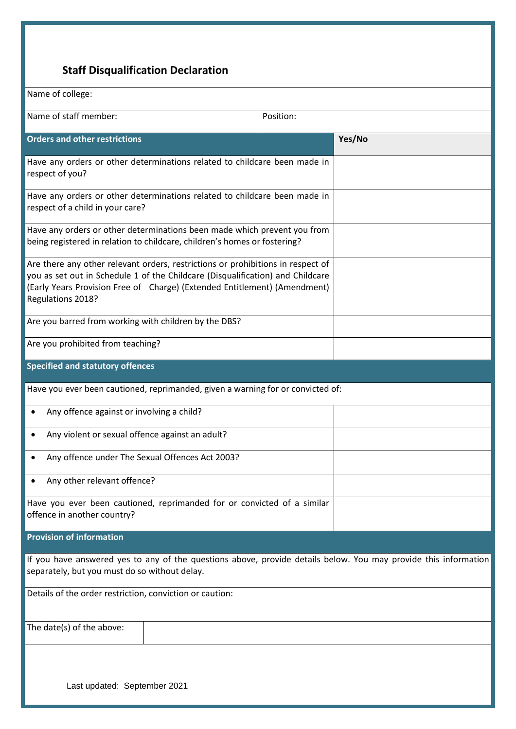## Staff Disqualification Declaration

| Name of college: | |
|---|---|
| Name of staff member: | Position: |

| Orders and other restrictions | Yes/No |
|---|---|
| Have any orders or other determinations related to childcare been made in respect of you? | |
| Have any orders or other determinations related to childcare been made in respect of a child in your care? | |
| Have any orders or other determinations been made which prevent you from being registered in relation to childcare, children's homes or fostering? | |
| Are there any other relevant orders, restrictions or prohibitions in respect of you as set out in Schedule 1 of the Childcare (Disqualification) and Childcare (Early Years Provision Free of Charge) (Extended Entitlement) (Amendment) Regulations 2018? | |
| Are you barred from working with children by the DBS? | |
| Are you prohibited from teaching? | |
| **Specified and statutory offences** | |
| Have you ever been cautioned, reprimanded, given a warning for or convicted of: | |
| • Any offence against or involving a child? | |
| • Any violent or sexual offence against an adult? | |
| • Any offence under The Sexual Offences Act 2003? | |
| • Any other relevant offence? | |
| Have you ever been cautioned, reprimanded for or convicted of a similar offence in another country? | |

| Provision of information | |
|---|---|
| If you have answered yes to any of the questions above, provide details below. You may provide this information separately, but you must do so without delay. | |
| Details of the order restriction, conviction or caution: | |
| The date(s) of the above: | |

Last updated: September 2021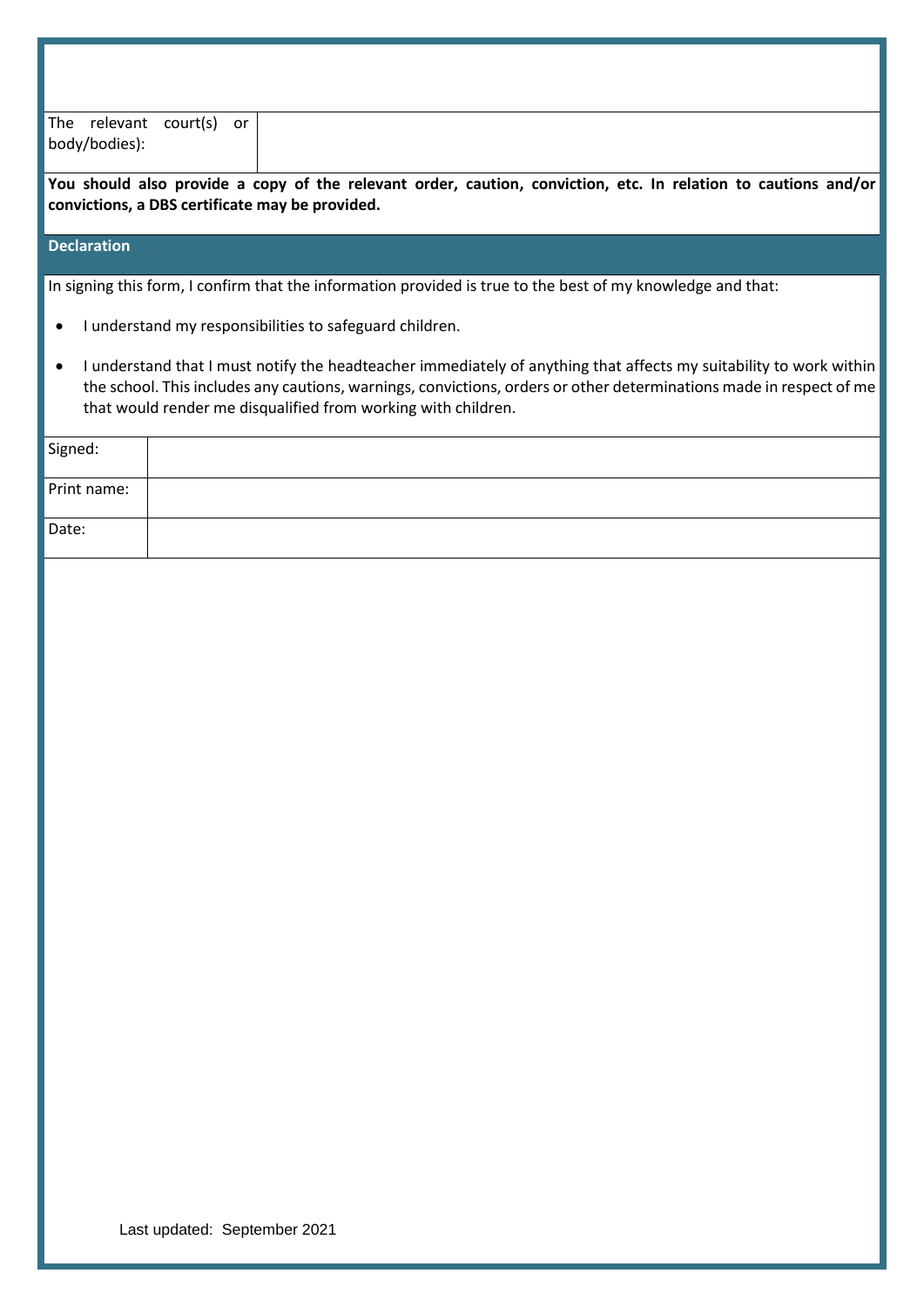| The relevant court(s) or body/bodies): | |
| --- | --- |

**You should also provide a copy of the relevant order, caution, conviction, etc. In relation to cautions and/or convictions, a DBS certificate may be provided.**

## Declaration

In signing this form, I confirm that the information provided is true to the best of my knowledge and that:

- I understand my responsibilities to safeguard children.
- I understand that I must notify the headteacher immediately of anything that affects my suitability to work within the school. This includes any cautions, warnings, convictions, orders or other determinations made in respect of me that would render me disqualified from working with children.

| Signed: | |
| --- | --- |
| Print name: | |
| Date: | |

Last updated: September 2021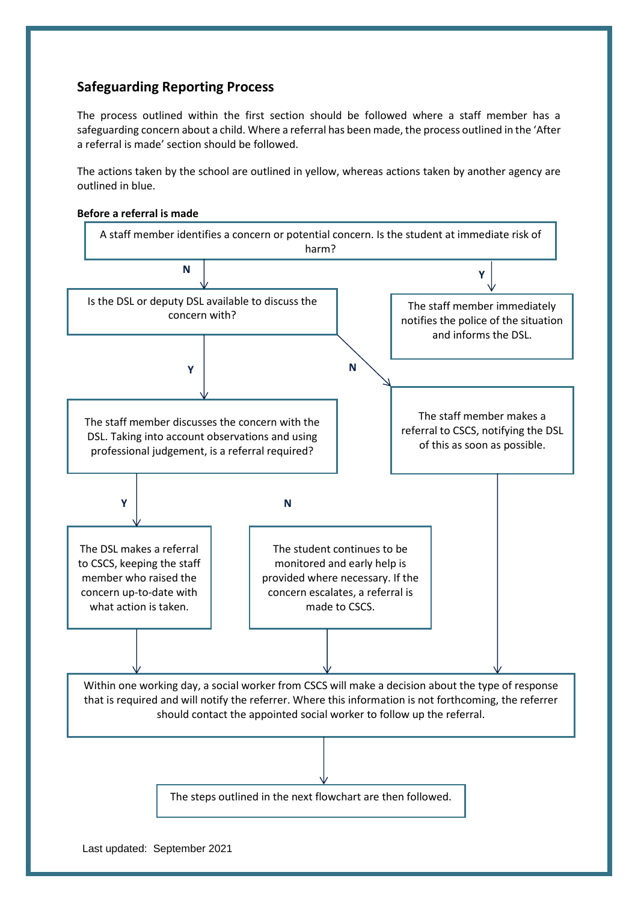## Safeguarding Reporting Process

The process outlined within the first section should be followed where a staff member has a safeguarding concern about a child. Where a referral has been made, the process outlined in the 'After a referral is made' section should be followed.

The actions taken by the school are outlined in yellow, whereas actions taken by another agency are outlined in blue.

**Before a referral is made**

A staff member identifies a concern or potential concern. Is the student at immediate risk of harm?

- **Y** → The staff member immediately notifies the police of the situation and informs the DSL.
- **N** → Is the DSL or deputy DSL available to discuss the concern with?
  - **N** → The staff member makes a referral to CSCS, notifying the DSL of this as soon as possible.
  - **Y** → The staff member discusses the concern with the DSL. Taking into account observations and using professional judgement, is a referral required?
    - **Y** → The DSL makes a referral to CSCS, keeping the staff member who raised the concern up-to-date with what action is taken.
    - **N** → The student continues to be monitored and early help is provided where necessary. If the concern escalates, a referral is made to CSCS.

Within one working day, a social worker from CSCS will make a decision about the type of response that is required and will notify the referrer. Where this information is not forthcoming, the referrer should contact the appointed social worker to follow up the referral.

↓

The steps outlined in the next flowchart are then followed.

Last updated: September 2021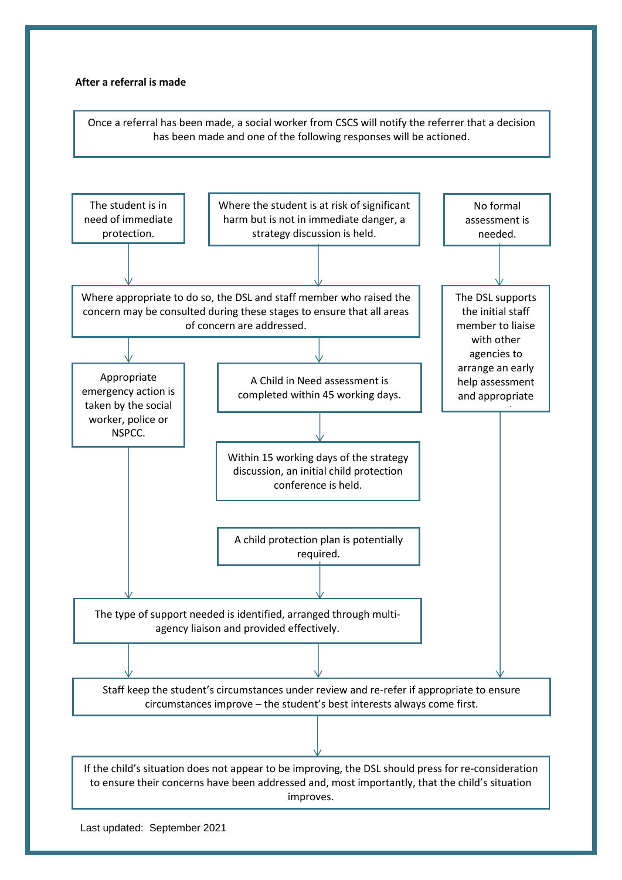**After a referral is made**

Once a referral has been made, a social worker from CSCS will notify the referrer that a decision has been made and one of the following responses will be actioned.

The student is in need of immediate protection.

Where the student is at risk of significant harm but is not in immediate danger, a strategy discussion is held.

No formal assessment is needed.

Where appropriate to do so, the DSL and staff member who raised the concern may be consulted during these stages to ensure that all areas of concern are addressed.

The DSL supports the initial staff member to liaise with other agencies to arrange an early help assessment and appropriate

Appropriate emergency action is taken by the social worker, police or NSPCC.

A Child in Need assessment is completed within 45 working days.

Within 15 working days of the strategy discussion, an initial child protection conference is held.

A child protection plan is potentially required.

The type of support needed is identified, arranged through multi-agency liaison and provided effectively.

Staff keep the student's circumstances under review and re-refer if appropriate to ensure circumstances improve – the student's best interests always come first.

If the child's situation does not appear to be improving, the DSL should press for re-consideration to ensure their concerns have been addressed and, most importantly, that the child's situation improves.

Last updated: September 2021